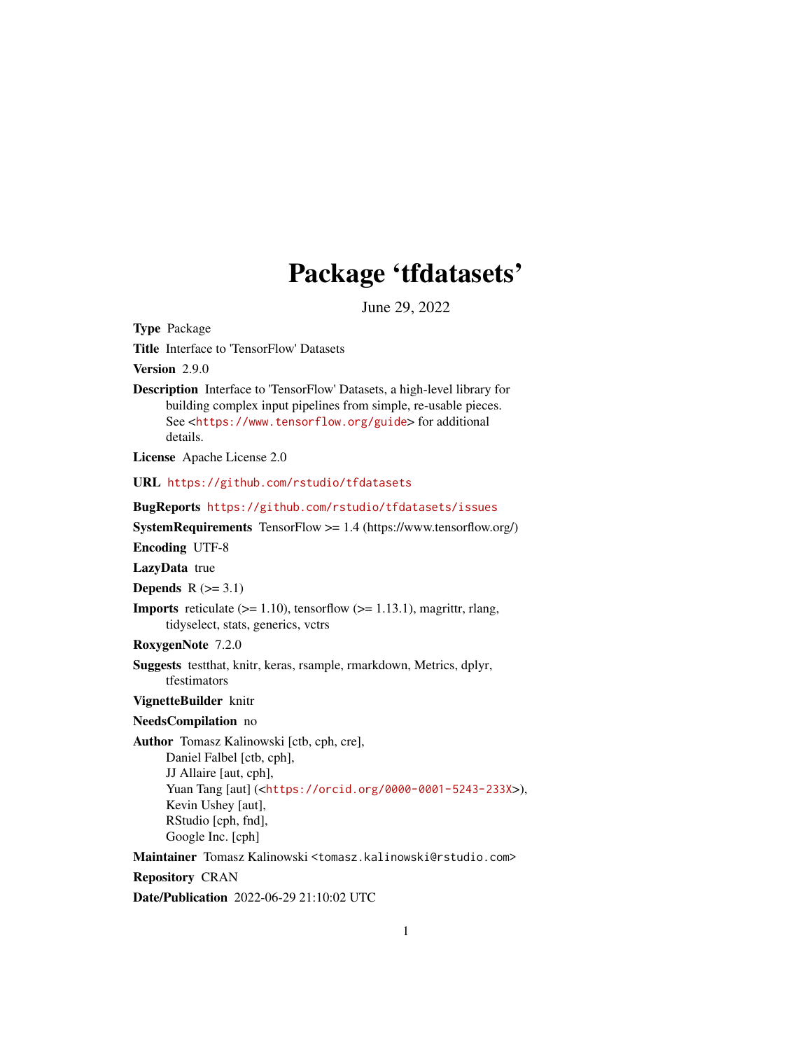# Package 'tfdatasets'

June 29, 2022

**Type** Package

**Title** Interface to 'TensorFlow' Datasets

**Version** 2.9.0

**Description** Interface to 'TensorFlow' Datasets, a high-level library for building complex input pipelines from simple, re-usable pieces. See <https://www.tensorflow.org/guide> for additional details.

**License** Apache License 2.0

**URL** https://github.com/rstudio/tfdatasets

**BugReports** https://github.com/rstudio/tfdatasets/issues

**SystemRequirements** TensorFlow >= 1.4 (https://www.tensorflow.org/)

**Encoding** UTF-8

**LazyData** true

**Depends** R (>= 3.1)

**Imports** reticulate (>= 1.10), tensorflow (>= 1.13.1), magrittr, rlang, tidyselect, stats, generics, vctrs

**RoxygenNote** 7.2.0

**Suggests** testthat, knitr, keras, rsample, rmarkdown, Metrics, dplyr, tfestimators

**VignetteBuilder** knitr

**NeedsCompilation** no

**Author** Tomasz Kalinowski [ctb, cph, cre],
Daniel Falbel [ctb, cph],
JJ Allaire [aut, cph],
Yuan Tang [aut] (<https://orcid.org/0000-0001-5243-233X>),
Kevin Ushey [aut],
RStudio [cph, fnd],
Google Inc. [cph]

**Maintainer** Tomasz Kalinowski <tomasz.kalinowski@rstudio.com>

**Repository** CRAN

**Date/Publication** 2022-06-29 21:10:02 UTC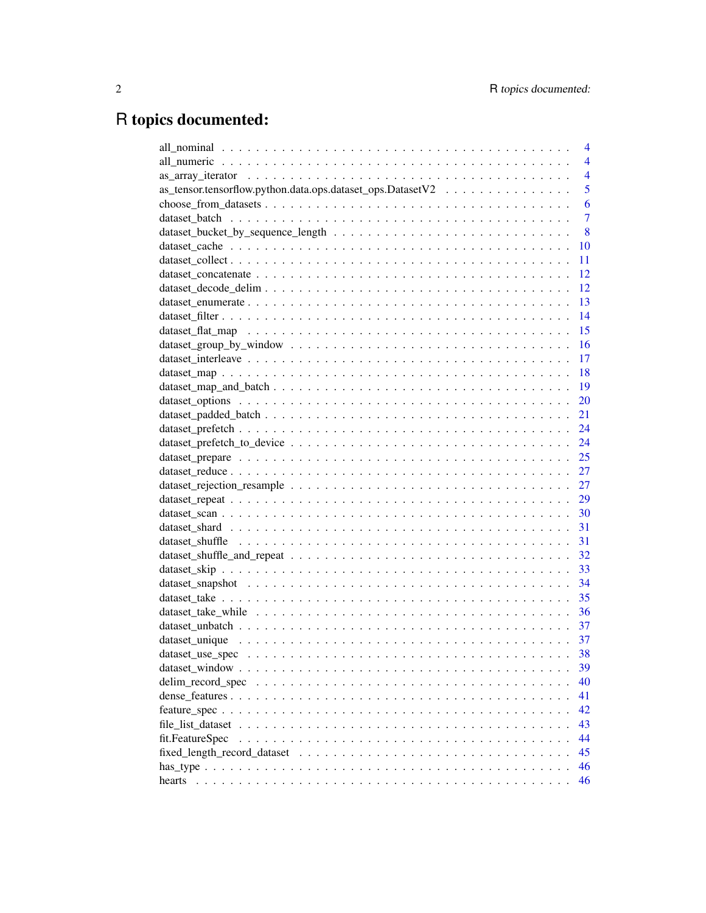# R topics documented:

| | |
|---|---|
| all_nominal | 4 |
| all_numeric | 4 |
| as_array_iterator | 4 |
| as_tensor.tensorflow.python.data.ops.dataset_ops.DatasetV2 | 5 |
| choose_from_datasets | 6 |
| dataset_batch | 7 |
| dataset_bucket_by_sequence_length | 8 |
| dataset_cache | 10 |
| dataset_collect | 11 |
| dataset_concatenate | 12 |
| dataset_decode_delim | 12 |
| dataset_enumerate | 13 |
| dataset_filter | 14 |
| dataset_flat_map | 15 |
| dataset_group_by_window | 16 |
| dataset_interleave | 17 |
| dataset_map | 18 |
| dataset_map_and_batch | 19 |
| dataset_options | 20 |
| dataset_padded_batch | 21 |
| dataset_prefetch | 24 |
| dataset_prefetch_to_device | 24 |
| dataset_prepare | 25 |
| dataset_reduce | 27 |
| dataset_rejection_resample | 27 |
| dataset_repeat | 29 |
| dataset_scan | 30 |
| dataset_shard | 31 |
| dataset_shuffle | 31 |
| dataset_shuffle_and_repeat | 32 |
| dataset_skip | 33 |
| dataset_snapshot | 34 |
| dataset_take | 35 |
| dataset_take_while | 36 |
| dataset_unbatch | 37 |
| dataset_unique | 37 |
| dataset_use_spec | 38 |
| dataset_window | 39 |
| delim_record_spec | 40 |
| dense_features | 41 |
| feature_spec | 42 |
| file_list_dataset | 43 |
| fit.FeatureSpec | 44 |
| fixed_length_record_dataset | 45 |
| has_type | 46 |
| hearts | 46 |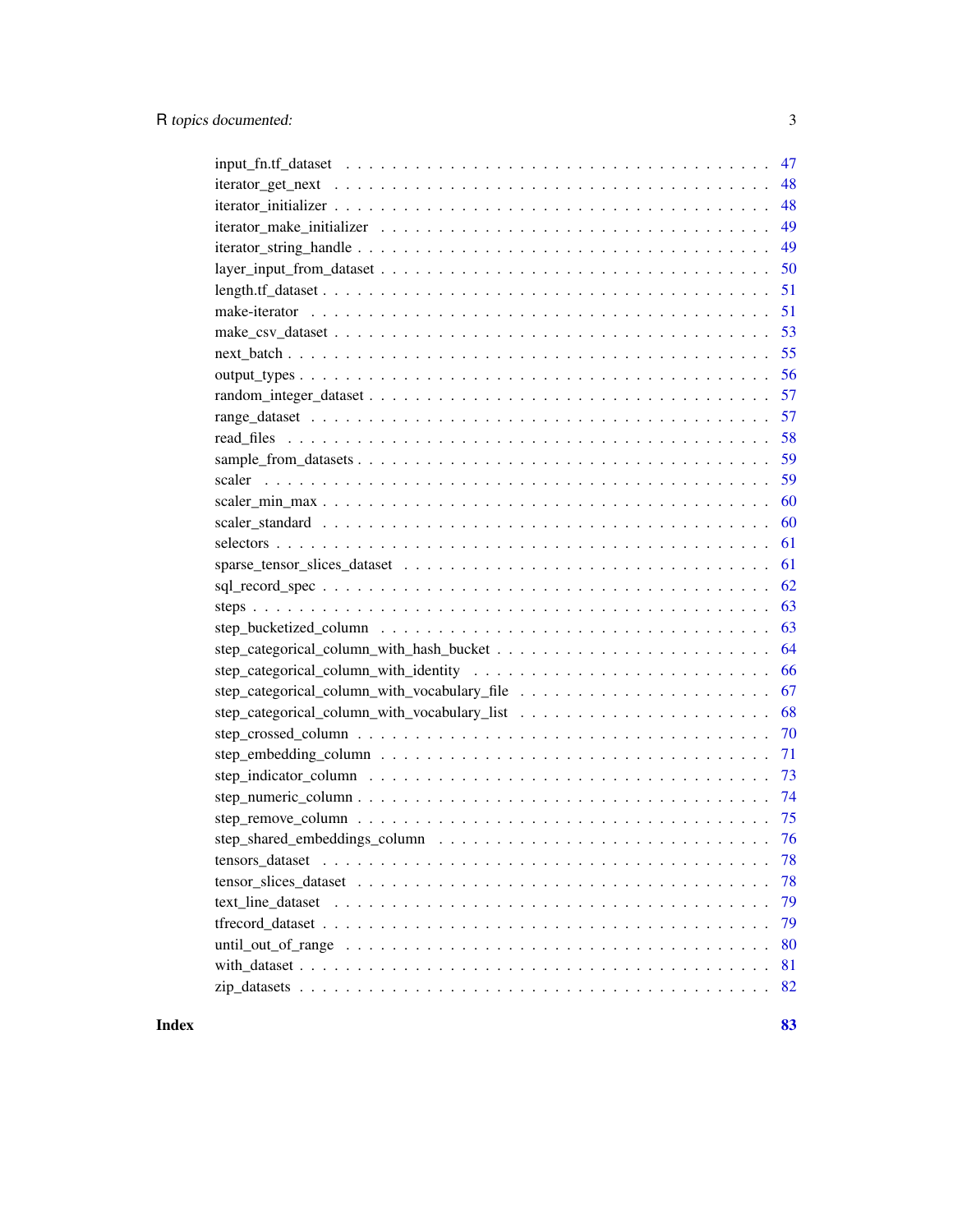| | |
|---|---|
| input_fn.tf_dataset | 47 |
| iterator_get_next | 48 |
| iterator_initializer | 48 |
| iterator_make_initializer | 49 |
| iterator_string_handle | 49 |
| layer_input_from_dataset | 50 |
| length.tf_dataset | 51 |
| make-iterator | 51 |
| make_csv_dataset | 53 |
| next_batch | 55 |
| output_types | 56 |
| random_integer_dataset | 57 |
| range_dataset | 57 |
| read_files | 58 |
| sample_from_datasets | 59 |
| scaler | 59 |
| scaler_min_max | 60 |
| scaler_standard | 60 |
| selectors | 61 |
| sparse_tensor_slices_dataset | 61 |
| sql_record_spec | 62 |
| steps | 63 |
| step_bucketized_column | 63 |
| step_categorical_column_with_hash_bucket | 64 |
| step_categorical_column_with_identity | 66 |
| step_categorical_column_with_vocabulary_file | 67 |
| step_categorical_column_with_vocabulary_list | 68 |
| step_crossed_column | 70 |
| step_embedding_column | 71 |
| step_indicator_column | 73 |
| step_numeric_column | 74 |
| step_remove_column | 75 |
| step_shared_embeddings_column | 76 |
| tensors_dataset | 78 |
| tensor_slices_dataset | 78 |
| text_line_dataset | 79 |
| tfrecord_dataset | 79 |
| until_out_of_range | 80 |
| with_dataset | 81 |
| zip_datasets | 82 |

**Index** **83**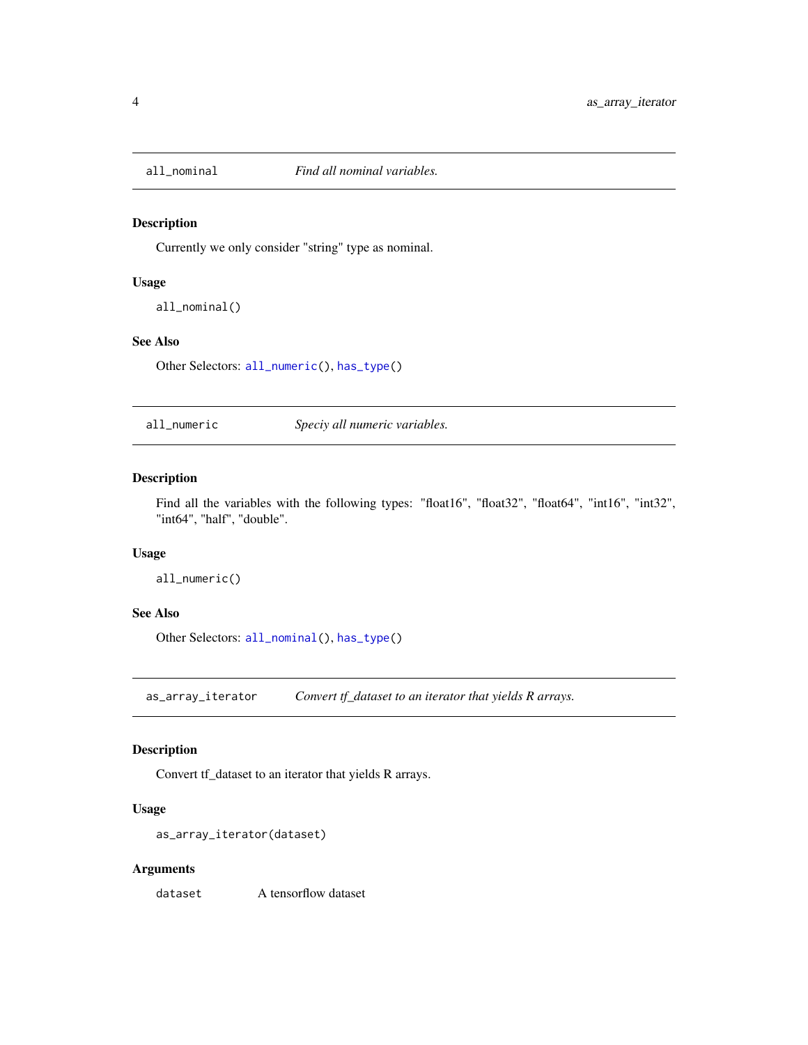## all_nominal — *Find all nominal variables.*

### Description

Currently we only consider "string" type as nominal.

### Usage

```
all_nominal()
```

### See Also

Other Selectors: `all_numeric()`, `has_type()`

## all_numeric — *Speciy all numeric variables.*

### Description

Find all the variables with the following types: "float16", "float32", "float64", "int16", "int32", "int64", "half", "double".

### Usage

```
all_numeric()
```

### See Also

Other Selectors: `all_nominal()`, `has_type()`

## as_array_iterator — *Convert tf_dataset to an iterator that yields R arrays.*

### Description

Convert tf_dataset to an iterator that yields R arrays.

### Usage

```
as_array_iterator(dataset)
```

### Arguments

| | |
|---|---|
| `dataset` | A tensorflow dataset |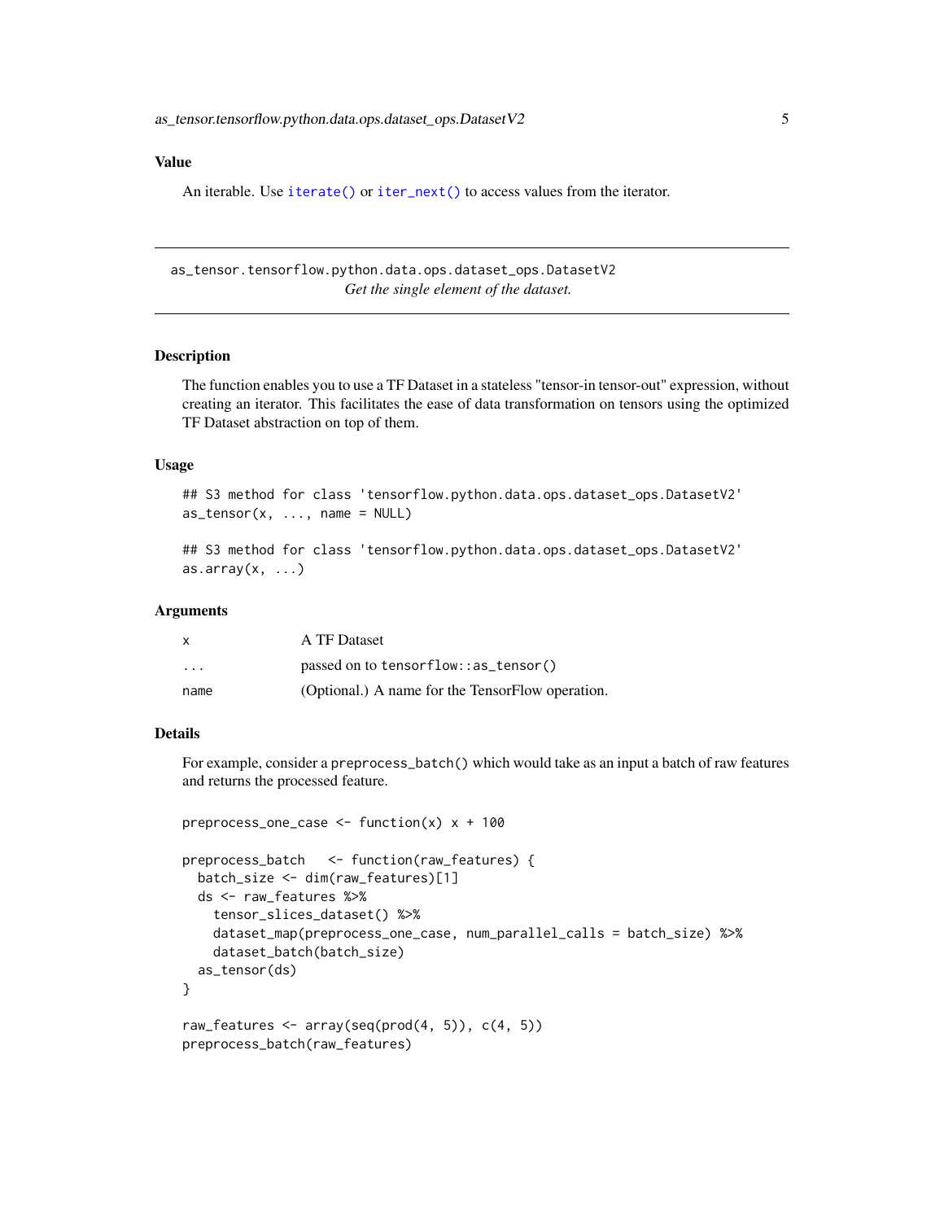## Value

An iterable. Use `iterate()` or `iter_next()` to access values from the iterator.

---

`as_tensor.tensorflow.python.data.ops.dataset_ops.DatasetV2`
*Get the single element of the dataset.*

---

### Description

The function enables you to use a TF Dataset in a stateless "tensor-in tensor-out" expression, without creating an iterator. This facilitates the ease of data transformation on tensors using the optimized TF Dataset abstraction on top of them.

### Usage

```
## S3 method for class 'tensorflow.python.data.ops.dataset_ops.DatasetV2'
as_tensor(x, ..., name = NULL)

## S3 method for class 'tensorflow.python.data.ops.dataset_ops.DatasetV2'
as.array(x, ...)
```

### Arguments

| | |
|---|---|
| `x` | A TF Dataset |
| `...` | passed on to `tensorflow::as_tensor()` |
| `name` | (Optional.) A name for the TensorFlow operation. |

### Details

For example, consider a `preprocess_batch()` which would take as an input a batch of raw features and returns the processed feature.

```
preprocess_one_case <- function(x) x + 100

preprocess_batch   <- function(raw_features) {
  batch_size <- dim(raw_features)[1]
  ds <- raw_features %>%
    tensor_slices_dataset() %>%
    dataset_map(preprocess_one_case, num_parallel_calls = batch_size) %>%
    dataset_batch(batch_size)
  as_tensor(ds)
}

raw_features <- array(seq(prod(4, 5)), c(4, 5))
preprocess_batch(raw_features)
```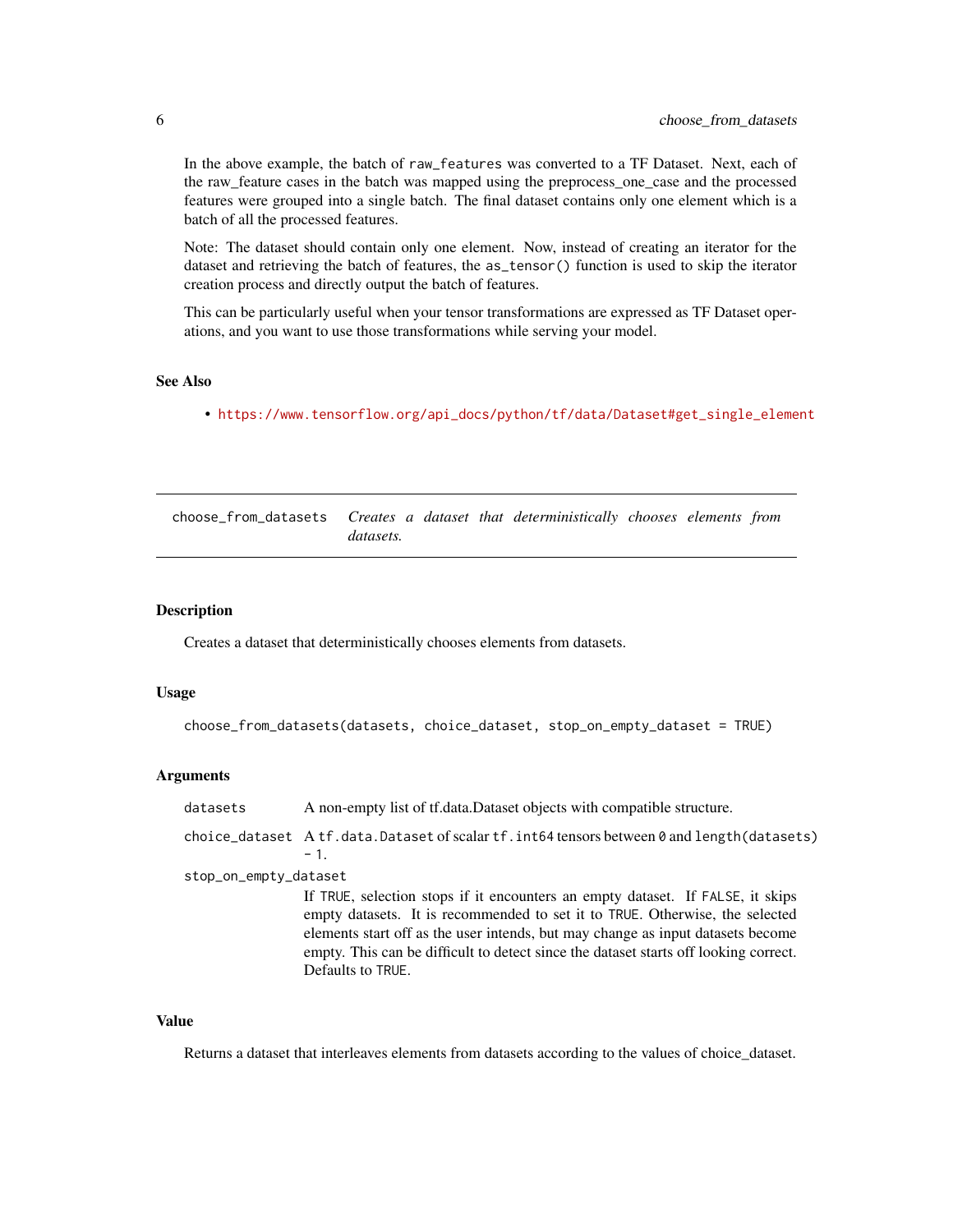In the above example, the batch of `raw_features` was converted to a TF Dataset. Next, each of the raw_feature cases in the batch was mapped using the preprocess_one_case and the processed features were grouped into a single batch. The final dataset contains only one element which is a batch of all the processed features.

Note: The dataset should contain only one element. Now, instead of creating an iterator for the dataset and retrieving the batch of features, the `as_tensor()` function is used to skip the iterator creation process and directly output the batch of features.

This can be particularly useful when your tensor transformations are expressed as TF Dataset operations, and you want to use those transformations while serving your model.

### See Also

- https://www.tensorflow.org/api_docs/python/tf/data/Dataset#get_single_element

---

## choose_from_datasets — *Creates a dataset that deterministically chooses elements from datasets.*

---

### Description

Creates a dataset that deterministically chooses elements from datasets.

### Usage

```
choose_from_datasets(datasets, choice_dataset, stop_on_empty_dataset = TRUE)
```

### Arguments

| | |
|---|---|
| `datasets` | A non-empty list of tf.data.Dataset objects with compatible structure. |
| `choice_dataset` | A `tf.data.Dataset` of scalar `tf.int64` tensors between `0` and `length(datasets) - 1`. |
| `stop_on_empty_dataset` | If `TRUE`, selection stops if it encounters an empty dataset. If `FALSE`, it skips empty datasets. It is recommended to set it to `TRUE`. Otherwise, the selected elements start off as the user intends, but may change as input datasets become empty. This can be difficult to detect since the dataset starts off looking correct. Defaults to `TRUE`. |

### Value

Returns a dataset that interleaves elements from datasets according to the values of choice_dataset.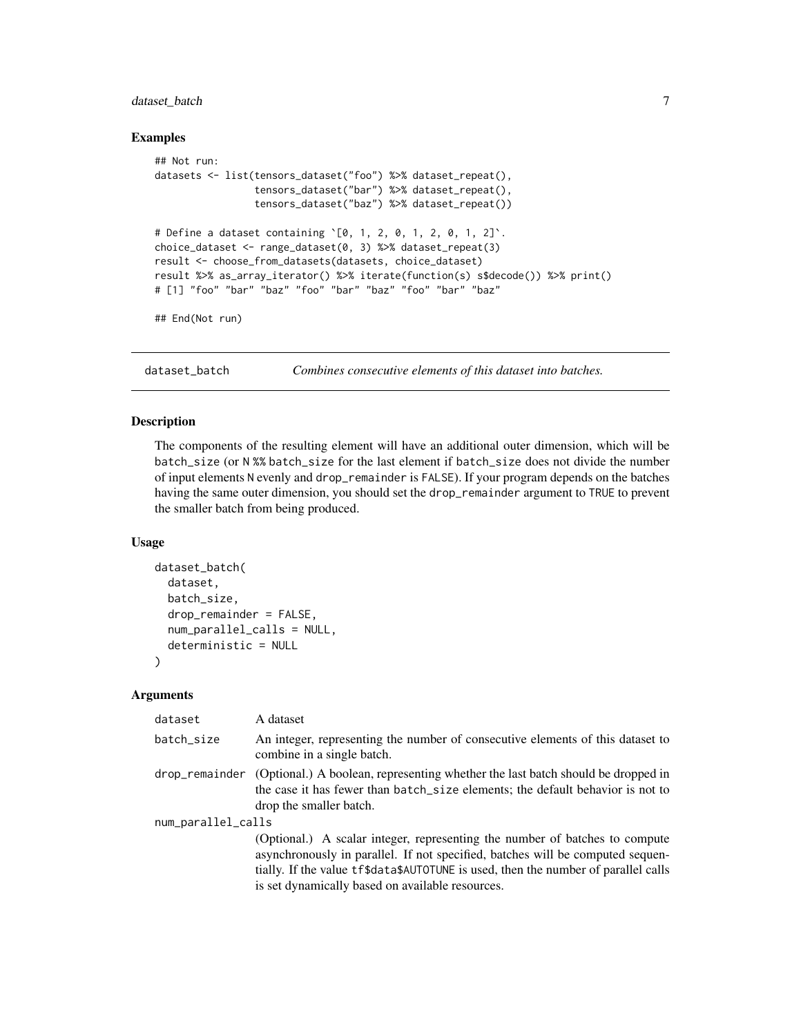### Examples

```
## Not run:
datasets <- list(tensors_dataset("foo") %>% dataset_repeat(),
                 tensors_dataset("bar") %>% dataset_repeat(),
                 tensors_dataset("baz") %>% dataset_repeat())

# Define a dataset containing `[0, 1, 2, 0, 1, 2, 0, 1, 2]`.
choice_dataset <- range_dataset(0, 3) %>% dataset_repeat(3)
result <- choose_from_datasets(datasets, choice_dataset)
result %>% as_array_iterator() %>% iterate(function(s) s$decode()) %>% print()
# [1] "foo" "bar" "baz" "foo" "bar" "baz" "foo" "bar" "baz"

## End(Not run)
```

---

## dataset_batch — *Combines consecutive elements of this dataset into batches.*

### Description

The components of the resulting element will have an additional outer dimension, which will be `batch_size` (or `N %% batch_size` for the last element if `batch_size` does not divide the number of input elements `N` evenly and `drop_remainder` is `FALSE`). If your program depends on the batches having the same outer dimension, you should set the `drop_remainder` argument to `TRUE` to prevent the smaller batch from being produced.

### Usage

```
dataset_batch(
  dataset,
  batch_size,
  drop_remainder = FALSE,
  num_parallel_calls = NULL,
  deterministic = NULL
)
```

### Arguments

| Argument | Description |
|---|---|
| `dataset` | A dataset |
| `batch_size` | An integer, representing the number of consecutive elements of this dataset to combine in a single batch. |
| `drop_remainder` | (Optional.) A boolean, representing whether the last batch should be dropped in the case it has fewer than `batch_size` elements; the default behavior is not to drop the smaller batch. |
| `num_parallel_calls` | (Optional.) A scalar integer, representing the number of batches to compute asynchronously in parallel. If not specified, batches will be computed sequentially. If the value `tf$data$AUTOTUNE` is used, then the number of parallel calls is set dynamically based on available resources. |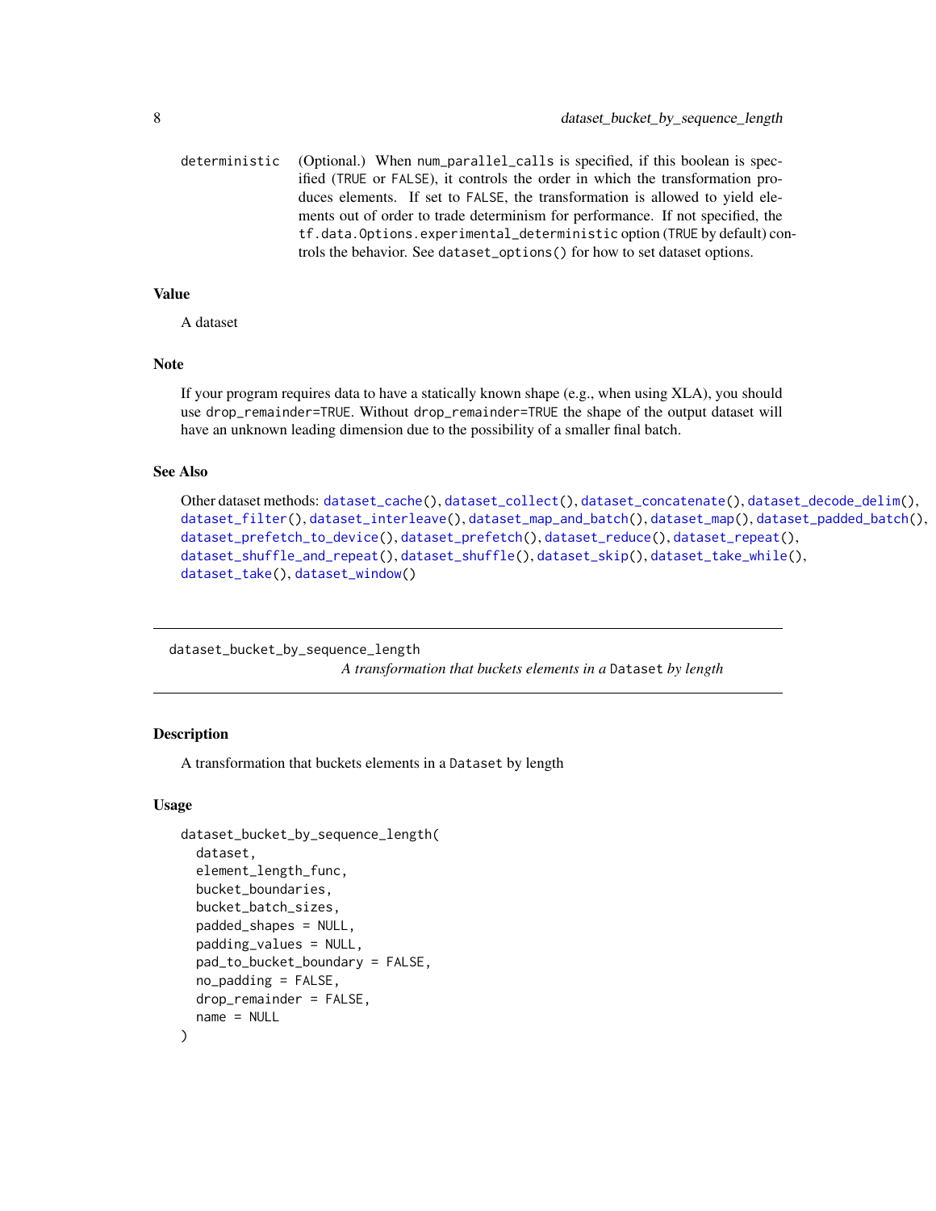deterministic (Optional.) When num_parallel_calls is specified, if this boolean is specified (TRUE or FALSE), it controls the order in which the transformation produces elements. If set to FALSE, the transformation is allowed to yield elements out of order to trade determinism for performance. If not specified, the tf.data.Options.experimental_deterministic option (TRUE by default) controls the behavior. See dataset_options() for how to set dataset options.

### Value

A dataset

### Note

If your program requires data to have a statically known shape (e.g., when using XLA), you should use drop_remainder=TRUE. Without drop_remainder=TRUE the shape of the output dataset will have an unknown leading dimension due to the possibility of a smaller final batch.

### See Also

Other dataset methods: dataset_cache(), dataset_collect(), dataset_concatenate(), dataset_decode_delim(), dataset_filter(), dataset_interleave(), dataset_map_and_batch(), dataset_map(), dataset_padded_batch(), dataset_prefetch_to_device(), dataset_prefetch(), dataset_reduce(), dataset_repeat(), dataset_shuffle_and_repeat(), dataset_shuffle(), dataset_skip(), dataset_take_while(), dataset_take(), dataset_window()

---

## dataset_bucket_by_sequence_length

*A transformation that buckets elements in a Dataset by length*

### Description

A transformation that buckets elements in a Dataset by length

### Usage

```
dataset_bucket_by_sequence_length(
  dataset,
  element_length_func,
  bucket_boundaries,
  bucket_batch_sizes,
  padded_shapes = NULL,
  padding_values = NULL,
  pad_to_bucket_boundary = FALSE,
  no_padding = FALSE,
  drop_remainder = FALSE,
  name = NULL
)
```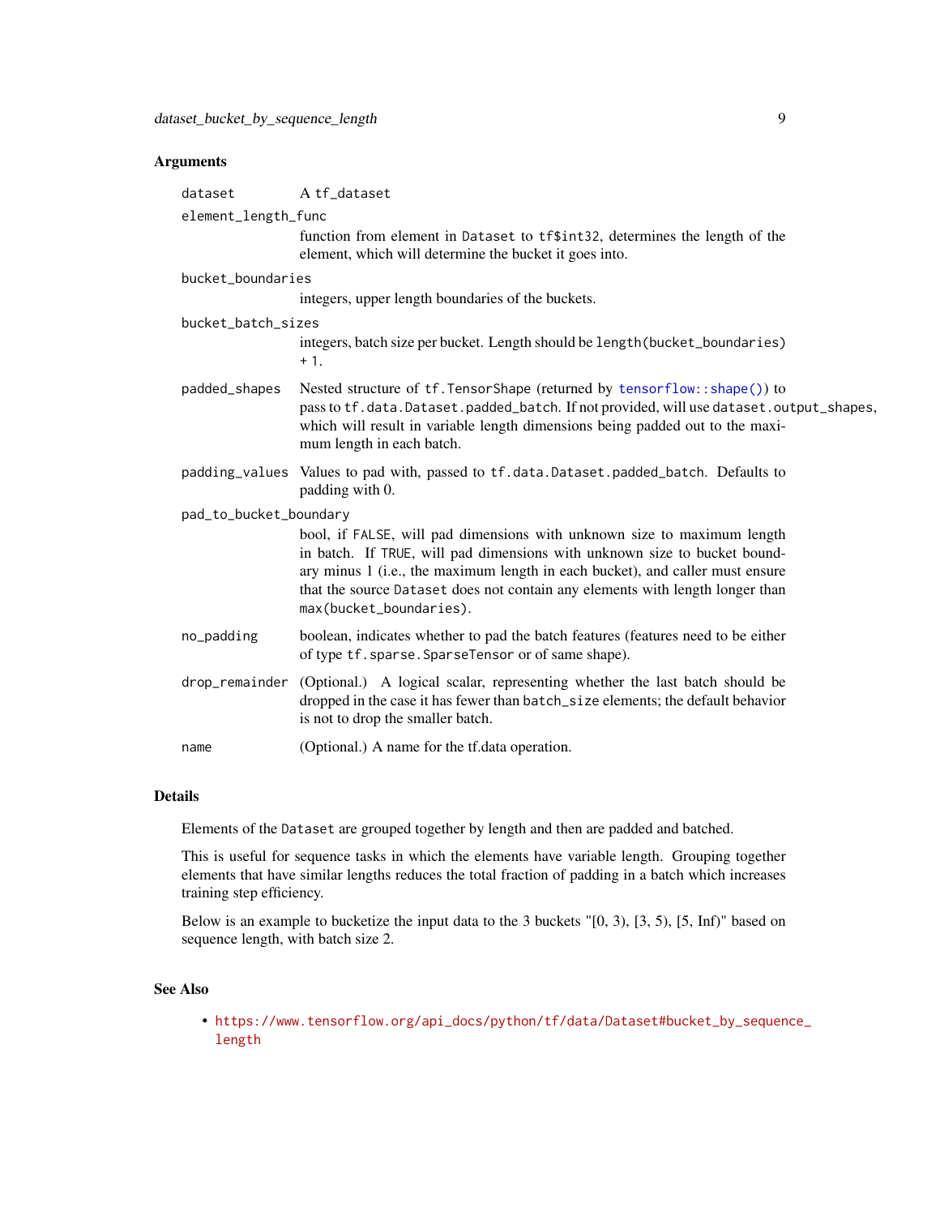## Arguments

- `dataset` — A `tf_dataset`
- `element_length_func` — function from element in `Dataset` to `tf$int32`, determines the length of the element, which will determine the bucket it goes into.
- `bucket_boundaries` — integers, upper length boundaries of the buckets.
- `bucket_batch_sizes` — integers, batch size per bucket. Length should be `length(bucket_boundaries) + 1`.
- `padded_shapes` — Nested structure of `tf.TensorShape` (returned by `tensorflow::shape()`) to pass to `tf.data.Dataset.padded_batch`. If not provided, will use `dataset.output_shapes`, which will result in variable length dimensions being padded out to the maximum length in each batch.
- `padding_values` — Values to pad with, passed to `tf.data.Dataset.padded_batch`. Defaults to padding with 0.
- `pad_to_bucket_boundary` — bool, if `FALSE`, will pad dimensions with unknown size to maximum length in batch. If `TRUE`, will pad dimensions with unknown size to bucket boundary minus 1 (i.e., the maximum length in each bucket), and caller must ensure that the source `Dataset` does not contain any elements with length longer than `max(bucket_boundaries)`.
- `no_padding` — boolean, indicates whether to pad the batch features (features need to be either of type `tf.sparse.SparseTensor` or of same shape).
- `drop_remainder` — (Optional.) A logical scalar, representing whether the last batch should be dropped in the case it has fewer than `batch_size` elements; the default behavior is not to drop the smaller batch.
- `name` — (Optional.) A name for the tf.data operation.

## Details

Elements of the `Dataset` are grouped together by length and then are padded and batched.

This is useful for sequence tasks in which the elements have variable length. Grouping together elements that have similar lengths reduces the total fraction of padding in a batch which increases training step efficiency.

Below is an example to bucketize the input data to the 3 buckets "[0, 3), [3, 5), [5, Inf)" based on sequence length, with batch size 2.

## See Also

- https://www.tensorflow.org/api_docs/python/tf/data/Dataset#bucket_by_sequence_length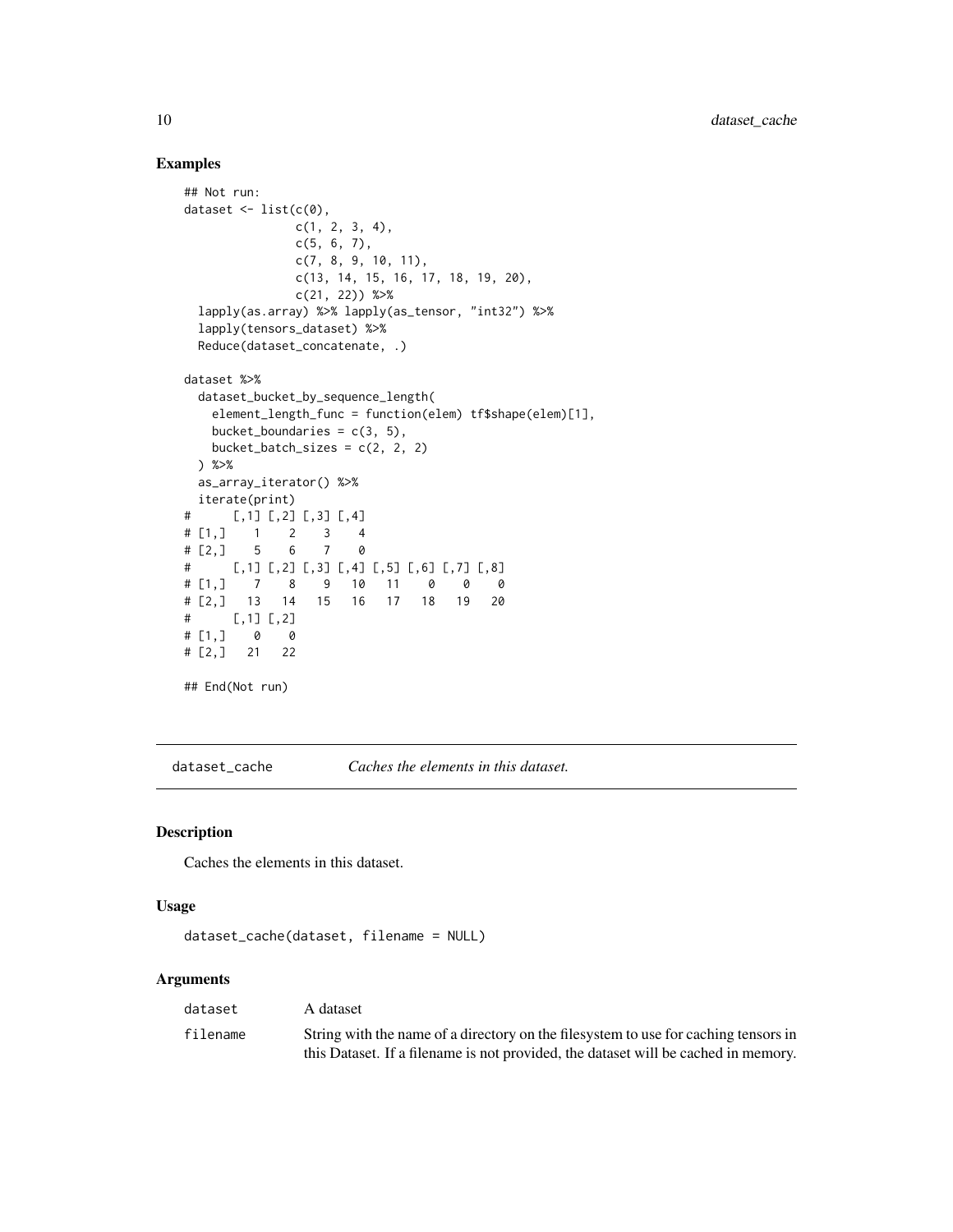## Examples

```
## Not run:
dataset <- list(c(0),
                c(1, 2, 3, 4),
                c(5, 6, 7),
                c(7, 8, 9, 10, 11),
                c(13, 14, 15, 16, 17, 18, 19, 20),
                c(21, 22)) %>%
  lapply(as.array) %>% lapply(as_tensor, "int32") %>%
  lapply(tensors_dataset) %>%
  Reduce(dataset_concatenate, .)

dataset %>%
  dataset_bucket_by_sequence_length(
    element_length_func = function(elem) tf$shape(elem)[1],
    bucket_boundaries = c(3, 5),
    bucket_batch_sizes = c(2, 2, 2)
  ) %>%
  as_array_iterator() %>%
  iterate(print)
#      [,1] [,2] [,3] [,4]
# [1,]    1    2    3    4
# [2,]    5    6    7    0
#      [,1] [,2] [,3] [,4] [,5] [,6] [,7] [,8]
# [1,]    7    8    9   10   11    0    0    0
# [2,]   13   14   15   16   17   18   19   20
#      [,1] [,2]
# [1,]    0    0
# [2,]   21   22

## End(Not run)
```

---

## dataset_cache — *Caches the elements in this dataset.*

### Description

Caches the elements in this dataset.

### Usage

```
dataset_cache(dataset, filename = NULL)
```

### Arguments

| | |
|---|---|
| dataset | A dataset |
| filename | String with the name of a directory on the filesystem to use for caching tensors in this Dataset. If a filename is not provided, the dataset will be cached in memory. |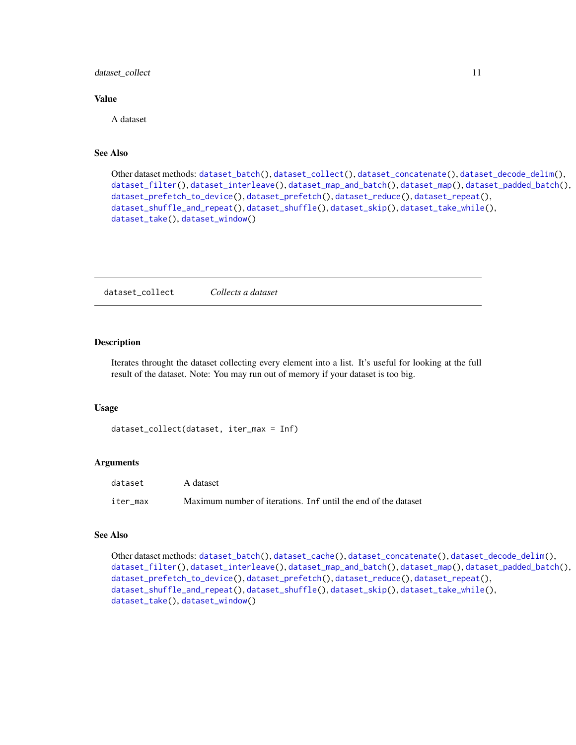### Value

A dataset

### See Also

Other dataset methods: dataset_batch(), dataset_collect(), dataset_concatenate(), dataset_decode_delim(), dataset_filter(), dataset_interleave(), dataset_map_and_batch(), dataset_map(), dataset_padded_batch(), dataset_prefetch_to_device(), dataset_prefetch(), dataset_reduce(), dataset_repeat(), dataset_shuffle_and_repeat(), dataset_shuffle(), dataset_skip(), dataset_take_while(), dataset_take(), dataset_window()

---

## dataset_collect — *Collects a dataset*

---

### Description

Iterates throught the dataset collecting every element into a list. It's useful for looking at the full result of the dataset. Note: You may run out of memory if your dataset is too big.

### Usage

```
dataset_collect(dataset, iter_max = Inf)
```

### Arguments

| | |
|---|---|
| dataset | A dataset |
| iter_max | Maximum number of iterations. Inf until the end of the dataset |

### See Also

Other dataset methods: dataset_batch(), dataset_cache(), dataset_concatenate(), dataset_decode_delim(), dataset_filter(), dataset_interleave(), dataset_map_and_batch(), dataset_map(), dataset_padded_batch(), dataset_prefetch_to_device(), dataset_prefetch(), dataset_reduce(), dataset_repeat(), dataset_shuffle_and_repeat(), dataset_shuffle(), dataset_skip(), dataset_take_while(), dataset_take(), dataset_window()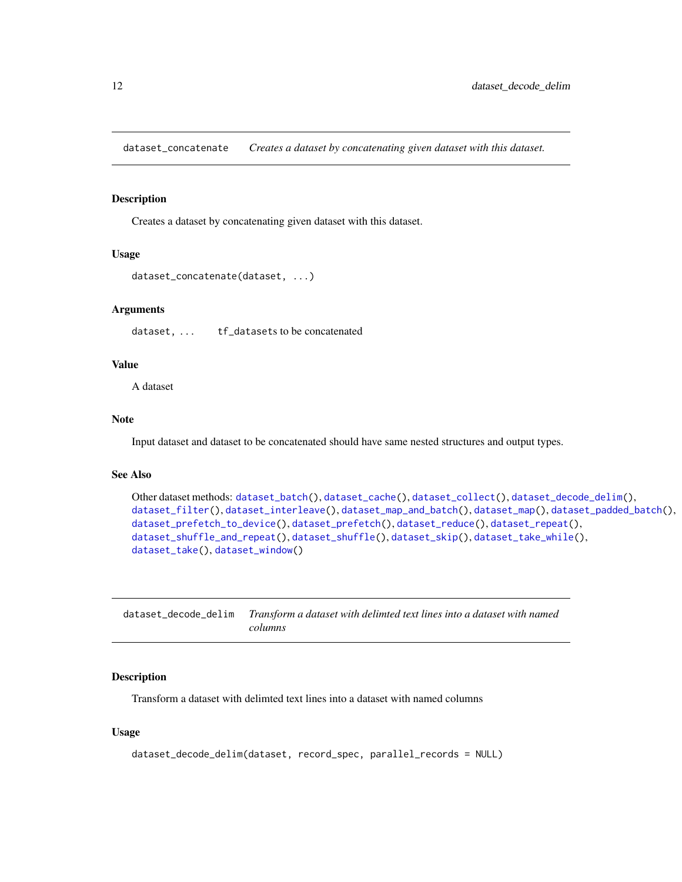## dataset_concatenate — *Creates a dataset by concatenating given dataset with this dataset.*

### Description

Creates a dataset by concatenating given dataset with this dataset.

### Usage

```
dataset_concatenate(dataset, ...)
```

### Arguments

| | |
|---|---|
| dataset, ... | tf_datasets to be concatenated |

### Value

A dataset

### Note

Input dataset and dataset to be concatenated should have same nested structures and output types.

### See Also

Other dataset methods: dataset_batch(), dataset_cache(), dataset_collect(), dataset_decode_delim(), dataset_filter(), dataset_interleave(), dataset_map_and_batch(), dataset_map(), dataset_padded_batch(), dataset_prefetch_to_device(), dataset_prefetch(), dataset_reduce(), dataset_repeat(), dataset_shuffle_and_repeat(), dataset_shuffle(), dataset_skip(), dataset_take_while(), dataset_take(), dataset_window()

## dataset_decode_delim — *Transform a dataset with delimted text lines into a dataset with named columns*

### Description

Transform a dataset with delimted text lines into a dataset with named columns

### Usage

```
dataset_decode_delim(dataset, record_spec, parallel_records = NULL)
```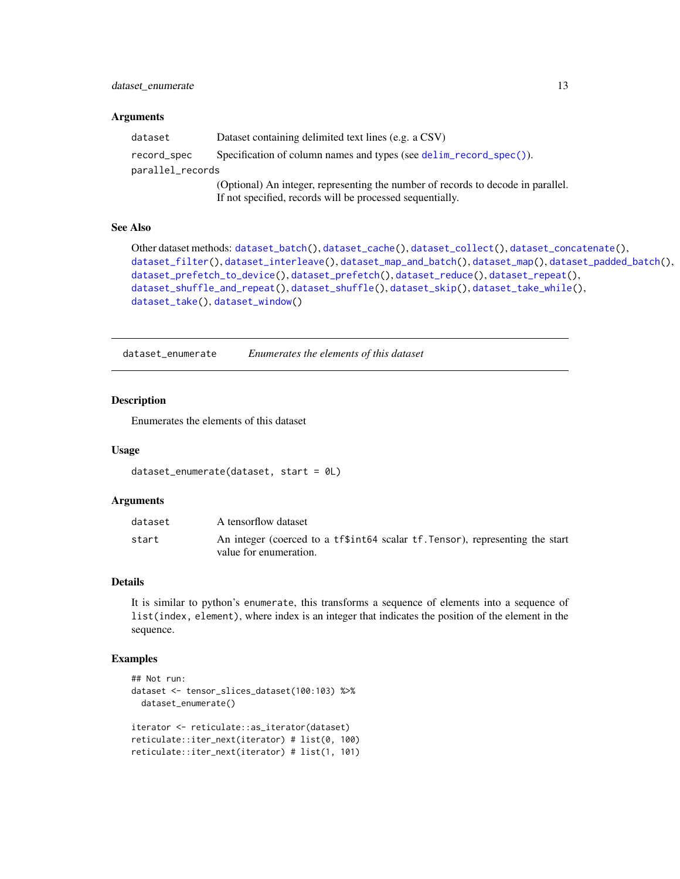### Arguments

| | |
|---|---|
| `dataset` | Dataset containing delimited text lines (e.g. a CSV) |
| `record_spec` | Specification of column names and types (see `delim_record_spec()`). |
| `parallel_records` | (Optional) An integer, representing the number of records to decode in parallel. If not specified, records will be processed sequentially. |

### See Also

Other dataset methods: `dataset_batch()`, `dataset_cache()`, `dataset_collect()`, `dataset_concatenate()`, `dataset_filter()`, `dataset_interleave()`, `dataset_map_and_batch()`, `dataset_map()`, `dataset_padded_batch()`, `dataset_prefetch_to_device()`, `dataset_prefetch()`, `dataset_reduce()`, `dataset_repeat()`, `dataset_shuffle_and_repeat()`, `dataset_shuffle()`, `dataset_skip()`, `dataset_take_while()`, `dataset_take()`, `dataset_window()`

---

## dataset_enumerate — *Enumerates the elements of this dataset*

### Description

Enumerates the elements of this dataset

### Usage

```
dataset_enumerate(dataset, start = 0L)
```

### Arguments

| | |
|---|---|
| `dataset` | A tensorflow dataset |
| `start` | An integer (coerced to a `tf$int64` scalar `tf.Tensor`), representing the start value for enumeration. |

### Details

It is similar to python's `enumerate`, this transforms a sequence of elements into a sequence of `list(index, element)`, where index is an integer that indicates the position of the element in the sequence.

### Examples

```
## Not run:
dataset <- tensor_slices_dataset(100:103) %>%
  dataset_enumerate()

iterator <- reticulate::as_iterator(dataset)
reticulate::iter_next(iterator) # list(0, 100)
reticulate::iter_next(iterator) # list(1, 101)
```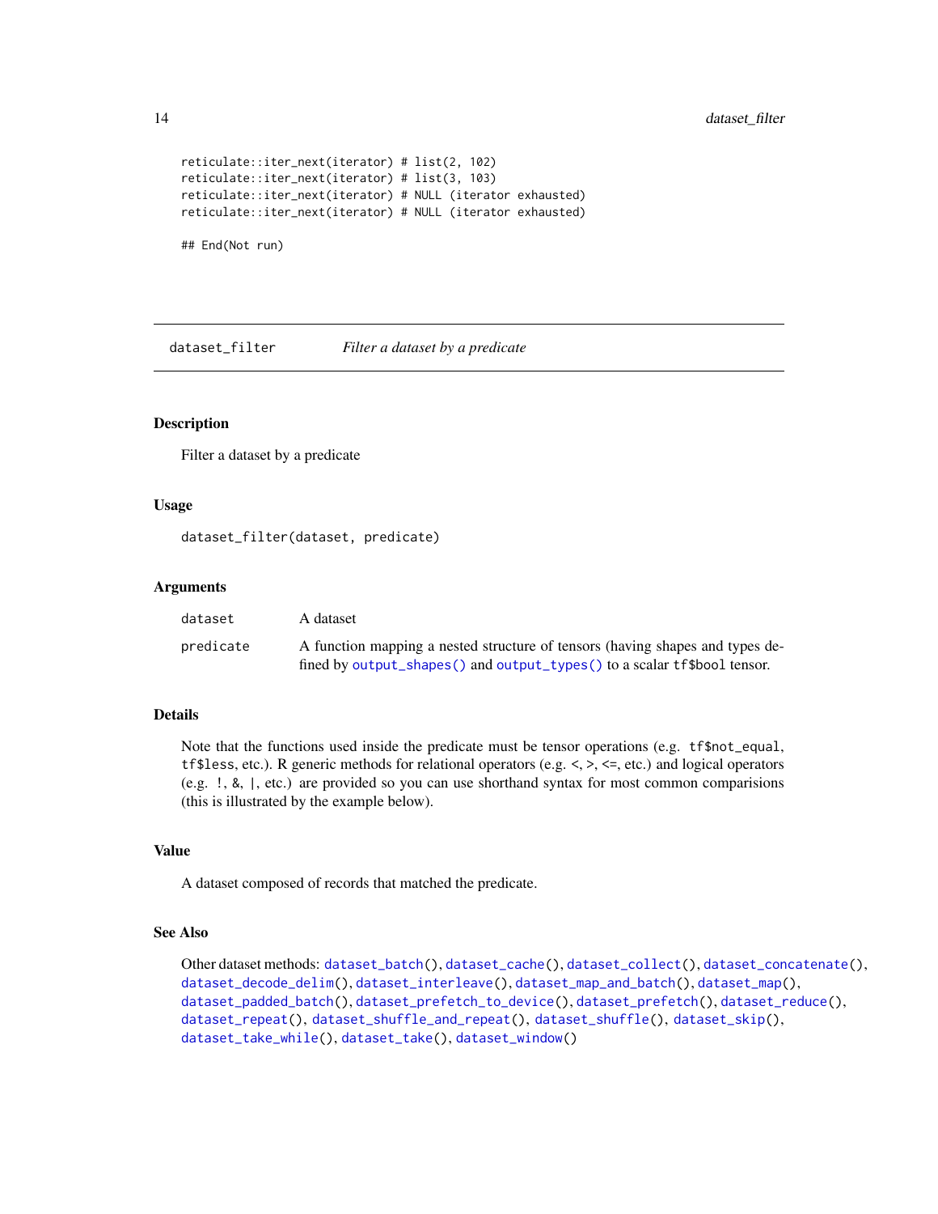```
reticulate::iter_next(iterator) # list(2, 102)
reticulate::iter_next(iterator) # list(3, 103)
reticulate::iter_next(iterator) # NULL (iterator exhausted)
reticulate::iter_next(iterator) # NULL (iterator exhausted)

## End(Not run)
```

## dataset_filter — *Filter a dataset by a predicate*

### Description

Filter a dataset by a predicate

### Usage

```
dataset_filter(dataset, predicate)
```

### Arguments

| | |
|---|---|
| `dataset` | A dataset |
| `predicate` | A function mapping a nested structure of tensors (having shapes and types defined by `output_shapes()` and `output_types()` to a scalar `tf$bool` tensor. |

### Details

Note that the functions used inside the predicate must be tensor operations (e.g. `tf$not_equal`, `tf$less`, etc.). R generic methods for relational operators (e.g. <, >, <=, etc.) and logical operators (e.g. !, &, |, etc.) are provided so you can use shorthand syntax for most common comparisions (this is illustrated by the example below).

### Value

A dataset composed of records that matched the predicate.

### See Also

Other dataset methods: `dataset_batch()`, `dataset_cache()`, `dataset_collect()`, `dataset_concatenate()`, `dataset_decode_delim()`, `dataset_interleave()`, `dataset_map_and_batch()`, `dataset_map()`, `dataset_padded_batch()`, `dataset_prefetch_to_device()`, `dataset_prefetch()`, `dataset_reduce()`, `dataset_repeat()`, `dataset_shuffle_and_repeat()`, `dataset_shuffle()`, `dataset_skip()`, `dataset_take_while()`, `dataset_take()`, `dataset_window()`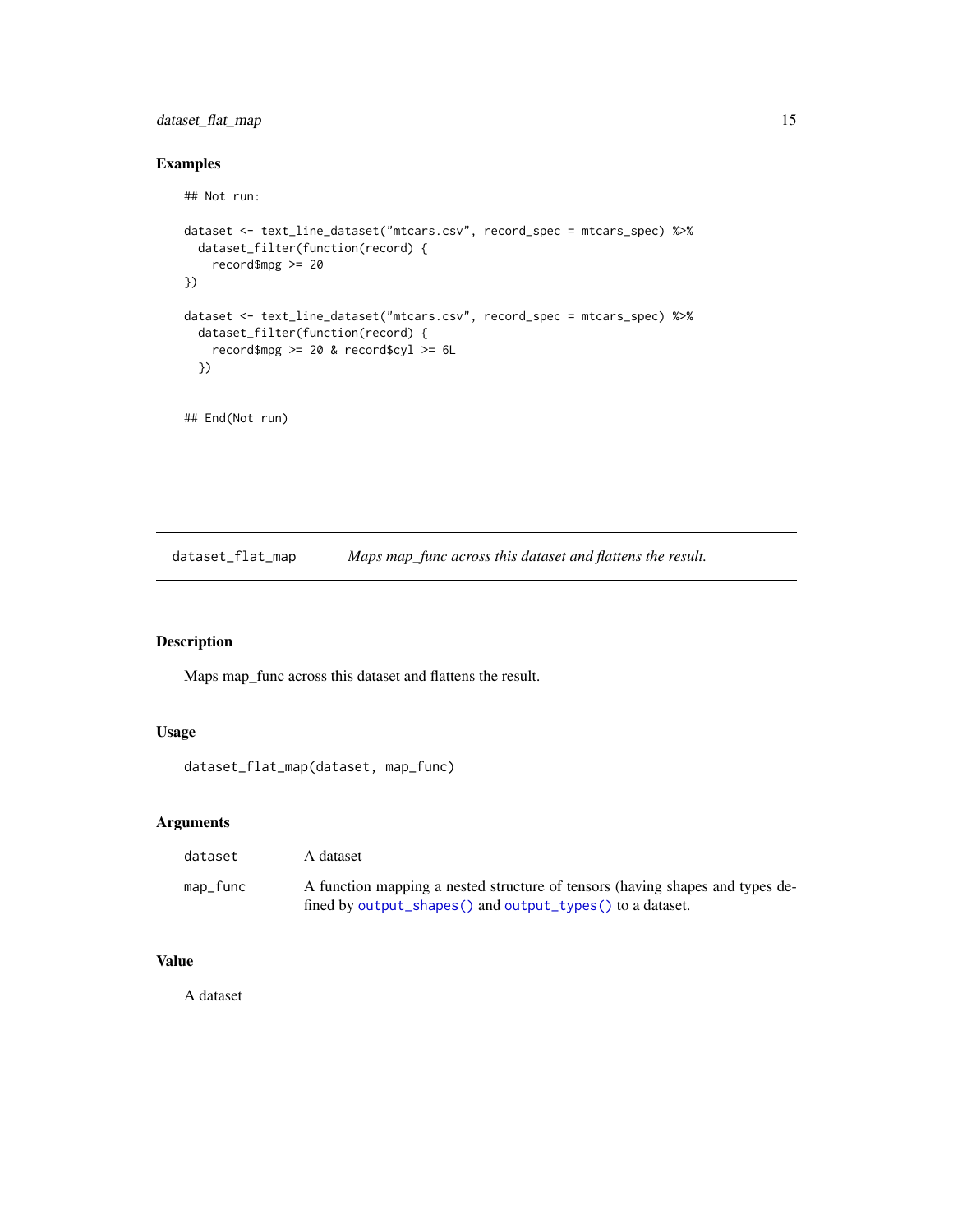## Examples

```
## Not run:

dataset <- text_line_dataset("mtcars.csv", record_spec = mtcars_spec) %>%
  dataset_filter(function(record) {
    record$mpg >= 20
})

dataset <- text_line_dataset("mtcars.csv", record_spec = mtcars_spec) %>%
  dataset_filter(function(record) {
    record$mpg >= 20 & record$cyl >= 6L
  })


## End(Not run)
```

---

# dataset_flat_map — *Maps map_func across this dataset and flattens the result.*

---

## Description

Maps map_func across this dataset and flattens the result.

## Usage

```
dataset_flat_map(dataset, map_func)
```

## Arguments

| | |
|---|---|
| `dataset` | A dataset |
| `map_func` | A function mapping a nested structure of tensors (having shapes and types defined by `output_shapes()` and `output_types()` to a dataset. |

## Value

A dataset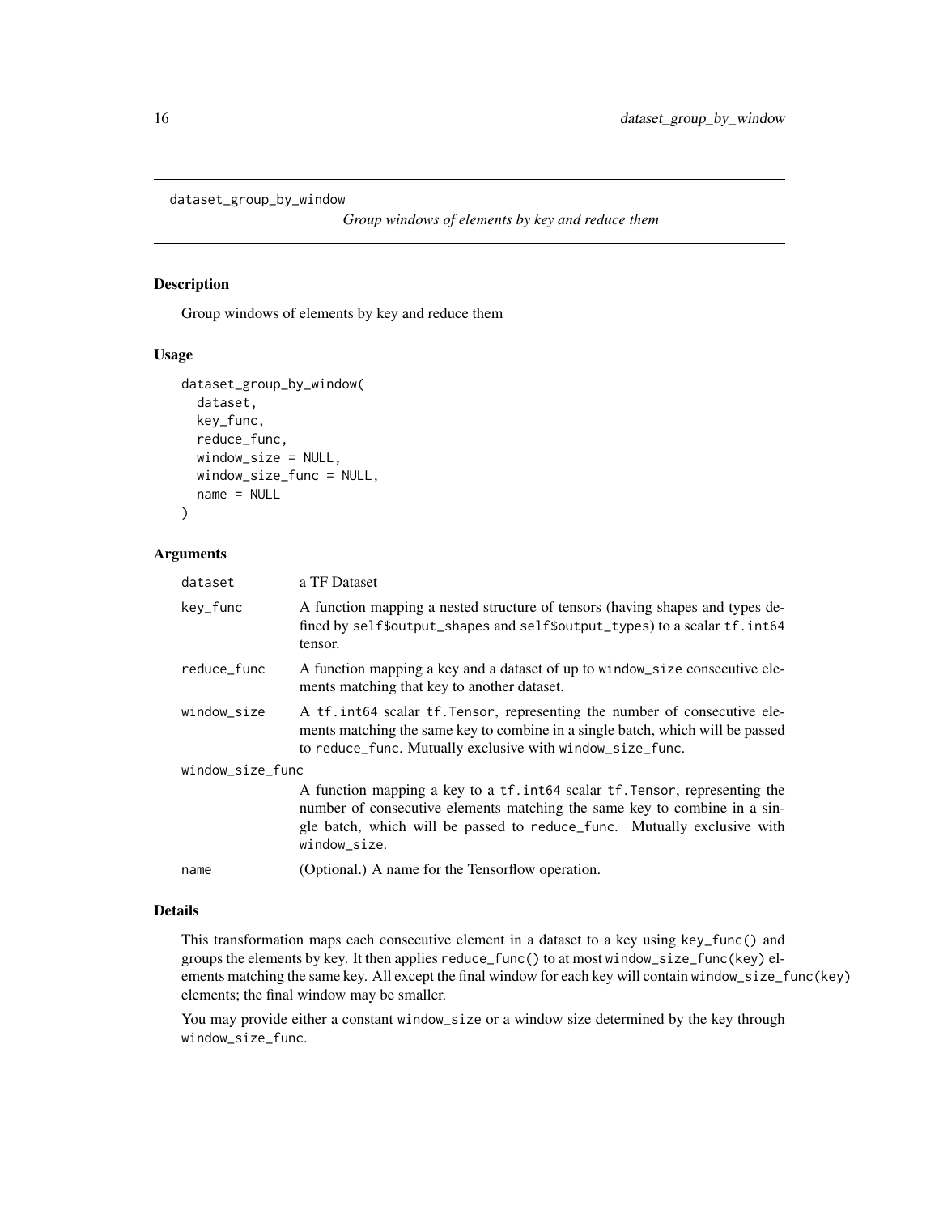## dataset_group_by_window

*Group windows of elements by key and reduce them*

### Description

Group windows of elements by key and reduce them

### Usage

```
dataset_group_by_window(
  dataset,
  key_func,
  reduce_func,
  window_size = NULL,
  window_size_func = NULL,
  name = NULL
)
```

### Arguments

| Argument | Description |
|---|---|
| dataset | a TF Dataset |
| key_func | A function mapping a nested structure of tensors (having shapes and types defined by `self$output_shapes` and `self$output_types`) to a scalar `tf.int64` tensor. |
| reduce_func | A function mapping a key and a dataset of up to `window_size` consecutive elements matching that key to another dataset. |
| window_size | A `tf.int64` scalar `tf.Tensor`, representing the number of consecutive elements matching the same key to combine in a single batch, which will be passed to `reduce_func`. Mutually exclusive with `window_size_func`. |
| window_size_func | A function mapping a key to a `tf.int64` scalar `tf.Tensor`, representing the number of consecutive elements matching the same key to combine in a single batch, which will be passed to `reduce_func`. Mutually exclusive with `window_size`. |
| name | (Optional.) A name for the Tensorflow operation. |

### Details

This transformation maps each consecutive element in a dataset to a key using `key_func()` and groups the elements by key. It then applies `reduce_func()` to at most `window_size_func(key)` elements matching the same key. All except the final window for each key will contain `window_size_func(key)` elements; the final window may be smaller.

You may provide either a constant `window_size` or a window size determined by the key through `window_size_func`.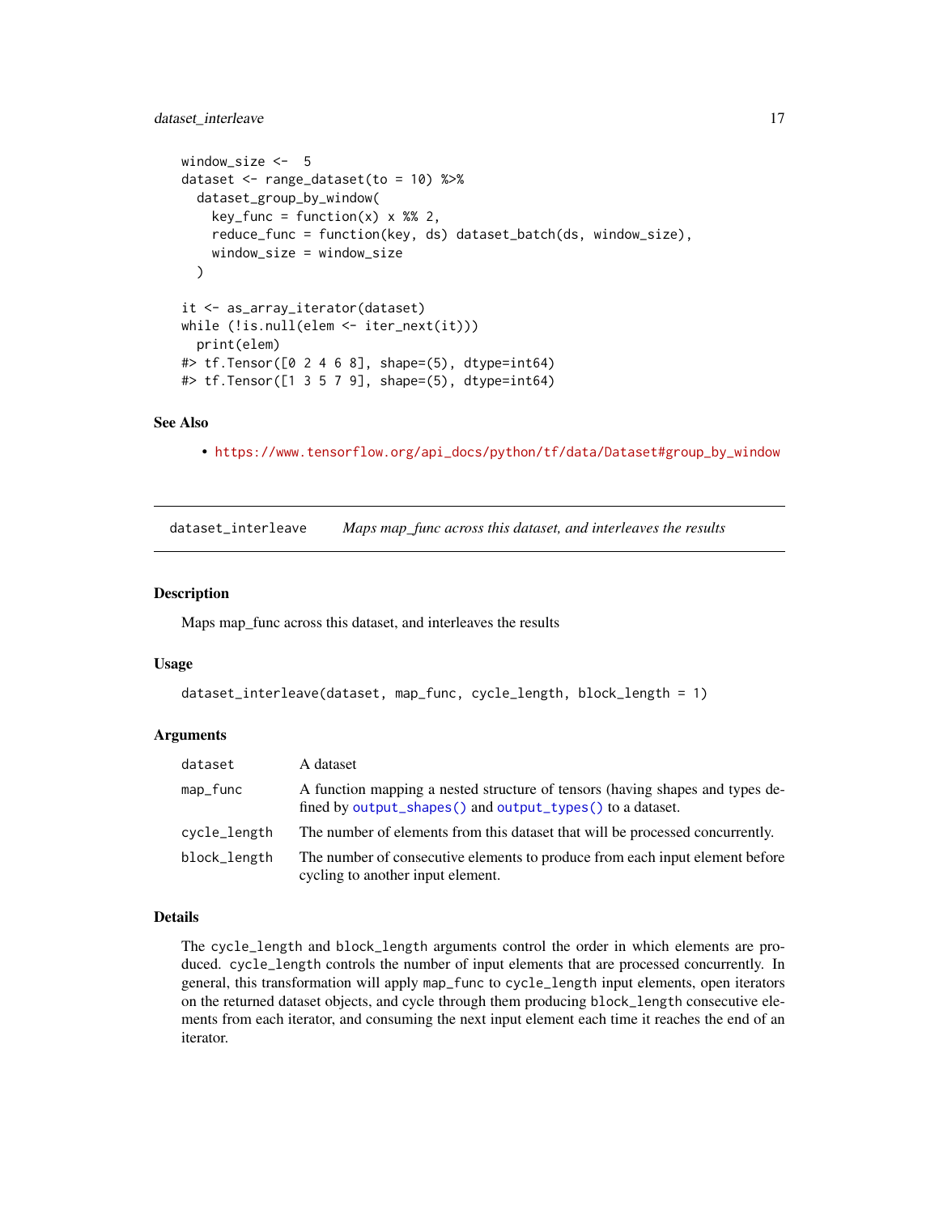```
window_size <-  5
dataset <- range_dataset(to = 10) %>%
  dataset_group_by_window(
    key_func = function(x) x %% 2,
    reduce_func = function(key, ds) dataset_batch(ds, window_size),
    window_size = window_size
  )

it <- as_array_iterator(dataset)
while (!is.null(elem <- iter_next(it)))
  print(elem)
#> tf.Tensor([0 2 4 6 8], shape=(5), dtype=int64)
#> tf.Tensor([1 3 5 7 9], shape=(5), dtype=int64)
```

### See Also

- https://www.tensorflow.org/api_docs/python/tf/data/Dataset#group_by_window

---

## dataset_interleave — *Maps map_func across this dataset, and interleaves the results*

### Description

Maps map_func across this dataset, and interleaves the results

### Usage

```
dataset_interleave(dataset, map_func, cycle_length, block_length = 1)
```

### Arguments

| Argument | Description |
| --- | --- |
| `dataset` | A dataset |
| `map_func` | A function mapping a nested structure of tensors (having shapes and types defined by `output_shapes()` and `output_types()` to a dataset. |
| `cycle_length` | The number of elements from this dataset that will be processed concurrently. |
| `block_length` | The number of consecutive elements to produce from each input element before cycling to another input element. |

### Details

The `cycle_length` and `block_length` arguments control the order in which elements are produced. `cycle_length` controls the number of input elements that are processed concurrently. In general, this transformation will apply `map_func` to `cycle_length` input elements, open iterators on the returned dataset objects, and cycle through them producing `block_length` consecutive elements from each iterator, and consuming the next input element each time it reaches the end of an iterator.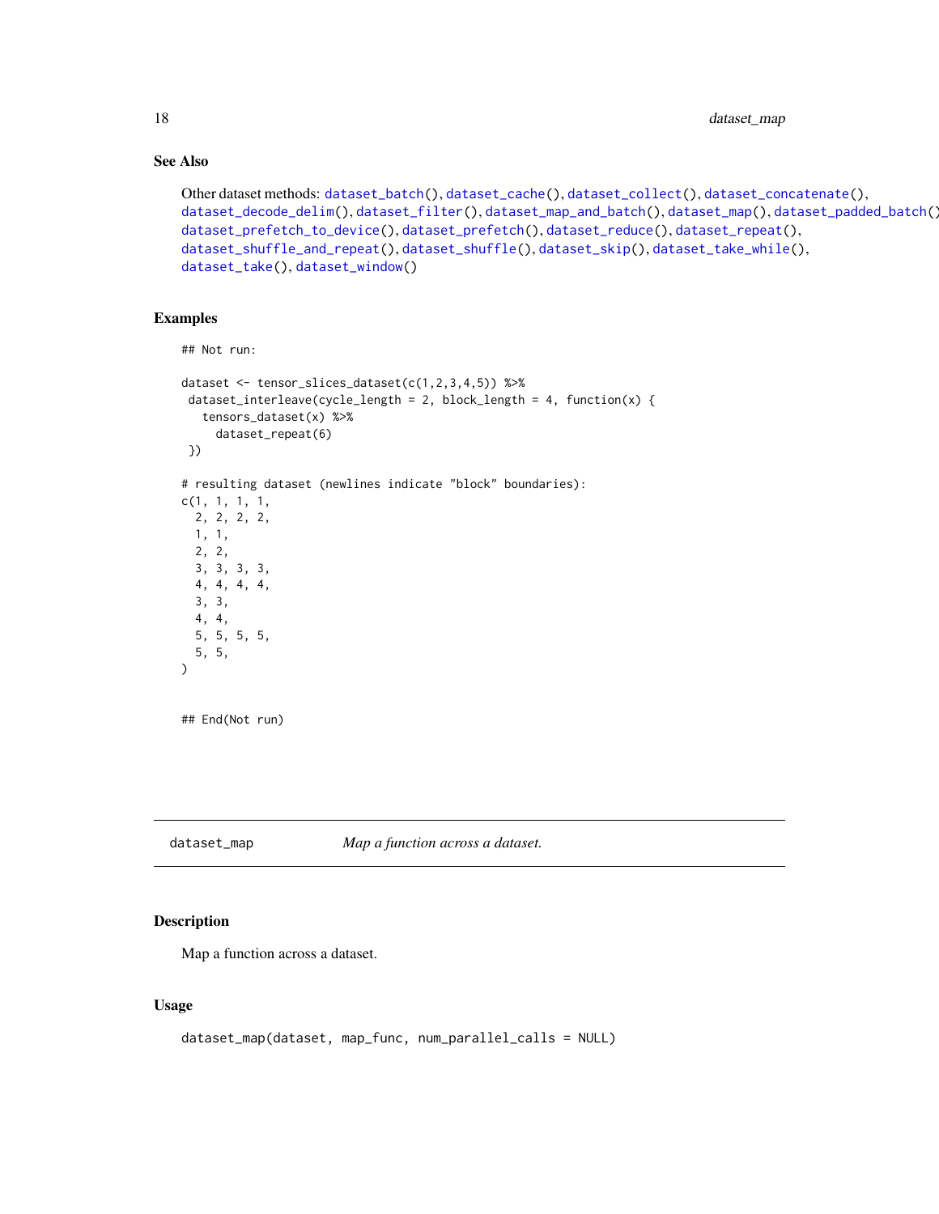### See Also

Other dataset methods: dataset_batch(), dataset_cache(), dataset_collect(), dataset_concatenate(), dataset_decode_delim(), dataset_filter(), dataset_map_and_batch(), dataset_map(), dataset_padded_batch(), dataset_prefetch_to_device(), dataset_prefetch(), dataset_reduce(), dataset_repeat(), dataset_shuffle_and_repeat(), dataset_shuffle(), dataset_skip(), dataset_take_while(), dataset_take(), dataset_window()

### Examples

```
## Not run:

dataset <- tensor_slices_dataset(c(1,2,3,4,5)) %>%
 dataset_interleave(cycle_length = 2, block_length = 4, function(x) {
   tensors_dataset(x) %>%
     dataset_repeat(6)
 })

# resulting dataset (newlines indicate "block" boundaries):
c(1, 1, 1, 1,
  2, 2, 2, 2,
  1, 1,
  2, 2,
  3, 3, 3, 3,
  4, 4, 4, 4,
  3, 3,
  4, 4,
  5, 5, 5, 5,
  5, 5,
)


## End(Not run)
```

---

## dataset_map *Map a function across a dataset.*

### Description

Map a function across a dataset.

### Usage

```
dataset_map(dataset, map_func, num_parallel_calls = NULL)
```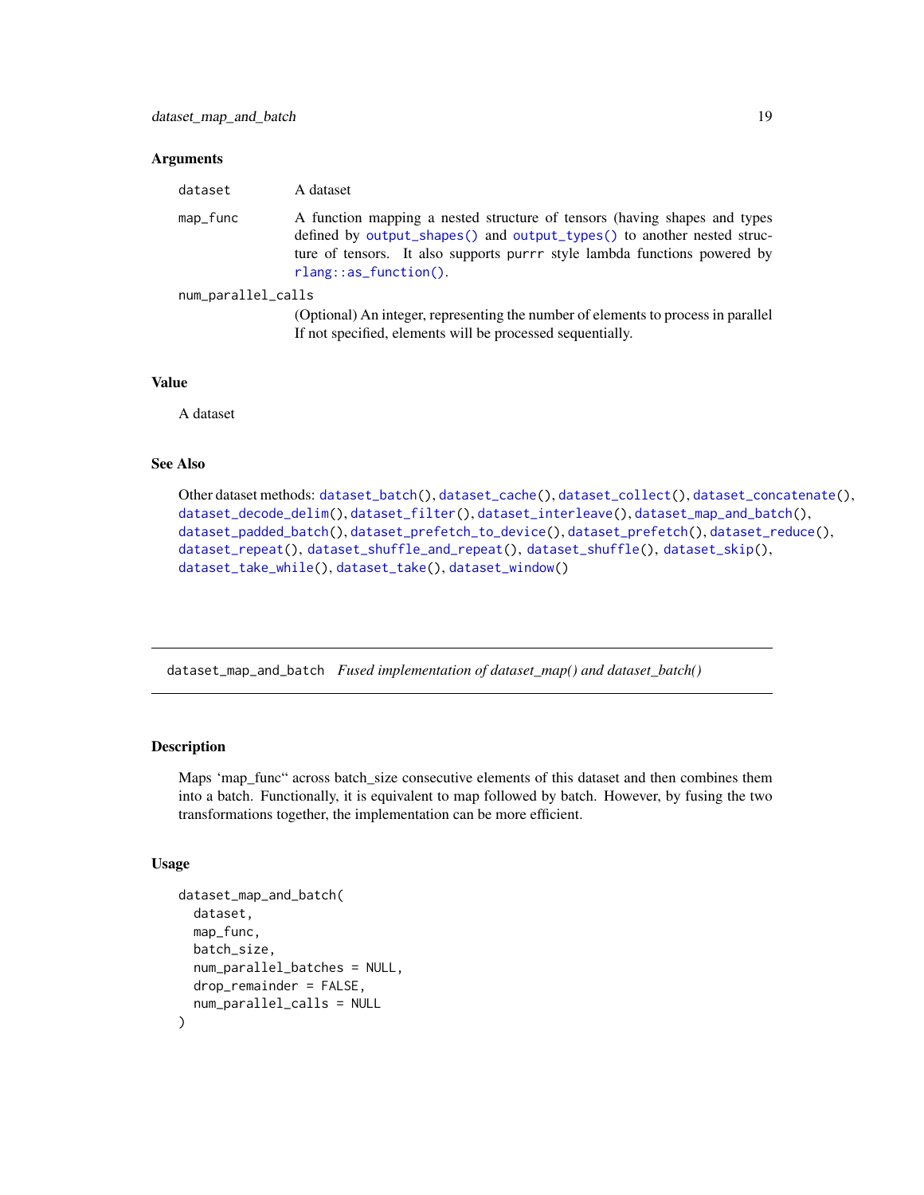### Arguments

| | |
|---|---|
| dataset | A dataset |
| map_func | A function mapping a nested structure of tensors (having shapes and types defined by output_shapes() and output_types() to another nested structure of tensors. It also supports purrr style lambda functions powered by rlang::as_function(). |
| num_parallel_calls | (Optional) An integer, representing the number of elements to process in parallel If not specified, elements will be processed sequentially. |

### Value

A dataset

### See Also

Other dataset methods: dataset_batch(), dataset_cache(), dataset_collect(), dataset_concatenate(), dataset_decode_delim(), dataset_filter(), dataset_interleave(), dataset_map_and_batch(), dataset_padded_batch(), dataset_prefetch_to_device(), dataset_prefetch(), dataset_reduce(), dataset_repeat(), dataset_shuffle_and_repeat(), dataset_shuffle(), dataset_skip(), dataset_take_while(), dataset_take(), dataset_window()

---

## dataset_map_and_batch *Fused implementation of dataset_map() and dataset_batch()*

### Description

Maps 'map_func" across batch_size consecutive elements of this dataset and then combines them into a batch. Functionally, it is equivalent to map followed by batch. However, by fusing the two transformations together, the implementation can be more efficient.

### Usage

```
dataset_map_and_batch(
  dataset,
  map_func,
  batch_size,
  num_parallel_batches = NULL,
  drop_remainder = FALSE,
  num_parallel_calls = NULL
)
```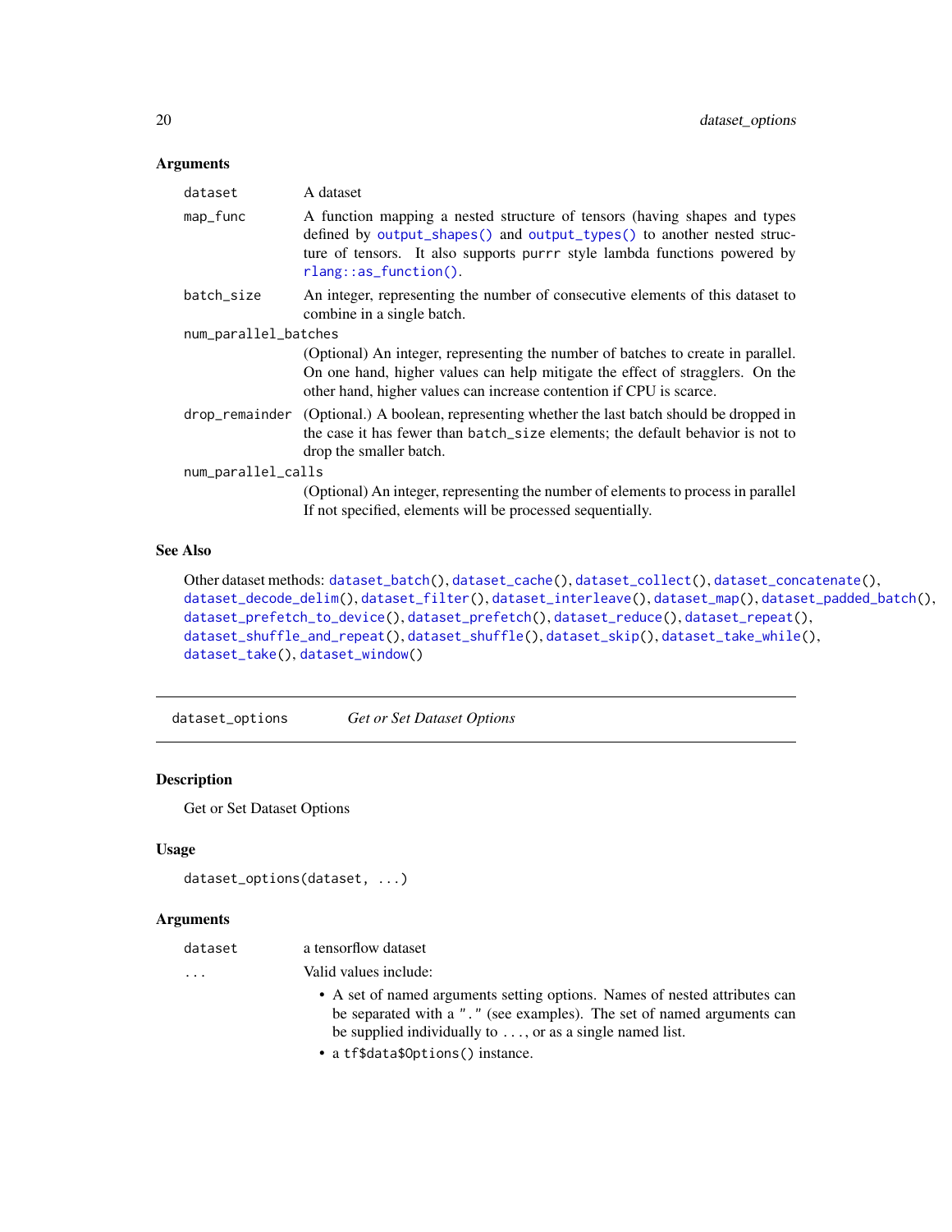### Arguments

| | |
|---|---|
| `dataset` | A dataset |
| `map_func` | A function mapping a nested structure of tensors (having shapes and types defined by `output_shapes()` and `output_types()` to another nested structure of tensors. It also supports `purrr` style lambda functions powered by `rlang::as_function()`. |
| `batch_size` | An integer, representing the number of consecutive elements of this dataset to combine in a single batch. |
| `num_parallel_batches` | (Optional) An integer, representing the number of batches to create in parallel. On one hand, higher values can help mitigate the effect of stragglers. On the other hand, higher values can increase contention if CPU is scarce. |
| `drop_remainder` | (Optional.) A boolean, representing whether the last batch should be dropped in the case it has fewer than `batch_size` elements; the default behavior is not to drop the smaller batch. |
| `num_parallel_calls` | (Optional) An integer, representing the number of elements to process in parallel If not specified, elements will be processed sequentially. |

### See Also

Other dataset methods: `dataset_batch()`, `dataset_cache()`, `dataset_collect()`, `dataset_concatenate()`, `dataset_decode_delim()`, `dataset_filter()`, `dataset_interleave()`, `dataset_map()`, `dataset_padded_batch()`, `dataset_prefetch_to_device()`, `dataset_prefetch()`, `dataset_reduce()`, `dataset_repeat()`, `dataset_shuffle_and_repeat()`, `dataset_shuffle()`, `dataset_skip()`, `dataset_take_while()`, `dataset_take()`, `dataset_window()`

---

## `dataset_options` *Get or Set Dataset Options*

### Description

Get or Set Dataset Options

### Usage

```
dataset_options(dataset, ...)
```

### Arguments

| | |
|---|---|
| `dataset` | a tensorflow dataset |
| `...` | Valid values include:<br>• A set of named arguments setting options. Names of nested attributes can be separated with a `"."` (see examples). The set of named arguments can be supplied individually to `...`, or as a single named list.<br>• a `tf$data$Options()` instance. |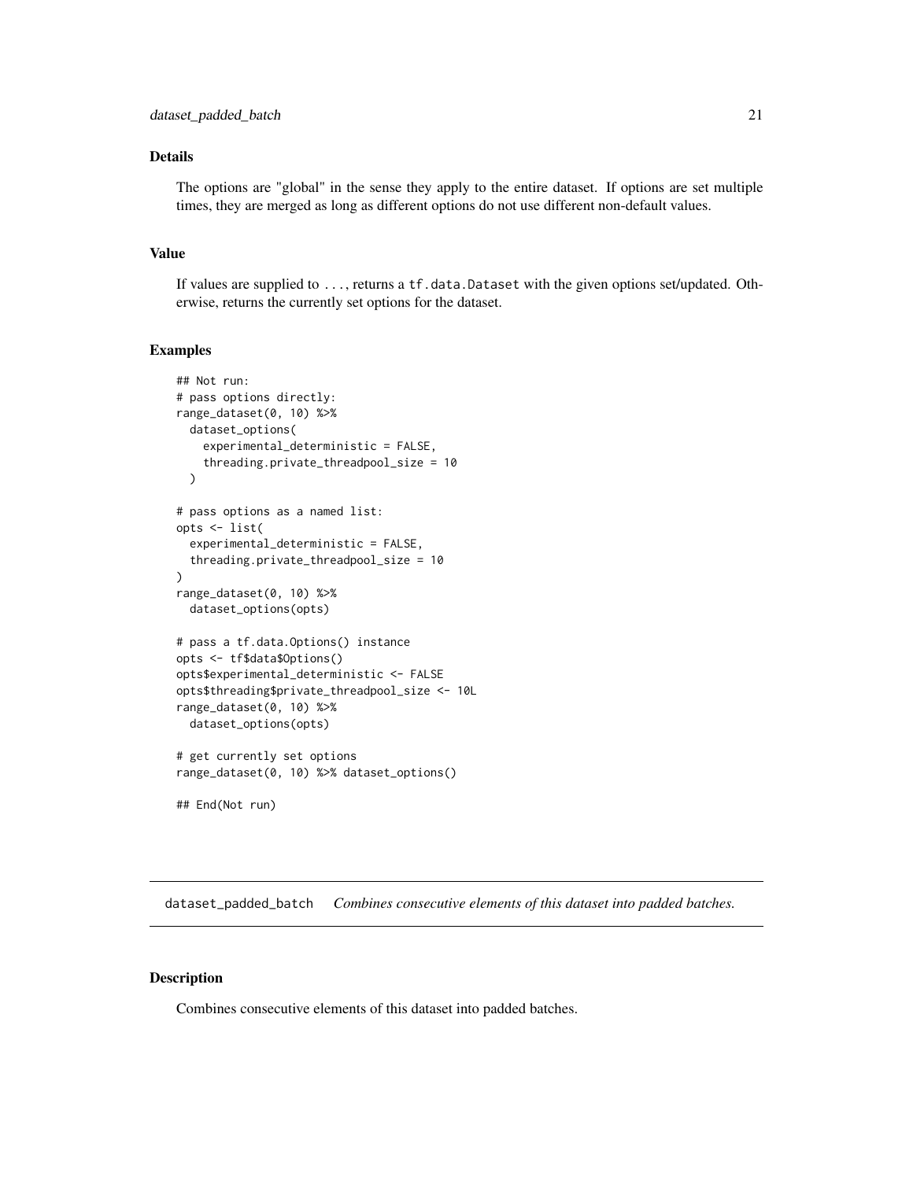### Details

The options are "global" in the sense they apply to the entire dataset. If options are set multiple times, they are merged as long as different options do not use different non-default values.

### Value

If values are supplied to `...`, returns a `tf.data.Dataset` with the given options set/updated. Otherwise, returns the currently set options for the dataset.

### Examples

```
## Not run:
# pass options directly:
range_dataset(0, 10) %>%
  dataset_options(
    experimental_deterministic = FALSE,
    threading.private_threadpool_size = 10
  )

# pass options as a named list:
opts <- list(
  experimental_deterministic = FALSE,
  threading.private_threadpool_size = 10
)
range_dataset(0, 10) %>%
  dataset_options(opts)

# pass a tf.data.Options() instance
opts <- tf$data$Options()
opts$experimental_deterministic <- FALSE
opts$threading$private_threadpool_size <- 10L
range_dataset(0, 10) %>%
  dataset_options(opts)

# get currently set options
range_dataset(0, 10) %>% dataset_options()

## End(Not run)
```

---

## dataset_padded_batch *Combines consecutive elements of this dataset into padded batches.*

---

### Description

Combines consecutive elements of this dataset into padded batches.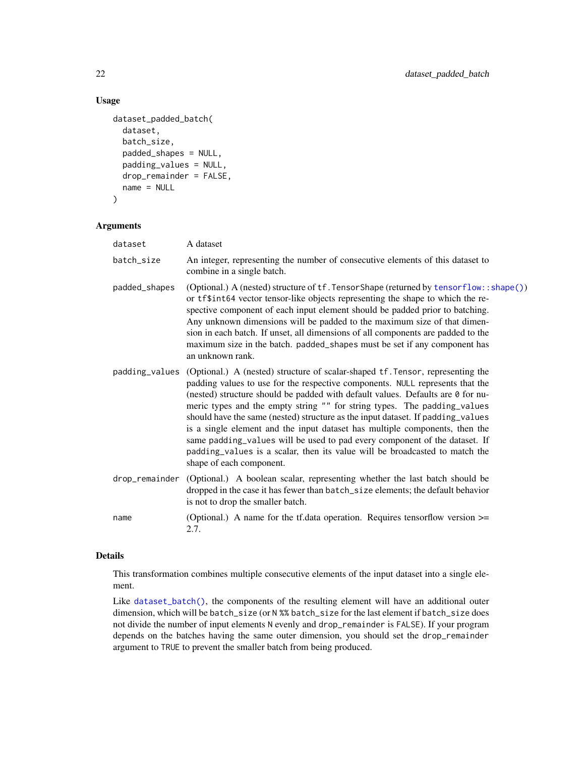## Usage

```
dataset_padded_batch(
  dataset,
  batch_size,
  padded_shapes = NULL,
  padding_values = NULL,
  drop_remainder = FALSE,
  name = NULL
)
```

## Arguments

| | |
|---|---|
| dataset | A dataset |
| batch_size | An integer, representing the number of consecutive elements of this dataset to combine in a single batch. |
| padded_shapes | (Optional.) A (nested) structure of `tf.TensorShape` (returned by `tensorflow::shape()`) or `tf$int64` vector tensor-like objects representing the shape to which the respective component of each input element should be padded prior to batching. Any unknown dimensions will be padded to the maximum size of that dimension in each batch. If unset, all dimensions of all components are padded to the maximum size in the batch. `padded_shapes` must be set if any component has an unknown rank. |
| padding_values | (Optional.) A (nested) structure of scalar-shaped `tf.Tensor`, representing the padding values to use for the respective components. `NULL` represents that the (nested) structure should be padded with default values. Defaults are `0` for numeric types and the empty string `""` for string types. The `padding_values` should have the same (nested) structure as the input dataset. If `padding_values` is a single element and the input dataset has multiple components, then the same `padding_values` will be used to pad every component of the dataset. If `padding_values` is a scalar, then its value will be broadcasted to match the shape of each component. |
| drop_remainder | (Optional.) A boolean scalar, representing whether the last batch should be dropped in the case it has fewer than `batch_size` elements; the default behavior is not to drop the smaller batch. |
| name | (Optional.) A name for the tf.data operation. Requires tensorflow version >= 2.7. |

## Details

This transformation combines multiple consecutive elements of the input dataset into a single element.

Like `dataset_batch()`, the components of the resulting element will have an additional outer dimension, which will be `batch_size` (or `N %% batch_size` for the last element if `batch_size` does not divide the number of input elements `N` evenly and `drop_remainder` is `FALSE`). If your program depends on the batches having the same outer dimension, you should set the `drop_remainder` argument to `TRUE` to prevent the smaller batch from being produced.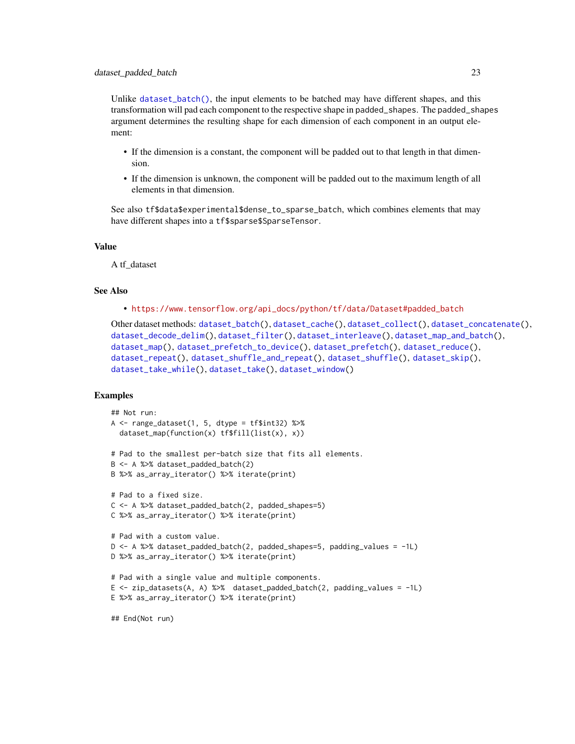Unlike `dataset_batch()`, the input elements to be batched may have different shapes, and this transformation will pad each component to the respective shape in `padded_shapes`. The `padded_shapes` argument determines the resulting shape for each dimension of each component in an output element:

- If the dimension is a constant, the component will be padded out to that length in that dimension.
- If the dimension is unknown, the component will be padded out to the maximum length of all elements in that dimension.

See also `tf$data$experimental$dense_to_sparse_batch`, which combines elements that may have different shapes into a `tf$sparse$SparseTensor`.

## Value

A tf_dataset

## See Also

- https://www.tensorflow.org/api_docs/python/tf/data/Dataset#padded_batch

Other dataset methods: `dataset_batch()`, `dataset_cache()`, `dataset_collect()`, `dataset_concatenate()`, `dataset_decode_delim()`, `dataset_filter()`, `dataset_interleave()`, `dataset_map_and_batch()`, `dataset_map()`, `dataset_prefetch_to_device()`, `dataset_prefetch()`, `dataset_reduce()`, `dataset_repeat()`, `dataset_shuffle_and_repeat()`, `dataset_shuffle()`, `dataset_skip()`, `dataset_take_while()`, `dataset_take()`, `dataset_window()`

## Examples

```
## Not run:
A <- range_dataset(1, 5, dtype = tf$int32) %>%
  dataset_map(function(x) tf$fill(list(x), x))

# Pad to the smallest per-batch size that fits all elements.
B <- A %>% dataset_padded_batch(2)
B %>% as_array_iterator() %>% iterate(print)

# Pad to a fixed size.
C <- A %>% dataset_padded_batch(2, padded_shapes=5)
C %>% as_array_iterator() %>% iterate(print)

# Pad with a custom value.
D <- A %>% dataset_padded_batch(2, padded_shapes=5, padding_values = -1L)
D %>% as_array_iterator() %>% iterate(print)

# Pad with a single value and multiple components.
E <- zip_datasets(A, A) %>%  dataset_padded_batch(2, padding_values = -1L)
E %>% as_array_iterator() %>% iterate(print)

## End(Not run)
```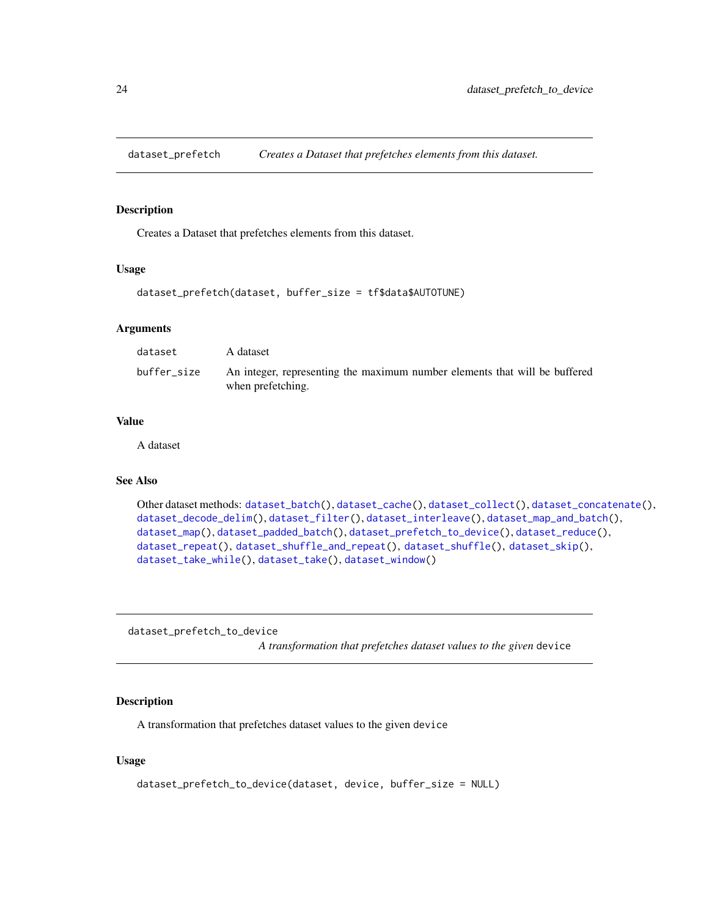## dataset_prefetch — *Creates a Dataset that prefetches elements from this dataset.*

### Description

Creates a Dataset that prefetches elements from this dataset.

### Usage

```
dataset_prefetch(dataset, buffer_size = tf$data$AUTOTUNE)
```

### Arguments

| | |
|---|---|
| `dataset` | A dataset |
| `buffer_size` | An integer, representing the maximum number elements that will be buffered when prefetching. |

### Value

A dataset

### See Also

Other dataset methods: `dataset_batch()`, `dataset_cache()`, `dataset_collect()`, `dataset_concatenate()`, `dataset_decode_delim()`, `dataset_filter()`, `dataset_interleave()`, `dataset_map_and_batch()`, `dataset_map()`, `dataset_padded_batch()`, `dataset_prefetch_to_device()`, `dataset_reduce()`, `dataset_repeat()`, `dataset_shuffle_and_repeat()`, `dataset_shuffle()`, `dataset_skip()`, `dataset_take_while()`, `dataset_take()`, `dataset_window()`

## dataset_prefetch_to_device — *A transformation that prefetches dataset values to the given* `device`

### Description

A transformation that prefetches dataset values to the given `device`

### Usage

```
dataset_prefetch_to_device(dataset, device, buffer_size = NULL)
```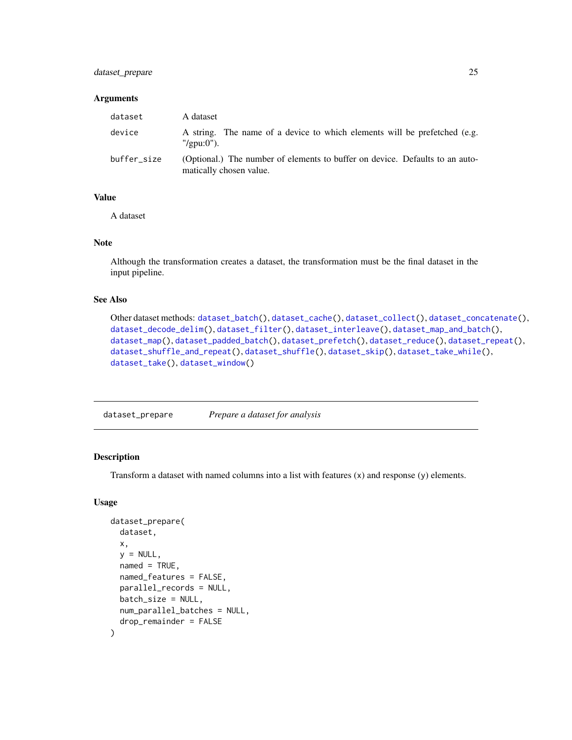### Arguments

| | |
|---|---|
| `dataset` | A dataset |
| `device` | A string. The name of a device to which elements will be prefetched (e.g. "/gpu:0"). |
| `buffer_size` | (Optional.) The number of elements to buffer on device. Defaults to an automatically chosen value. |

### Value

A dataset

### Note

Although the transformation creates a dataset, the transformation must be the final dataset in the input pipeline.

### See Also

Other dataset methods: `dataset_batch()`, `dataset_cache()`, `dataset_collect()`, `dataset_concatenate()`, `dataset_decode_delim()`, `dataset_filter()`, `dataset_interleave()`, `dataset_map_and_batch()`, `dataset_map()`, `dataset_padded_batch()`, `dataset_prefetch()`, `dataset_reduce()`, `dataset_repeat()`, `dataset_shuffle_and_repeat()`, `dataset_shuffle()`, `dataset_skip()`, `dataset_take_while()`, `dataset_take()`, `dataset_window()`

---

## `dataset_prepare` *Prepare a dataset for analysis*

### Description

Transform a dataset with named columns into a list with features (x) and response (y) elements.

### Usage

```
dataset_prepare(
  dataset,
  x,
  y = NULL,
  named = TRUE,
  named_features = FALSE,
  parallel_records = NULL,
  batch_size = NULL,
  num_parallel_batches = NULL,
  drop_remainder = FALSE
)
```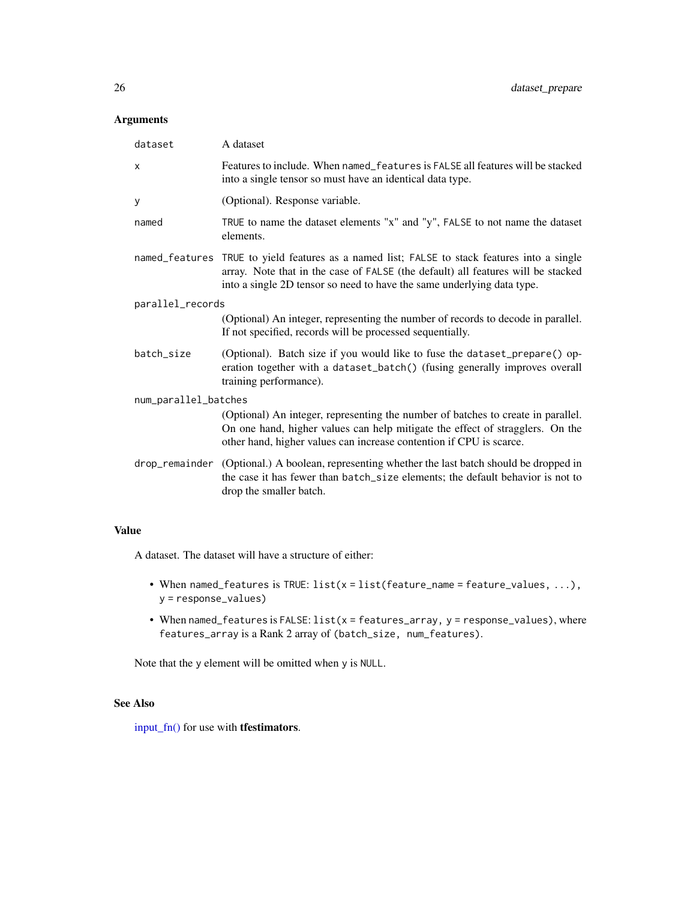## Arguments

| | |
|---|---|
| `dataset` | A dataset |
| `x` | Features to include. When `named_features` is `FALSE` all features will be stacked into a single tensor so must have an identical data type. |
| `y` | (Optional). Response variable. |
| `named` | `TRUE` to name the dataset elements "x" and "y", `FALSE` to not name the dataset elements. |
| `named_features` | `TRUE` to yield features as a named list; `FALSE` to stack features into a single array. Note that in the case of `FALSE` (the default) all features will be stacked into a single 2D tensor so need to have the same underlying data type. |
| `parallel_records` | (Optional) An integer, representing the number of records to decode in parallel. If not specified, records will be processed sequentially. |
| `batch_size` | (Optional). Batch size if you would like to fuse the `dataset_prepare()` operation together with a `dataset_batch()` (fusing generally improves overall training performance). |
| `num_parallel_batches` | (Optional) An integer, representing the number of batches to create in parallel. On one hand, higher values can help mitigate the effect of stragglers. On the other hand, higher values can increase contention if CPU is scarce. |
| `drop_remainder` | (Optional.) A boolean, representing whether the last batch should be dropped in the case it has fewer than `batch_size` elements; the default behavior is not to drop the smaller batch. |

## Value

A dataset. The dataset will have a structure of either:

- When `named_features` is `TRUE`: `list(x = list(feature_name = feature_values, ...), y = response_values)`
- When `named_features` is `FALSE`: `list(x = features_array, y = response_values)`, where `features_array` is a Rank 2 array of `(batch_size, num_features)`.

Note that the `y` element will be omitted when `y` is `NULL`.

## See Also

input_fn() for use with **tfestimators**.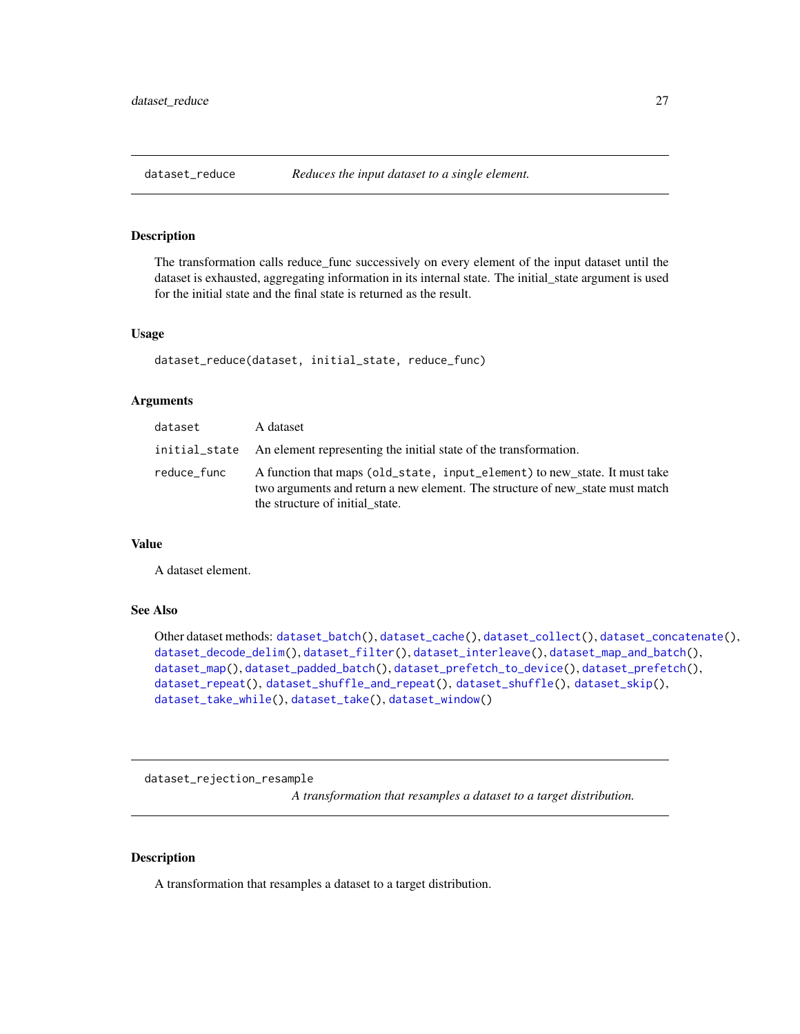## dataset_reduce *Reduces the input dataset to a single element.*

### Description

The transformation calls reduce_func successively on every element of the input dataset until the dataset is exhausted, aggregating information in its internal state. The initial_state argument is used for the initial state and the final state is returned as the result.

### Usage

```
dataset_reduce(dataset, initial_state, reduce_func)
```

### Arguments

| | |
|---|---|
| `dataset` | A dataset |
| `initial_state` | An element representing the initial state of the transformation. |
| `reduce_func` | A function that maps `(old_state, input_element)` to new_state. It must take two arguments and return a new element. The structure of new_state must match the structure of initial_state. |

### Value

A dataset element.

### See Also

Other dataset methods: `dataset_batch()`, `dataset_cache()`, `dataset_collect()`, `dataset_concatenate()`, `dataset_decode_delim()`, `dataset_filter()`, `dataset_interleave()`, `dataset_map_and_batch()`, `dataset_map()`, `dataset_padded_batch()`, `dataset_prefetch_to_device()`, `dataset_prefetch()`, `dataset_repeat()`, `dataset_shuffle_and_repeat()`, `dataset_shuffle()`, `dataset_skip()`, `dataset_take_while()`, `dataset_take()`, `dataset_window()`

## dataset_rejection_resample *A transformation that resamples a dataset to a target distribution.*

### Description

A transformation that resamples a dataset to a target distribution.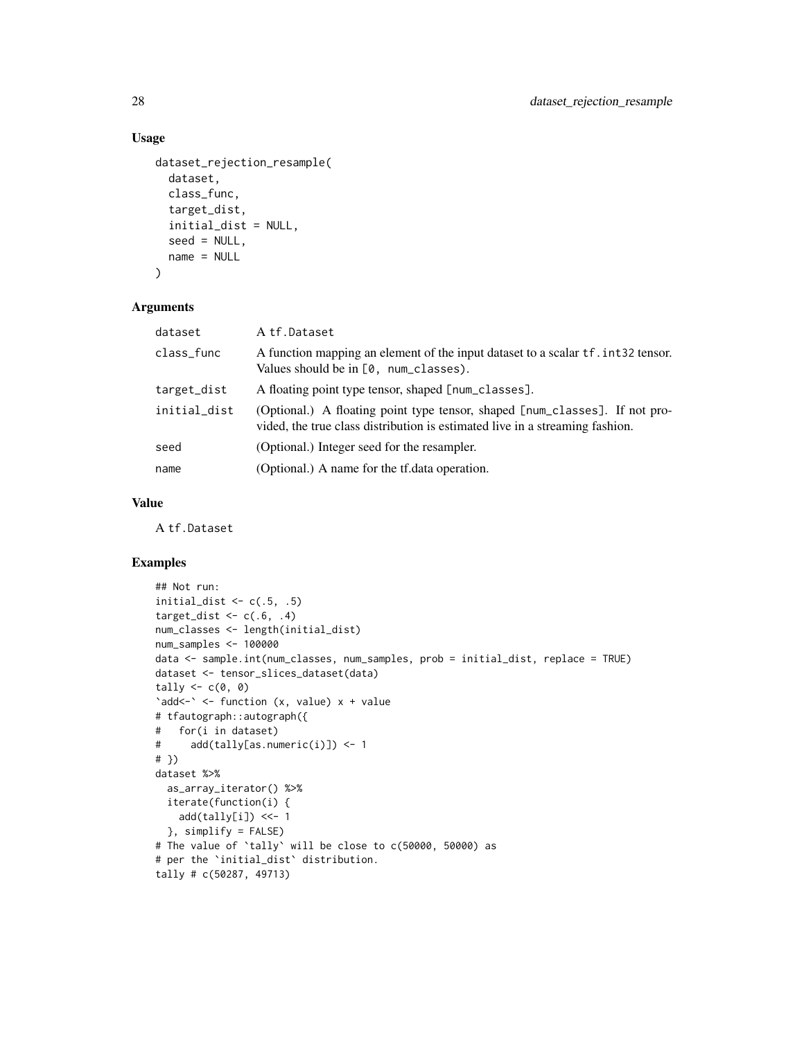### Usage

```
dataset_rejection_resample(
  dataset,
  class_func,
  target_dist,
  initial_dist = NULL,
  seed = NULL,
  name = NULL
)
```

### Arguments

| | |
|---|---|
| dataset | A tf.Dataset |
| class_func | A function mapping an element of the input dataset to a scalar tf.int32 tensor. Values should be in [0, num_classes). |
| target_dist | A floating point type tensor, shaped [num_classes]. |
| initial_dist | (Optional.) A floating point type tensor, shaped [num_classes]. If not provided, the true class distribution is estimated live in a streaming fashion. |
| seed | (Optional.) Integer seed for the resampler. |
| name | (Optional.) A name for the tf.data operation. |

### Value

A tf.Dataset

### Examples

```
## Not run:
initial_dist <- c(.5, .5)
target_dist <- c(.6, .4)
num_classes <- length(initial_dist)
num_samples <- 100000
data <- sample.int(num_classes, num_samples, prob = initial_dist, replace = TRUE)
dataset <- tensor_slices_dataset(data)
tally <- c(0, 0)
`add<-` <- function (x, value) x + value
# tfautograph::autograph({
#   for(i in dataset)
#     add(tally[as.numeric(i)]) <- 1
# })
dataset %>%
  as_array_iterator() %>%
  iterate(function(i) {
    add(tally[i]) <<- 1
  }, simplify = FALSE)
# The value of `tally` will be close to c(50000, 50000) as
# per the `initial_dist` distribution.
tally # c(50287, 49713)
```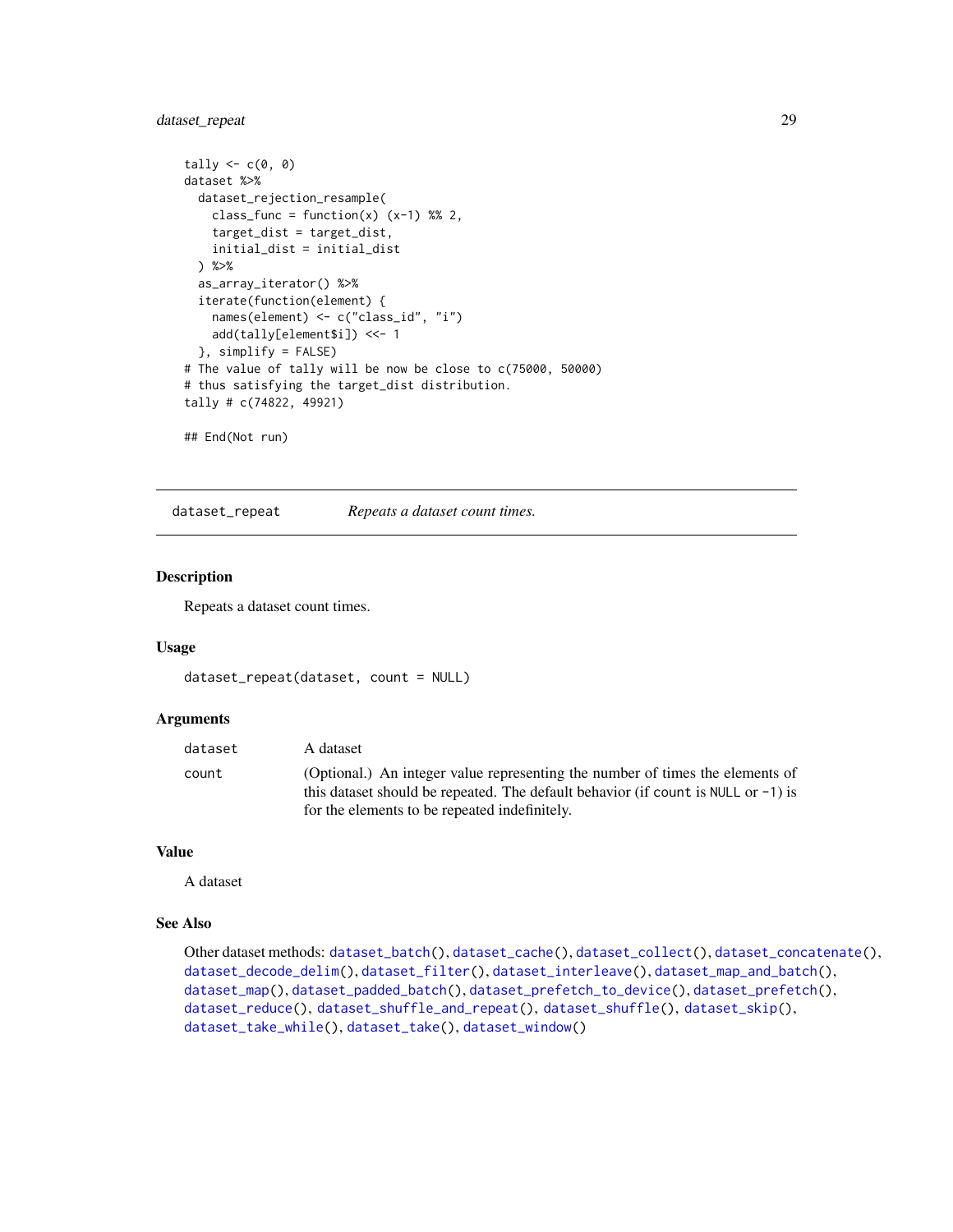```
tally <- c(0, 0)
dataset %>%
  dataset_rejection_resample(
    class_func = function(x) (x-1) %% 2,
    target_dist = target_dist,
    initial_dist = initial_dist
  ) %>%
  as_array_iterator() %>%
  iterate(function(element) {
    names(element) <- c("class_id", "i")
    add(tally[element$i]) <<- 1
  }, simplify = FALSE)
# The value of tally will be now be close to c(75000, 50000)
# thus satisfying the target_dist distribution.
tally # c(74822, 49921)

## End(Not run)
```

---

## dataset_repeat — *Repeats a dataset count times.*

### Description

Repeats a dataset count times.

### Usage

```
dataset_repeat(dataset, count = NULL)
```

### Arguments

| | |
|---|---|
| dataset | A dataset |
| count | (Optional.) An integer value representing the number of times the elements of this dataset should be repeated. The default behavior (if `count` is `NULL` or `-1`) is for the elements to be repeated indefinitely. |

### Value

A dataset

### See Also

Other dataset methods: `dataset_batch()`, `dataset_cache()`, `dataset_collect()`, `dataset_concatenate()`, `dataset_decode_delim()`, `dataset_filter()`, `dataset_interleave()`, `dataset_map_and_batch()`, `dataset_map()`, `dataset_padded_batch()`, `dataset_prefetch_to_device()`, `dataset_prefetch()`, `dataset_reduce()`, `dataset_shuffle_and_repeat()`, `dataset_shuffle()`, `dataset_skip()`, `dataset_take_while()`, `dataset_take()`, `dataset_window()`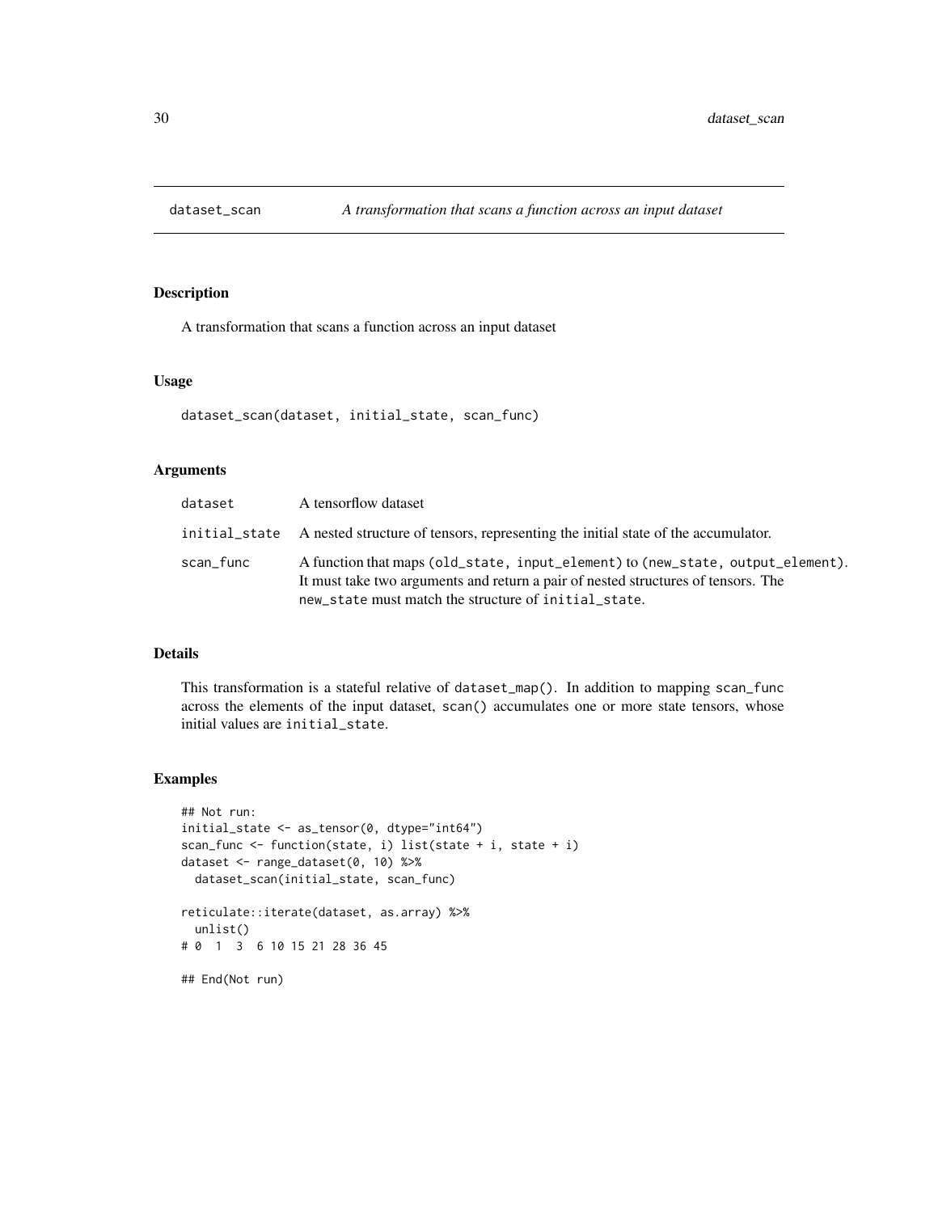## dataset_scan — *A transformation that scans a function across an input dataset*

### Description

A transformation that scans a function across an input dataset

### Usage

```
dataset_scan(dataset, initial_state, scan_func)
```

### Arguments

| | |
|---|---|
| dataset | A tensorflow dataset |
| initial_state | A nested structure of tensors, representing the initial state of the accumulator. |
| scan_func | A function that maps `(old_state, input_element)` to `(new_state, output_element)`. It must take two arguments and return a pair of nested structures of tensors. The `new_state` must match the structure of `initial_state`. |

### Details

This transformation is a stateful relative of `dataset_map()`. In addition to mapping `scan_func` across the elements of the input dataset, `scan()` accumulates one or more state tensors, whose initial values are `initial_state`.

### Examples

```
## Not run:
initial_state <- as_tensor(0, dtype="int64")
scan_func <- function(state, i) list(state + i, state + i)
dataset <- range_dataset(0, 10) %>%
  dataset_scan(initial_state, scan_func)

reticulate::iterate(dataset, as.array) %>%
  unlist()
# 0  1  3  6 10 15 21 28 36 45

## End(Not run)
```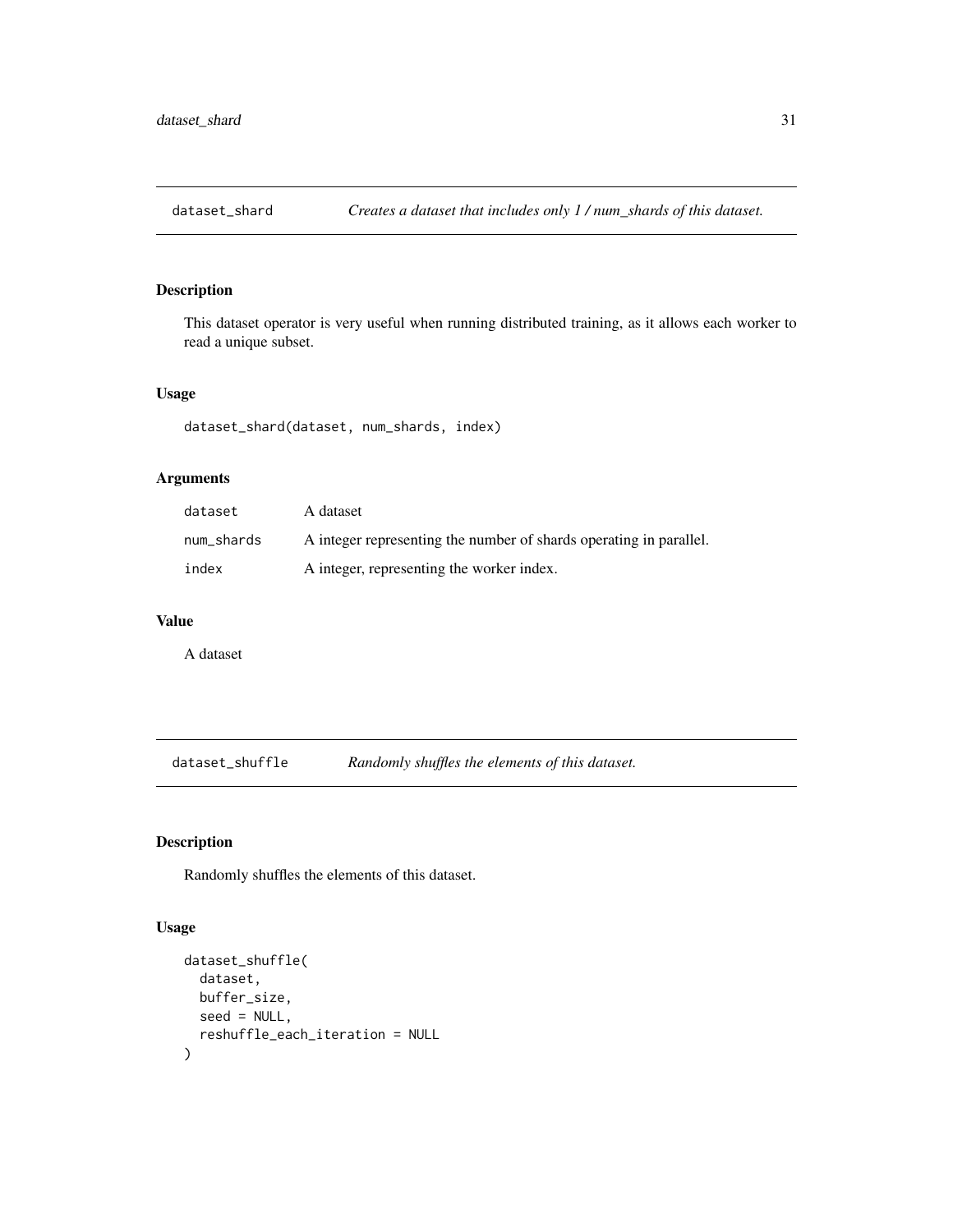## dataset_shard — *Creates a dataset that includes only 1 / num_shards of this dataset.*

### Description

This dataset operator is very useful when running distributed training, as it allows each worker to read a unique subset.

### Usage

```
dataset_shard(dataset, num_shards, index)
```

### Arguments

| | |
|---|---|
| dataset | A dataset |
| num_shards | A integer representing the number of shards operating in parallel. |
| index | A integer, representing the worker index. |

### Value

A dataset

## dataset_shuffle — *Randomly shuffles the elements of this dataset.*

### Description

Randomly shuffles the elements of this dataset.

### Usage

```
dataset_shuffle(
  dataset,
  buffer_size,
  seed = NULL,
  reshuffle_each_iteration = NULL
)
```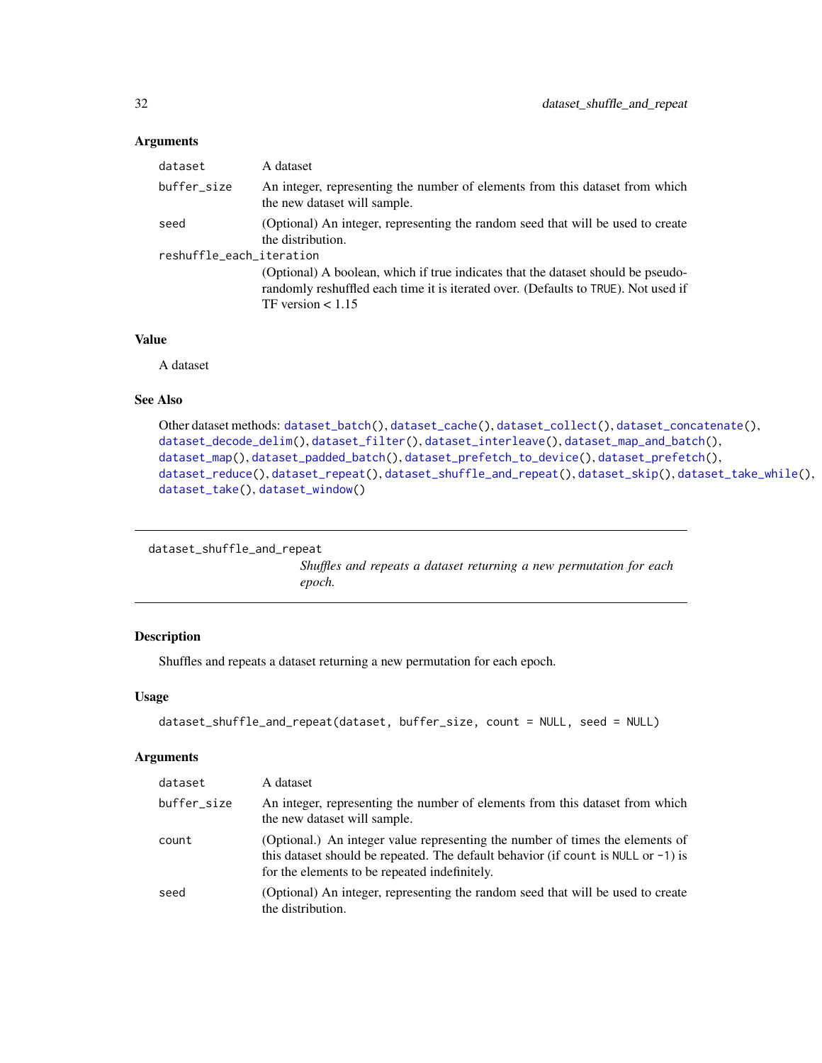### Arguments

| | |
|---|---|
| `dataset` | A dataset |
| `buffer_size` | An integer, representing the number of elements from this dataset from which the new dataset will sample. |
| `seed` | (Optional) An integer, representing the random seed that will be used to create the distribution. |
| `reshuffle_each_iteration` | (Optional) A boolean, which if true indicates that the dataset should be pseudo-randomly reshuffled each time it is iterated over. (Defaults to `TRUE`). Not used if TF version < 1.15 |

### Value

A dataset

### See Also

Other dataset methods: `dataset_batch()`, `dataset_cache()`, `dataset_collect()`, `dataset_concatenate()`, `dataset_decode_delim()`, `dataset_filter()`, `dataset_interleave()`, `dataset_map_and_batch()`, `dataset_map()`, `dataset_padded_batch()`, `dataset_prefetch_to_device()`, `dataset_prefetch()`, `dataset_reduce()`, `dataset_repeat()`, `dataset_shuffle_and_repeat()`, `dataset_skip()`, `dataset_take_while()`, `dataset_take()`, `dataset_window()`

---

## dataset_shuffle_and_repeat

*Shuffles and repeats a dataset returning a new permutation for each epoch.*

---

### Description

Shuffles and repeats a dataset returning a new permutation for each epoch.

### Usage

```
dataset_shuffle_and_repeat(dataset, buffer_size, count = NULL, seed = NULL)
```

### Arguments

| | |
|---|---|
| `dataset` | A dataset |
| `buffer_size` | An integer, representing the number of elements from this dataset from which the new dataset will sample. |
| `count` | (Optional.) An integer value representing the number of times the elements of this dataset should be repeated. The default behavior (if `count` is `NULL` or `-1`) is for the elements to be repeated indefinitely. |
| `seed` | (Optional) An integer, representing the random seed that will be used to create the distribution. |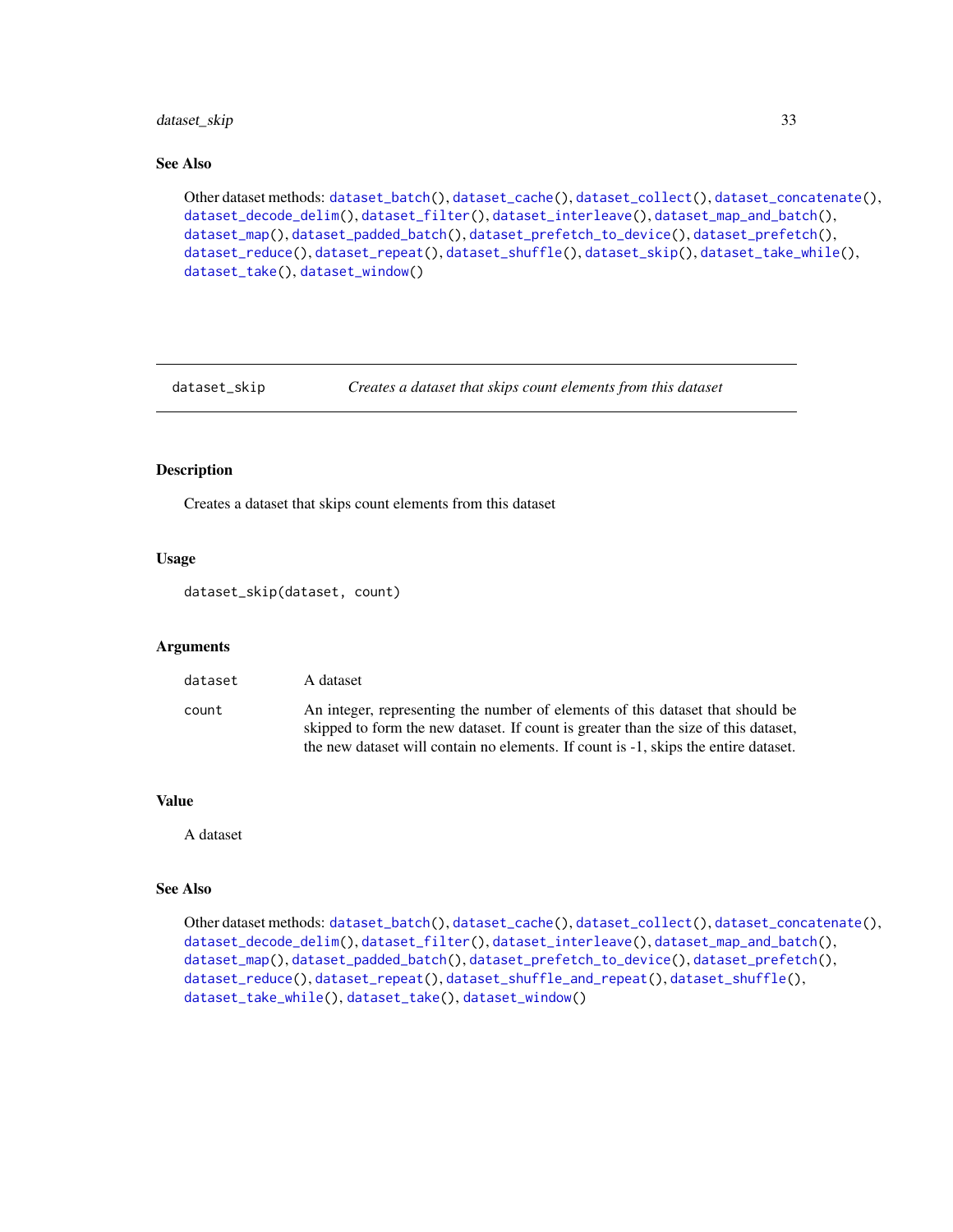## See Also

Other dataset methods: dataset_batch(), dataset_cache(), dataset_collect(), dataset_concatenate(), dataset_decode_delim(), dataset_filter(), dataset_interleave(), dataset_map_and_batch(), dataset_map(), dataset_padded_batch(), dataset_prefetch_to_device(), dataset_prefetch(), dataset_reduce(), dataset_repeat(), dataset_shuffle(), dataset_skip(), dataset_take_while(), dataset_take(), dataset_window()

---

# dataset_skip — *Creates a dataset that skips count elements from this dataset*

## Description

Creates a dataset that skips count elements from this dataset

## Usage

```
dataset_skip(dataset, count)
```

## Arguments

| | |
|---|---|
| dataset | A dataset |
| count | An integer, representing the number of elements of this dataset that should be skipped to form the new dataset. If count is greater than the size of this dataset, the new dataset will contain no elements. If count is -1, skips the entire dataset. |

## Value

A dataset

## See Also

Other dataset methods: dataset_batch(), dataset_cache(), dataset_collect(), dataset_concatenate(), dataset_decode_delim(), dataset_filter(), dataset_interleave(), dataset_map_and_batch(), dataset_map(), dataset_padded_batch(), dataset_prefetch_to_device(), dataset_prefetch(), dataset_reduce(), dataset_repeat(), dataset_shuffle_and_repeat(), dataset_shuffle(), dataset_take_while(), dataset_take(), dataset_window()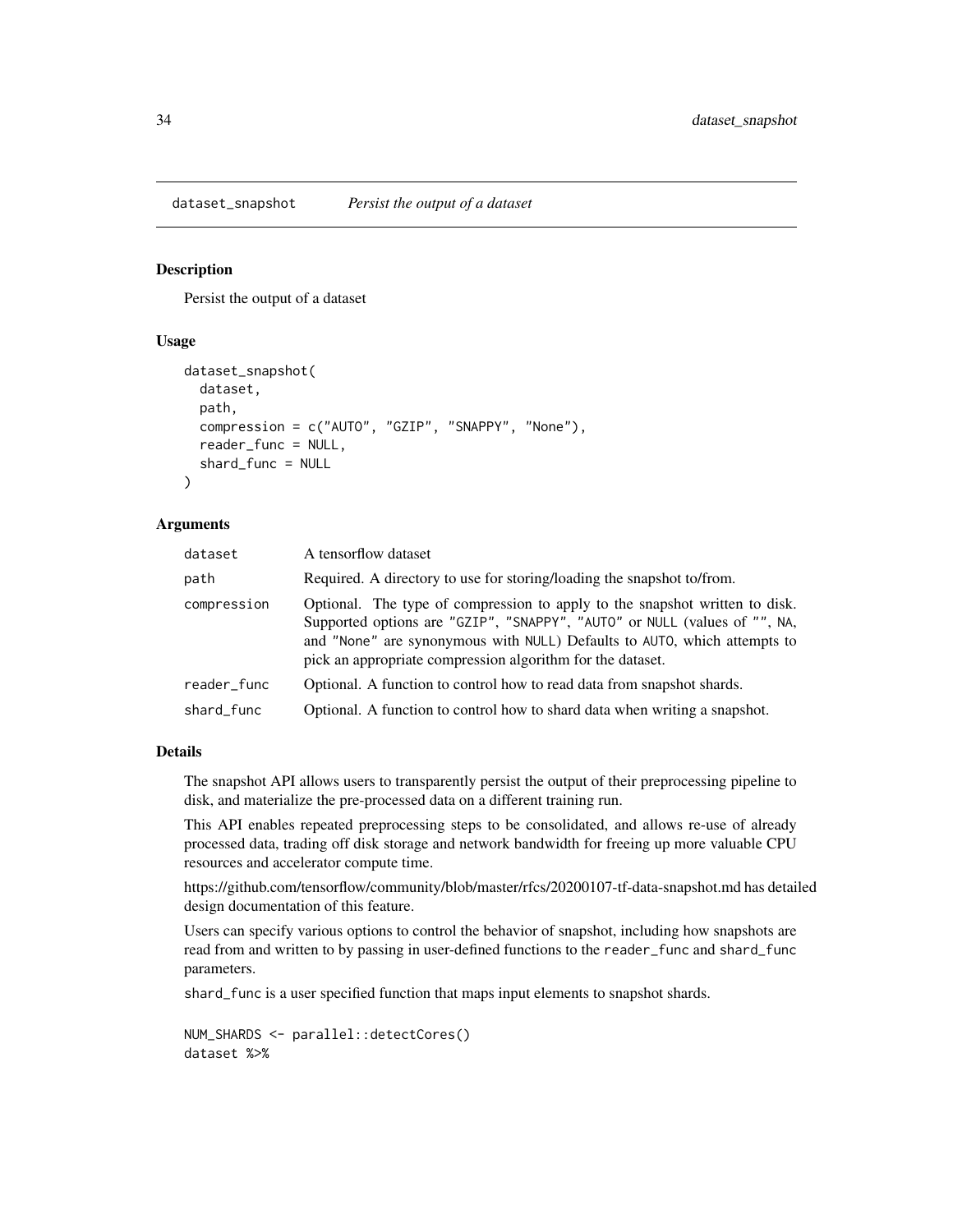## dataset_snapshot *Persist the output of a dataset*

### Description

Persist the output of a dataset

### Usage

```
dataset_snapshot(
  dataset,
  path,
  compression = c("AUTO", "GZIP", "SNAPPY", "None"),
  reader_func = NULL,
  shard_func = NULL
)
```

### Arguments

| | |
|---|---|
| dataset | A tensorflow dataset |
| path | Required. A directory to use for storing/loading the snapshot to/from. |
| compression | Optional. The type of compression to apply to the snapshot written to disk. Supported options are "GZIP", "SNAPPY", "AUTO" or NULL (values of "", NA, and "None" are synonymous with NULL) Defaults to AUTO, which attempts to pick an appropriate compression algorithm for the dataset. |
| reader_func | Optional. A function to control how to read data from snapshot shards. |
| shard_func | Optional. A function to control how to shard data when writing a snapshot. |

### Details

The snapshot API allows users to transparently persist the output of their preprocessing pipeline to disk, and materialize the pre-processed data on a different training run.

This API enables repeated preprocessing steps to be consolidated, and allows re-use of already processed data, trading off disk storage and network bandwidth for freeing up more valuable CPU resources and accelerator compute time.

https://github.com/tensorflow/community/blob/master/rfcs/20200107-tf-data-snapshot.md has detailed design documentation of this feature.

Users can specify various options to control the behavior of snapshot, including how snapshots are read from and written to by passing in user-defined functions to the reader_func and shard_func parameters.

shard_func is a user specified function that maps input elements to snapshot shards.

```
NUM_SHARDS <- parallel::detectCores()
dataset %>%
```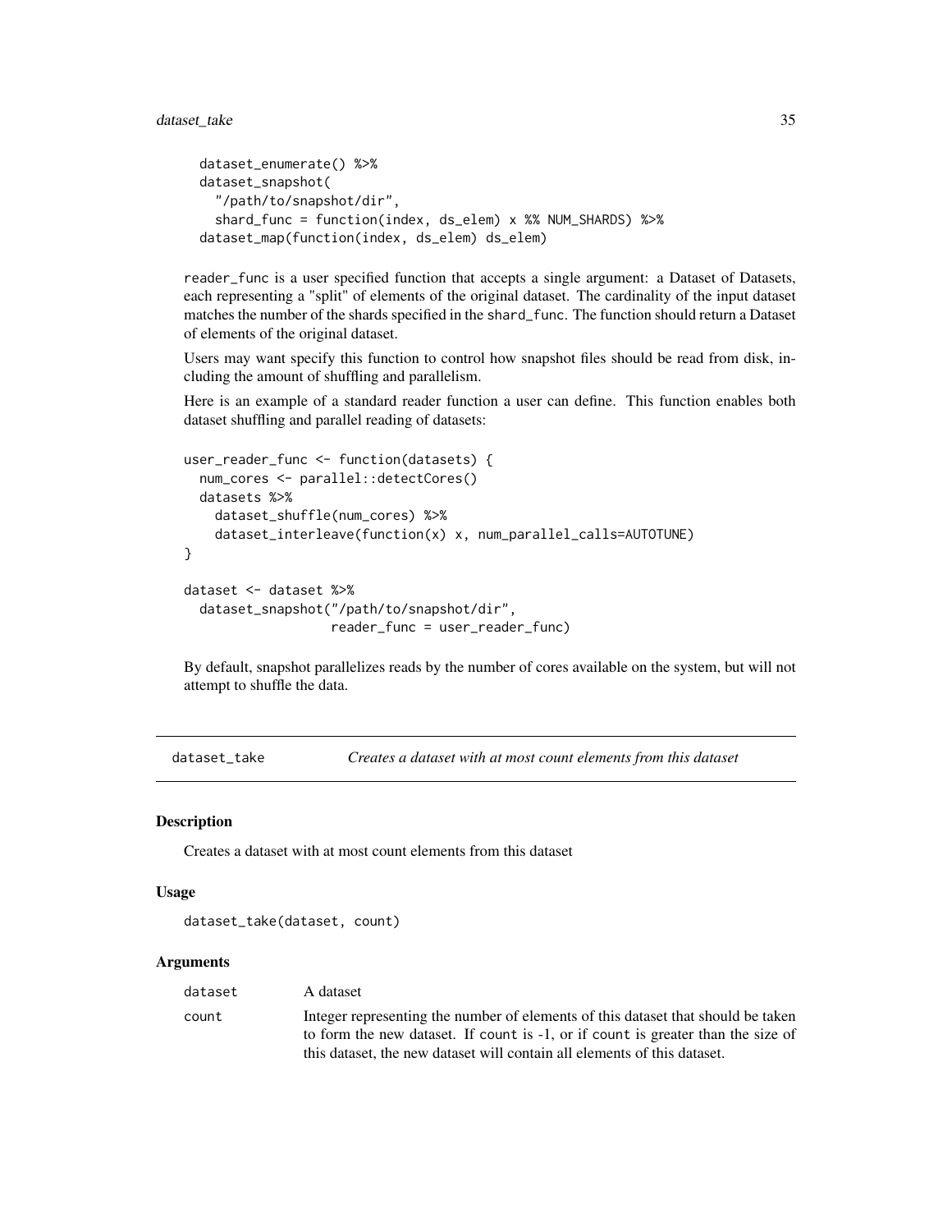```
  dataset_enumerate() %>%
  dataset_snapshot(
    "/path/to/snapshot/dir",
    shard_func = function(index, ds_elem) x %% NUM_SHARDS) %>%
  dataset_map(function(index, ds_elem) ds_elem)
```

reader_func is a user specified function that accepts a single argument: a Dataset of Datasets, each representing a "split" of elements of the original dataset. The cardinality of the input dataset matches the number of the shards specified in the shard_func. The function should return a Dataset of elements of the original dataset.

Users may want specify this function to control how snapshot files should be read from disk, including the amount of shuffling and parallelism.

Here is an example of a standard reader function a user can define. This function enables both dataset shuffling and parallel reading of datasets:

```
user_reader_func <- function(datasets) {
  num_cores <- parallel::detectCores()
  datasets %>%
    dataset_shuffle(num_cores) %>%
    dataset_interleave(function(x) x, num_parallel_calls=AUTOTUNE)
}

dataset <- dataset %>%
  dataset_snapshot("/path/to/snapshot/dir",
                   reader_func = user_reader_func)
```

By default, snapshot parallelizes reads by the number of cores available on the system, but will not attempt to shuffle the data.

---

## dataset_take — *Creates a dataset with at most count elements from this dataset*

### Description

Creates a dataset with at most count elements from this dataset

### Usage

```
dataset_take(dataset, count)
```

### Arguments

| | |
|---|---|
| dataset | A dataset |
| count | Integer representing the number of elements of this dataset that should be taken to form the new dataset. If count is -1, or if count is greater than the size of this dataset, the new dataset will contain all elements of this dataset. |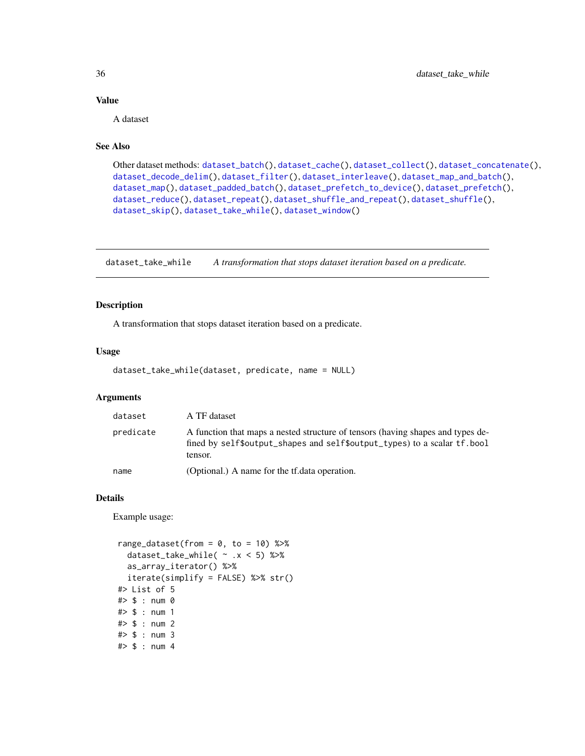### Value

A dataset

### See Also

Other dataset methods: dataset_batch(), dataset_cache(), dataset_collect(), dataset_concatenate(), dataset_decode_delim(), dataset_filter(), dataset_interleave(), dataset_map_and_batch(), dataset_map(), dataset_padded_batch(), dataset_prefetch_to_device(), dataset_prefetch(), dataset_reduce(), dataset_repeat(), dataset_shuffle_and_repeat(), dataset_shuffle(), dataset_skip(), dataset_take_while(), dataset_window()

---

## dataset_take_while — *A transformation that stops dataset iteration based on a predicate.*

---

### Description

A transformation that stops dataset iteration based on a predicate.

### Usage

```
dataset_take_while(dataset, predicate, name = NULL)
```

### Arguments

| | |
|---|---|
| dataset | A TF dataset |
| predicate | A function that maps a nested structure of tensors (having shapes and types defined by self$output_shapes and self$output_types) to a scalar tf.bool tensor. |
| name | (Optional.) A name for the tf.data operation. |

### Details

Example usage:

```
range_dataset(from = 0, to = 10) %>%
  dataset_take_while( ~ .x < 5) %>%
  as_array_iterator() %>%
  iterate(simplify = FALSE) %>% str()
#> List of 5
#> $ : num 0
#> $ : num 1
#> $ : num 2
#> $ : num 3
#> $ : num 4
```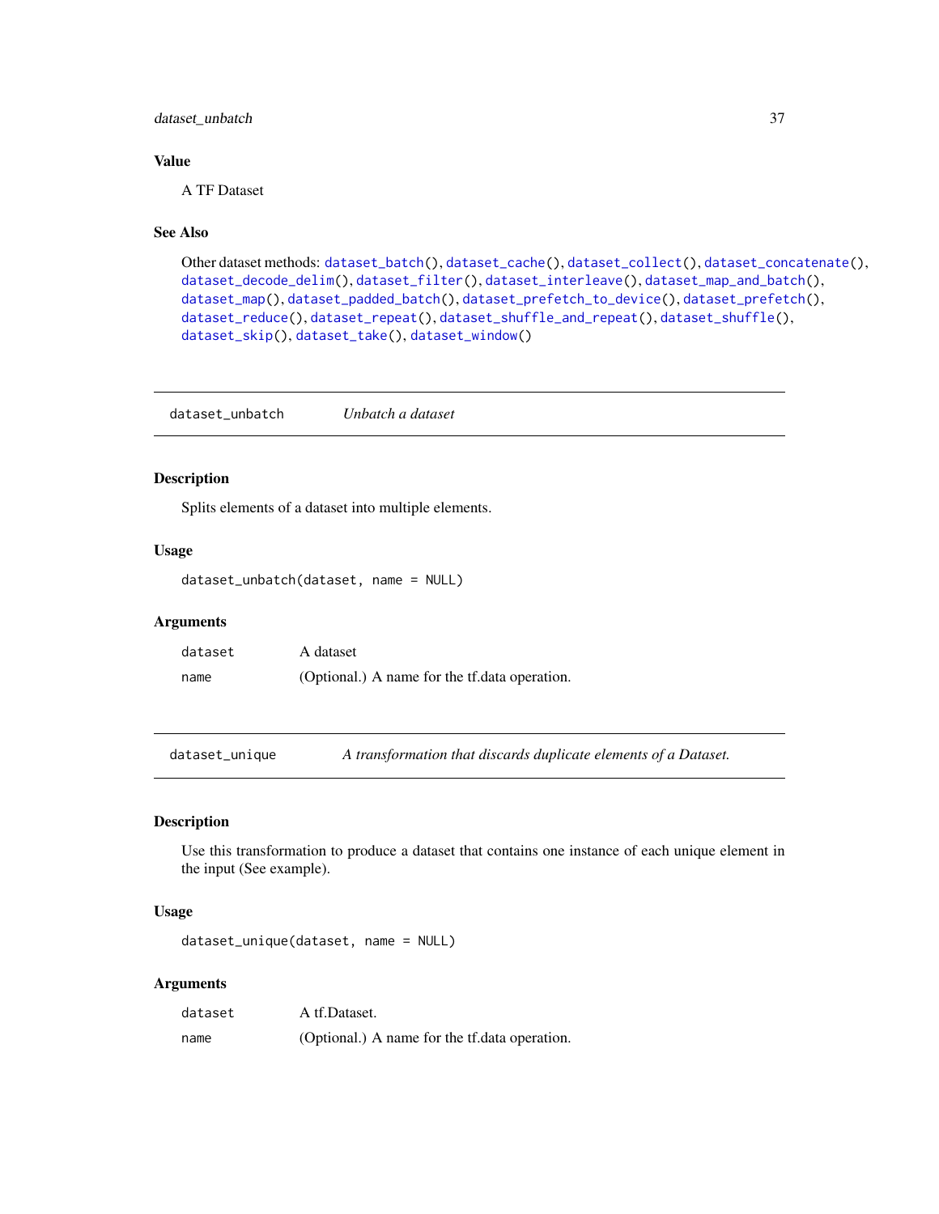### Value

A TF Dataset

### See Also

Other dataset methods: dataset_batch(), dataset_cache(), dataset_collect(), dataset_concatenate(), dataset_decode_delim(), dataset_filter(), dataset_interleave(), dataset_map_and_batch(), dataset_map(), dataset_padded_batch(), dataset_prefetch_to_device(), dataset_prefetch(), dataset_reduce(), dataset_repeat(), dataset_shuffle_and_repeat(), dataset_shuffle(), dataset_skip(), dataset_take(), dataset_window()

---

## dataset_unbatch — *Unbatch a dataset*

### Description

Splits elements of a dataset into multiple elements.

### Usage

```
dataset_unbatch(dataset, name = NULL)
```

### Arguments

| | |
|---|---|
| dataset | A dataset |
| name | (Optional.) A name for the tf.data operation. |

---

## dataset_unique — *A transformation that discards duplicate elements of a Dataset.*

### Description

Use this transformation to produce a dataset that contains one instance of each unique element in the input (See example).

### Usage

```
dataset_unique(dataset, name = NULL)
```

### Arguments

| | |
|---|---|
| dataset | A tf.Dataset. |
| name | (Optional.) A name for the tf.data operation. |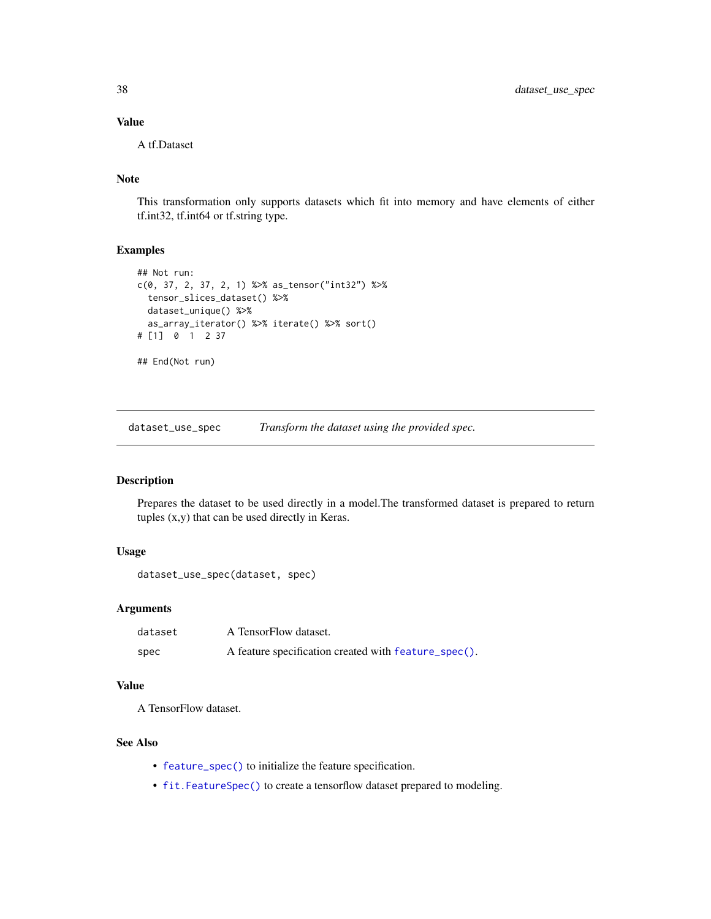### Value

A tf.Dataset

### Note

This transformation only supports datasets which fit into memory and have elements of either tf.int32, tf.int64 or tf.string type.

### Examples

```
## Not run:
c(0, 37, 2, 37, 2, 1) %>% as_tensor("int32") %>%
  tensor_slices_dataset() %>%
  dataset_unique() %>%
  as_array_iterator() %>% iterate() %>% sort()
# [1]  0  1  2 37

## End(Not run)
```

---

## dataset_use_spec &nbsp;&nbsp;&nbsp; *Transform the dataset using the provided spec.*

### Description

Prepares the dataset to be used directly in a model.The transformed dataset is prepared to return tuples (x,y) that can be used directly in Keras.

### Usage

```
dataset_use_spec(dataset, spec)
```

### Arguments

| | |
|---|---|
| `dataset` | A TensorFlow dataset. |
| `spec` | A feature specification created with `feature_spec()`. |

### Value

A TensorFlow dataset.

### See Also

- `feature_spec()` to initialize the feature specification.
- `fit.FeatureSpec()` to create a tensorflow dataset prepared to modeling.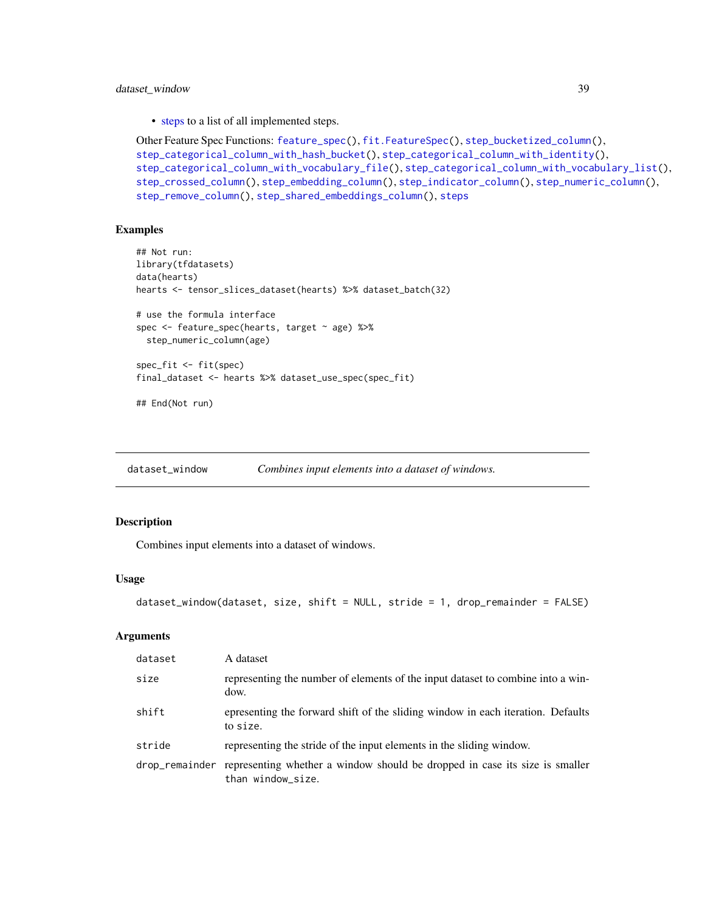- steps to a list of all implemented steps.

Other Feature Spec Functions: `feature_spec()`, `fit.FeatureSpec()`, `step_bucketized_column()`, `step_categorical_column_with_hash_bucket()`, `step_categorical_column_with_identity()`, `step_categorical_column_with_vocabulary_file()`, `step_categorical_column_with_vocabulary_list()`, `step_crossed_column()`, `step_embedding_column()`, `step_indicator_column()`, `step_numeric_column()`, `step_remove_column()`, `step_shared_embeddings_column()`, `steps`

### Examples

```
## Not run:
library(tfdatasets)
data(hearts)
hearts <- tensor_slices_dataset(hearts) %>% dataset_batch(32)

# use the formula interface
spec <- feature_spec(hearts, target ~ age) %>%
  step_numeric_column(age)

spec_fit <- fit(spec)
final_dataset <- hearts %>% dataset_use_spec(spec_fit)

## End(Not run)
```

---

## dataset_window *Combines input elements into a dataset of windows.*

### Description

Combines input elements into a dataset of windows.

### Usage

```
dataset_window(dataset, size, shift = NULL, stride = 1, drop_remainder = FALSE)
```

### Arguments

| | |
|---|---|
| `dataset` | A dataset |
| `size` | representing the number of elements of the input dataset to combine into a window. |
| `shift` | epresenting the forward shift of the sliding window in each iteration. Defaults to `size`. |
| `stride` | representing the stride of the input elements in the sliding window. |
| `drop_remainder` | representing whether a window should be dropped in case its size is smaller than `window_size`. |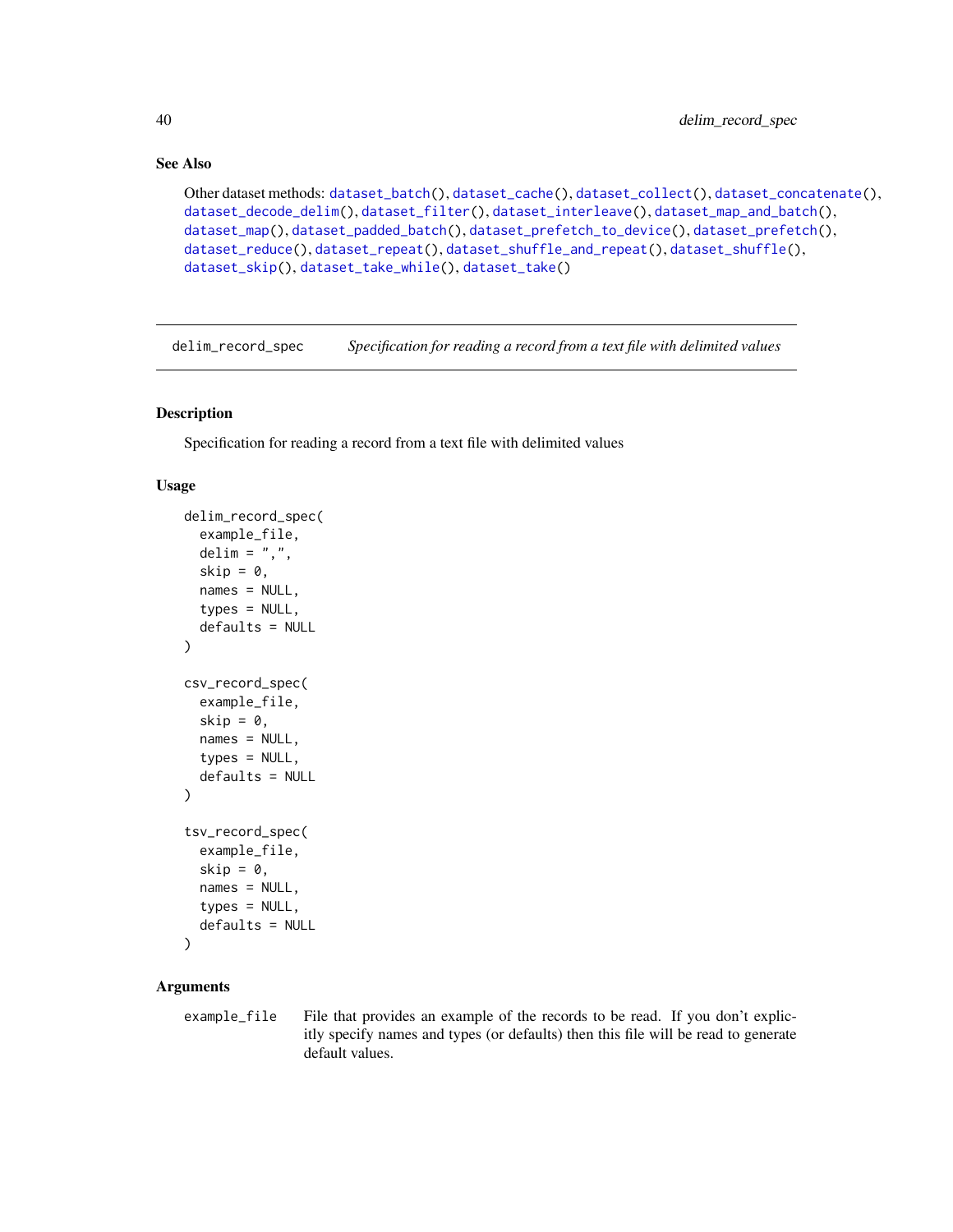## See Also

Other dataset methods: dataset_batch(), dataset_cache(), dataset_collect(), dataset_concatenate(), dataset_decode_delim(), dataset_filter(), dataset_interleave(), dataset_map_and_batch(), dataset_map(), dataset_padded_batch(), dataset_prefetch_to_device(), dataset_prefetch(), dataset_reduce(), dataset_repeat(), dataset_shuffle_and_repeat(), dataset_shuffle(), dataset_skip(), dataset_take_while(), dataset_take()

---

# delim_record_spec — *Specification for reading a record from a text file with delimited values*

---

## Description

Specification for reading a record from a text file with delimited values

## Usage

```
delim_record_spec(
  example_file,
  delim = ",",
  skip = 0,
  names = NULL,
  types = NULL,
  defaults = NULL
)

csv_record_spec(
  example_file,
  skip = 0,
  names = NULL,
  types = NULL,
  defaults = NULL
)

tsv_record_spec(
  example_file,
  skip = 0,
  names = NULL,
  types = NULL,
  defaults = NULL
)
```

## Arguments

| | |
|---|---|
| example_file | File that provides an example of the records to be read. If you don't explicitly specify names and types (or defaults) then this file will be read to generate default values. |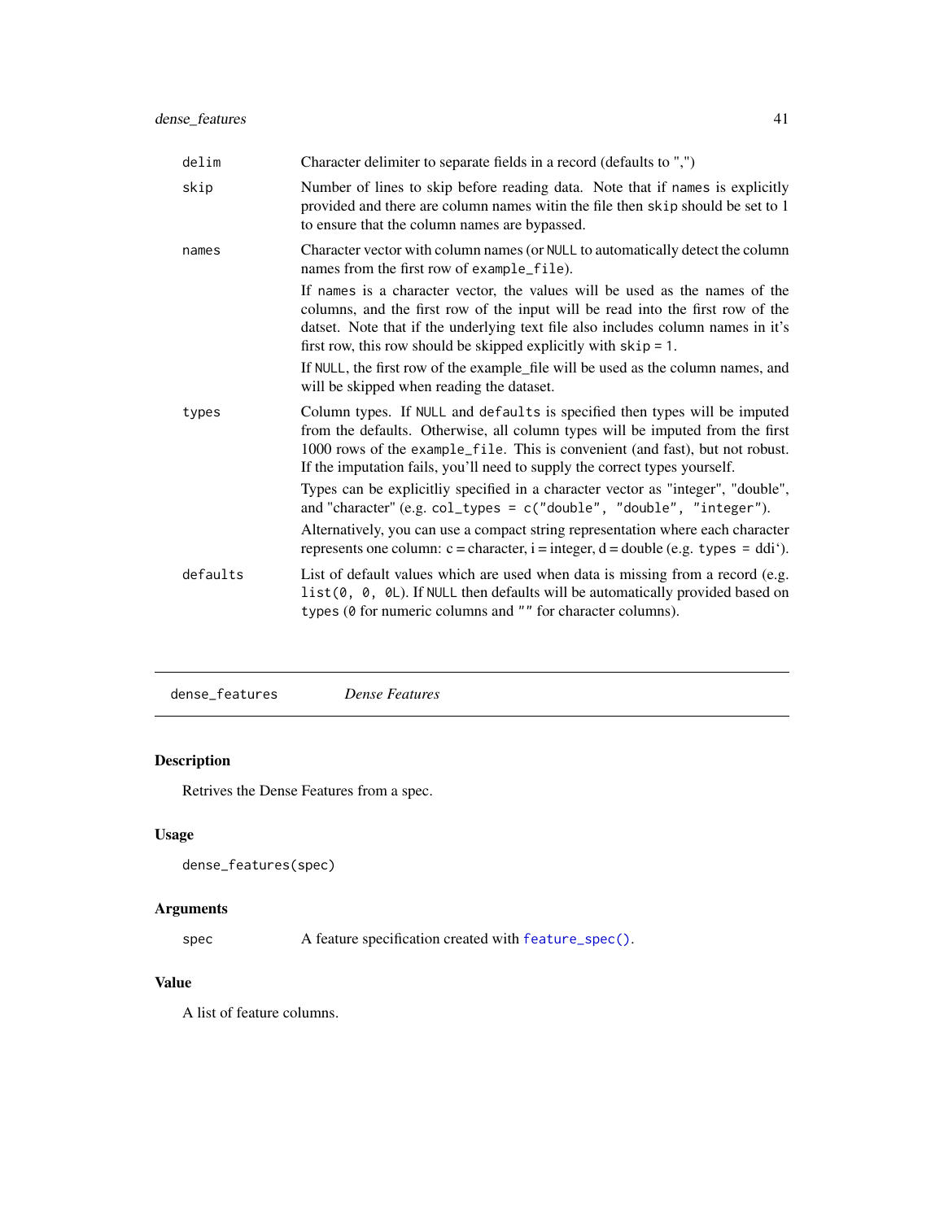| | |
|---|---|
| `delim` | Character delimiter to separate fields in a record (defaults to ",") |
| `skip` | Number of lines to skip before reading data. Note that if `names` is explicitly provided and there are column names witin the file then `skip` should be set to 1 to ensure that the column names are bypassed. |
| `names` | Character vector with column names (or `NULL` to automatically detect the column names from the first row of `example_file`).<br><br>If `names` is a character vector, the values will be used as the names of the columns, and the first row of the input will be read into the first row of the datset. Note that if the underlying text file also includes column names in it's first row, this row should be skipped explicitly with `skip = 1`.<br><br>If `NULL`, the first row of the example_file will be used as the column names, and will be skipped when reading the dataset. |
| `types` | Column types. If `NULL` and `defaults` is specified then types will be imputed from the defaults. Otherwise, all column types will be imputed from the first 1000 rows of the `example_file`. This is convenient (and fast), but not robust. If the imputation fails, you'll need to supply the correct types yourself.<br><br>Types can be explicitliy specified in a character vector as "integer", "double", and "character" (e.g. `col_types = c("double", "double", "integer")`.<br><br>Alternatively, you can use a compact string representation where each character represents one column: c = character, i = integer, d = double (e.g. `types =` ddi'). |
| `defaults` | List of default values which are used when data is missing from a record (e.g. `list(0, 0, 0L)`. If `NULL` then defaults will be automatically provided based on `types` (`0` for numeric columns and `""` for character columns). |

## dense_features — *Dense Features*

### Description

Retrives the Dense Features from a spec.

### Usage

```
dense_features(spec)
```

### Arguments

| | |
|---|---|
| `spec` | A feature specification created with `feature_spec()`. |

### Value

A list of feature columns.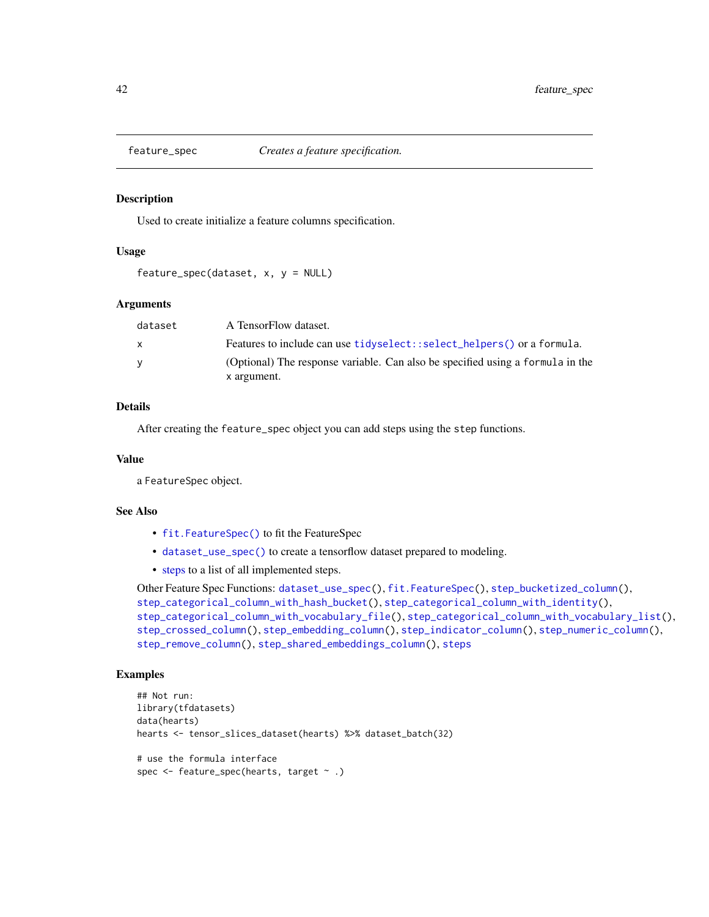## feature_spec — *Creates a feature specification.*

### Description

Used to create initialize a feature columns specification.

### Usage

```
feature_spec(dataset, x, y = NULL)
```

### Arguments

| | |
|---|---|
| `dataset` | A TensorFlow dataset. |
| `x` | Features to include can use `tidyselect::select_helpers()` or a `formula`. |
| `y` | (Optional) The response variable. Can also be specified using a `formula` in the `x` argument. |

### Details

After creating the `feature_spec` object you can add steps using the `step` functions.

### Value

a `FeatureSpec` object.

### See Also

- `fit.FeatureSpec()` to fit the FeatureSpec
- `dataset_use_spec()` to create a tensorflow dataset prepared to modeling.
- steps to a list of all implemented steps.

Other Feature Spec Functions: `dataset_use_spec()`, `fit.FeatureSpec()`, `step_bucketized_column()`, `step_categorical_column_with_hash_bucket()`, `step_categorical_column_with_identity()`, `step_categorical_column_with_vocabulary_file()`, `step_categorical_column_with_vocabulary_list()`, `step_crossed_column()`, `step_embedding_column()`, `step_indicator_column()`, `step_numeric_column()`, `step_remove_column()`, `step_shared_embeddings_column()`, `steps`

### Examples

```
## Not run:
library(tfdatasets)
data(hearts)
hearts <- tensor_slices_dataset(hearts) %>% dataset_batch(32)

# use the formula interface
spec <- feature_spec(hearts, target ~ .)
```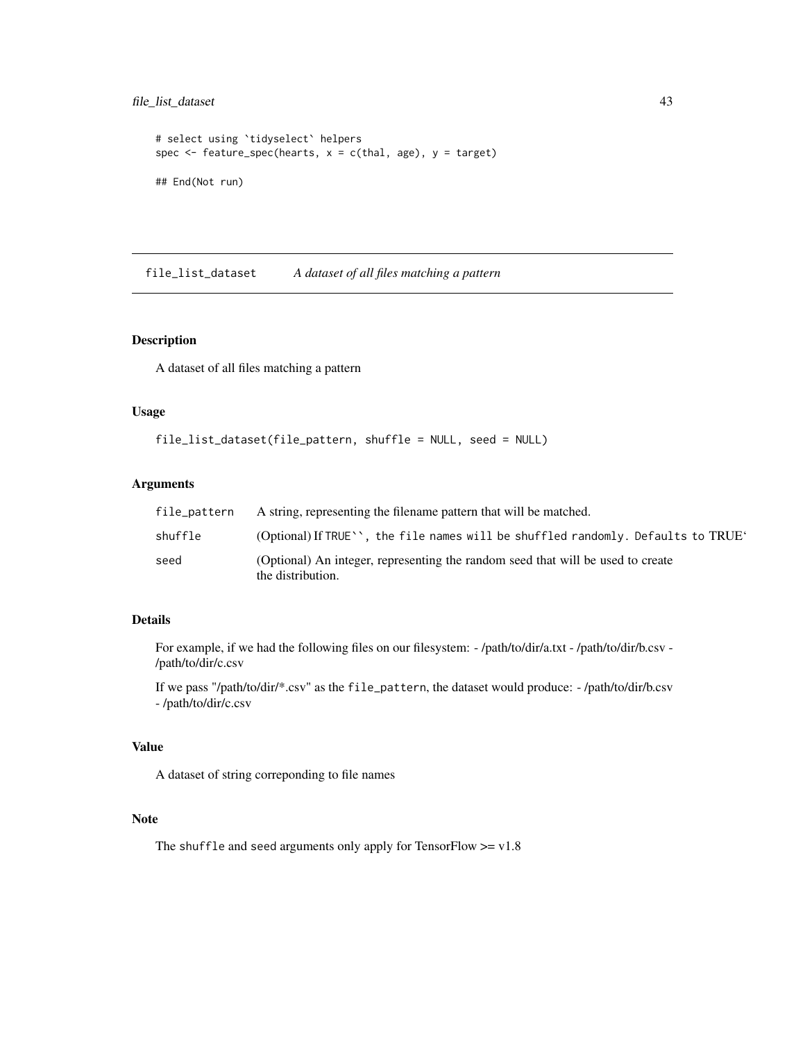```
# select using `tidyselect` helpers
spec <- feature_spec(hearts, x = c(thal, age), y = target)

## End(Not run)
```

## file_list_dataset — *A dataset of all files matching a pattern*

### Description

A dataset of all files matching a pattern

### Usage

```
file_list_dataset(file_pattern, shuffle = NULL, seed = NULL)
```

### Arguments

| | |
|---|---|
| file_pattern | A string, representing the filename pattern that will be matched. |
| shuffle | (Optional) If TRUE``, the file names will be shuffled randomly. Defaults to TRUE` |
| seed | (Optional) An integer, representing the random seed that will be used to create the distribution. |

### Details

For example, if we had the following files on our filesystem: - /path/to/dir/a.txt - /path/to/dir/b.csv - /path/to/dir/c.csv

If we pass "/path/to/dir/*.csv" as the `file_pattern`, the dataset would produce: - /path/to/dir/b.csv - /path/to/dir/c.csv

### Value

A dataset of string correponding to file names

### Note

The `shuffle` and `seed` arguments only apply for TensorFlow >= v1.8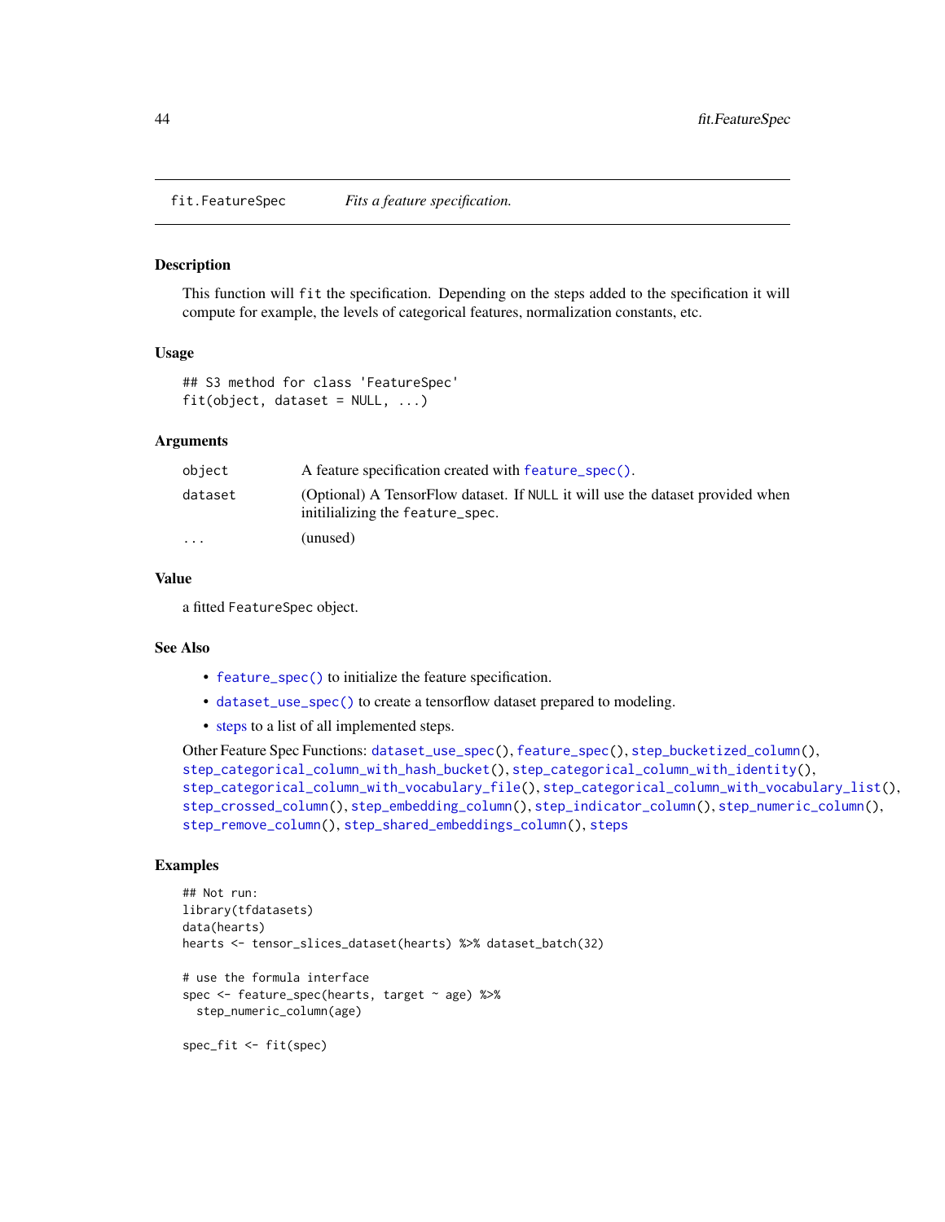## fit.FeatureSpec    *Fits a feature specification.*

### Description

This function will `fit` the specification. Depending on the steps added to the specification it will compute for example, the levels of categorical features, normalization constants, etc.

### Usage

```
## S3 method for class 'FeatureSpec'
fit(object, dataset = NULL, ...)
```

### Arguments

| | |
|---|---|
| `object` | A feature specification created with `feature_spec()`. |
| `dataset` | (Optional) A TensorFlow dataset. If `NULL` it will use the dataset provided when initilializing the `feature_spec`. |
| `...` | (unused) |

### Value

a fitted `FeatureSpec` object.

### See Also

- `feature_spec()` to initialize the feature specification.
- `dataset_use_spec()` to create a tensorflow dataset prepared to modeling.
- steps to a list of all implemented steps.

Other Feature Spec Functions: `dataset_use_spec()`, `feature_spec()`, `step_bucketized_column()`, `step_categorical_column_with_hash_bucket()`, `step_categorical_column_with_identity()`, `step_categorical_column_with_vocabulary_file()`, `step_categorical_column_with_vocabulary_list()`, `step_crossed_column()`, `step_embedding_column()`, `step_indicator_column()`, `step_numeric_column()`, `step_remove_column()`, `step_shared_embeddings_column()`, `steps`

### Examples

```
## Not run:
library(tfdatasets)
data(hearts)
hearts <- tensor_slices_dataset(hearts) %>% dataset_batch(32)

# use the formula interface
spec <- feature_spec(hearts, target ~ age) %>%
  step_numeric_column(age)

spec_fit <- fit(spec)
```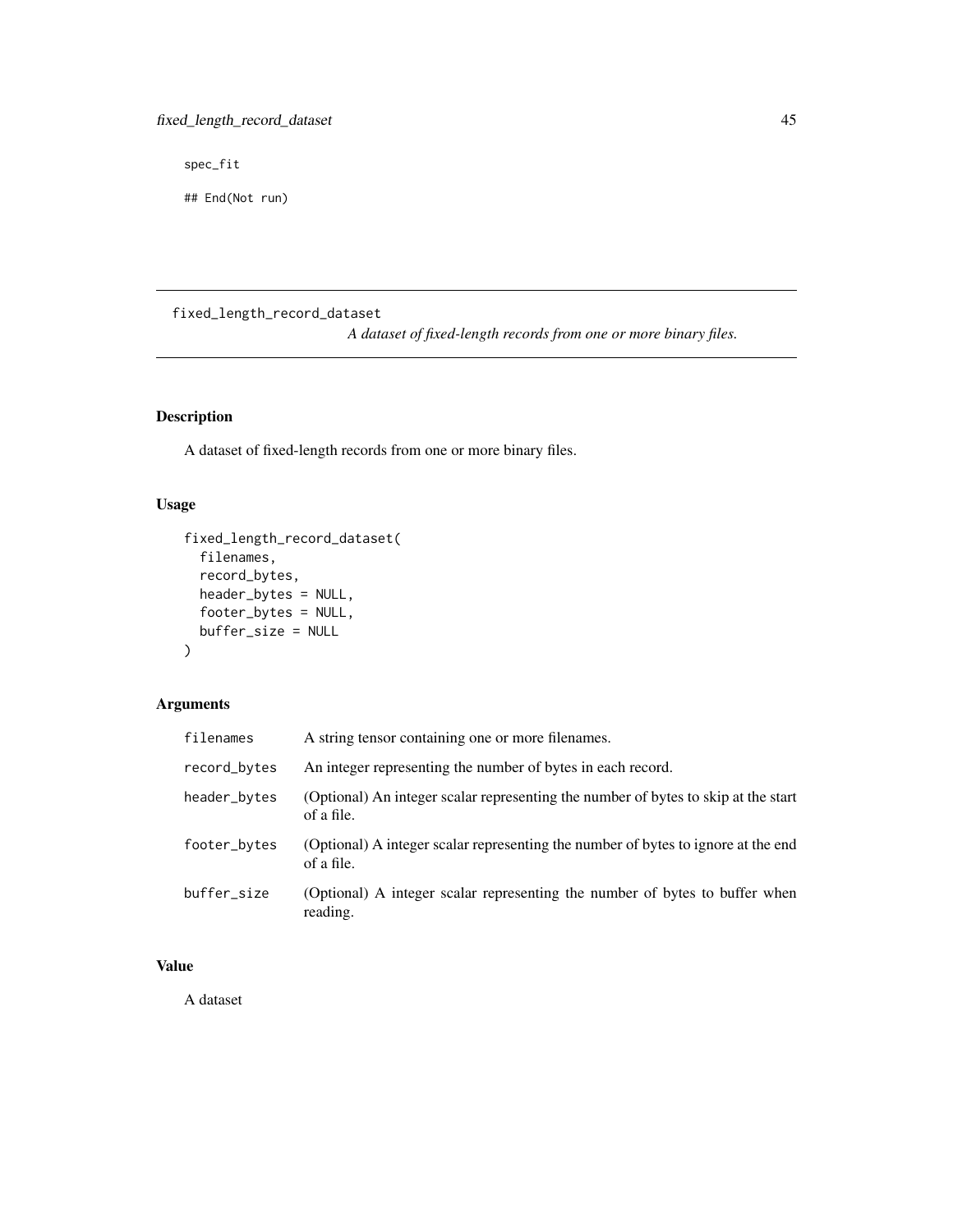```
spec_fit

## End(Not run)
```

---

fixed_length_record_dataset

*A dataset of fixed-length records from one or more binary files.*

---

## Description

A dataset of fixed-length records from one or more binary files.

## Usage

```
fixed_length_record_dataset(
  filenames,
  record_bytes,
  header_bytes = NULL,
  footer_bytes = NULL,
  buffer_size = NULL
)
```

## Arguments

| | |
|---|---|
| filenames | A string tensor containing one or more filenames. |
| record_bytes | An integer representing the number of bytes in each record. |
| header_bytes | (Optional) An integer scalar representing the number of bytes to skip at the start of a file. |
| footer_bytes | (Optional) A integer scalar representing the number of bytes to ignore at the end of a file. |
| buffer_size | (Optional) A integer scalar representing the number of bytes to buffer when reading. |

## Value

A dataset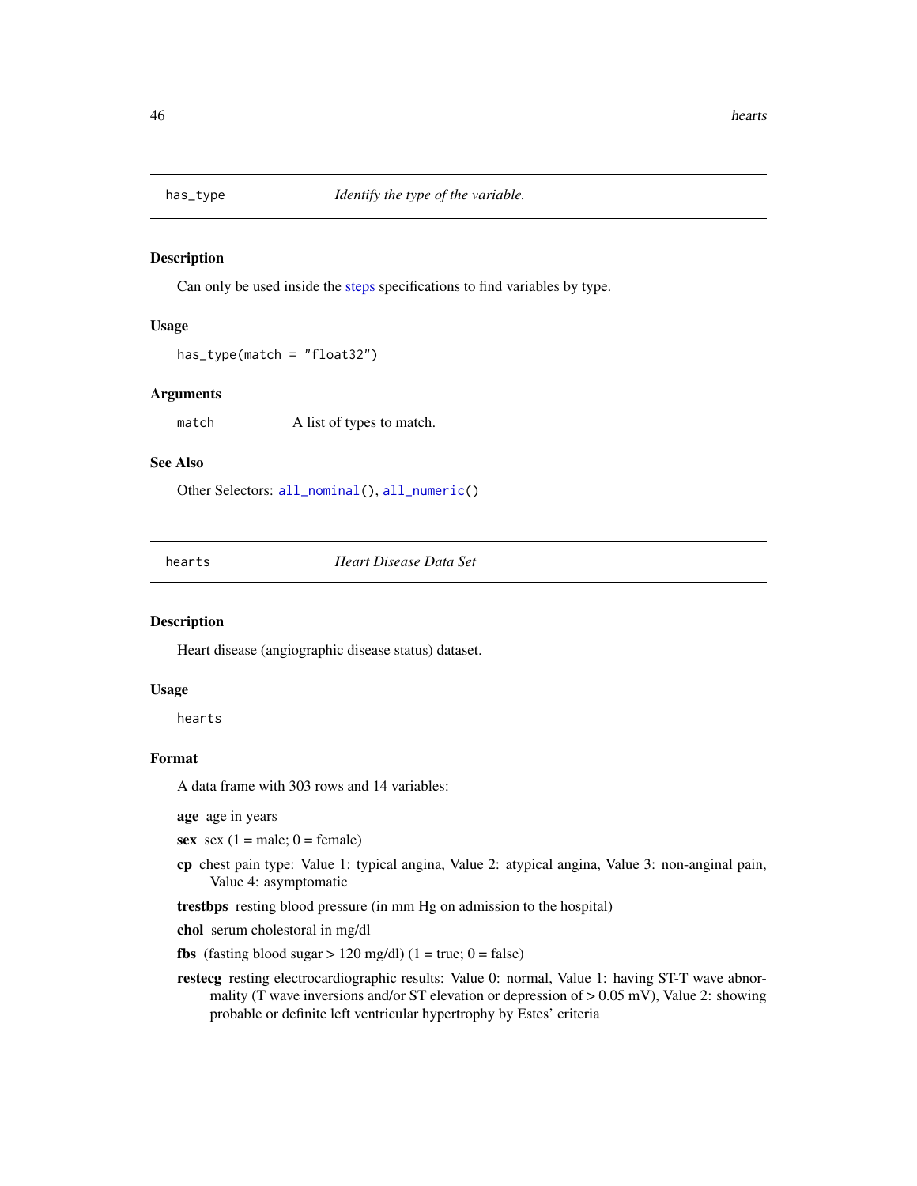## has_type — *Identify the type of the variable.*

### Description

Can only be used inside the steps specifications to find variables by type.

### Usage

```
has_type(match = "float32")
```

### Arguments

match — A list of types to match.

### See Also

Other Selectors: `all_nominal()`, `all_numeric()`

## hearts — *Heart Disease Data Set*

### Description

Heart disease (angiographic disease status) dataset.

### Usage

```
hearts
```

### Format

A data frame with 303 rows and 14 variables:

**age** age in years

**sex** sex (1 = male; 0 = female)

**cp** chest pain type: Value 1: typical angina, Value 2: atypical angina, Value 3: non-anginal pain, Value 4: asymptomatic

**trestbps** resting blood pressure (in mm Hg on admission to the hospital)

**chol** serum cholestoral in mg/dl

**fbs** (fasting blood sugar > 120 mg/dl) (1 = true; 0 = false)

**restecg** resting electrocardiographic results: Value 0: normal, Value 1: having ST-T wave abnormality (T wave inversions and/or ST elevation or depression of > 0.05 mV), Value 2: showing probable or definite left ventricular hypertrophy by Estes' criteria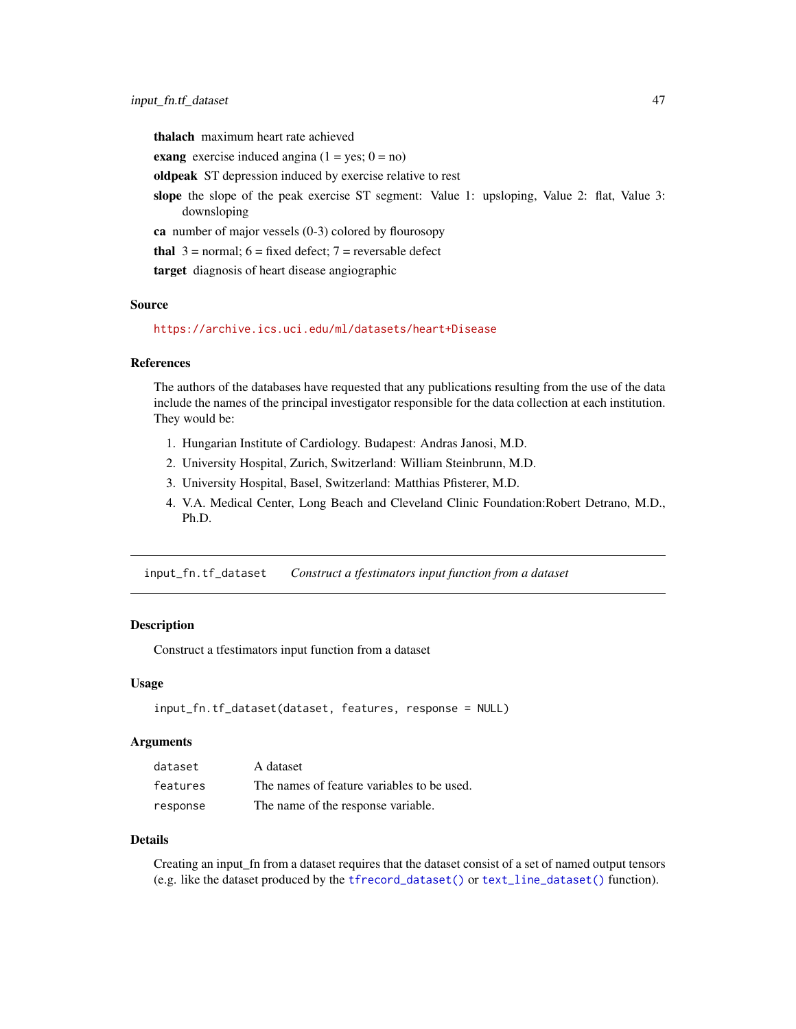**thalach** maximum heart rate achieved

**exang** exercise induced angina (1 = yes; 0 = no)

**oldpeak** ST depression induced by exercise relative to rest

**slope** the slope of the peak exercise ST segment: Value 1: upsloping, Value 2: flat, Value 3: downsloping

**ca** number of major vessels (0-3) colored by flourosopy

**thal** 3 = normal; 6 = fixed defect; 7 = reversable defect

**target** diagnosis of heart disease angiographic

### Source

https://archive.ics.uci.edu/ml/datasets/heart+Disease

### References

The authors of the databases have requested that any publications resulting from the use of the data include the names of the principal investigator responsible for the data collection at each institution. They would be:

1. Hungarian Institute of Cardiology. Budapest: Andras Janosi, M.D.
2. University Hospital, Zurich, Switzerland: William Steinbrunn, M.D.
3. University Hospital, Basel, Switzerland: Matthias Pfisterer, M.D.
4. V.A. Medical Center, Long Beach and Cleveland Clinic Foundation:Robert Detrano, M.D., Ph.D.

---

## input_fn.tf_dataset *Construct a tfestimators input function from a dataset*

### Description

Construct a tfestimators input function from a dataset

### Usage

```
input_fn.tf_dataset(dataset, features, response = NULL)
```

### Arguments

| | |
|---|---|
| dataset | A dataset |
| features | The names of feature variables to be used. |
| response | The name of the response variable. |

### Details

Creating an input_fn from a dataset requires that the dataset consist of a set of named output tensors (e.g. like the dataset produced by the `tfrecord_dataset()` or `text_line_dataset()` function).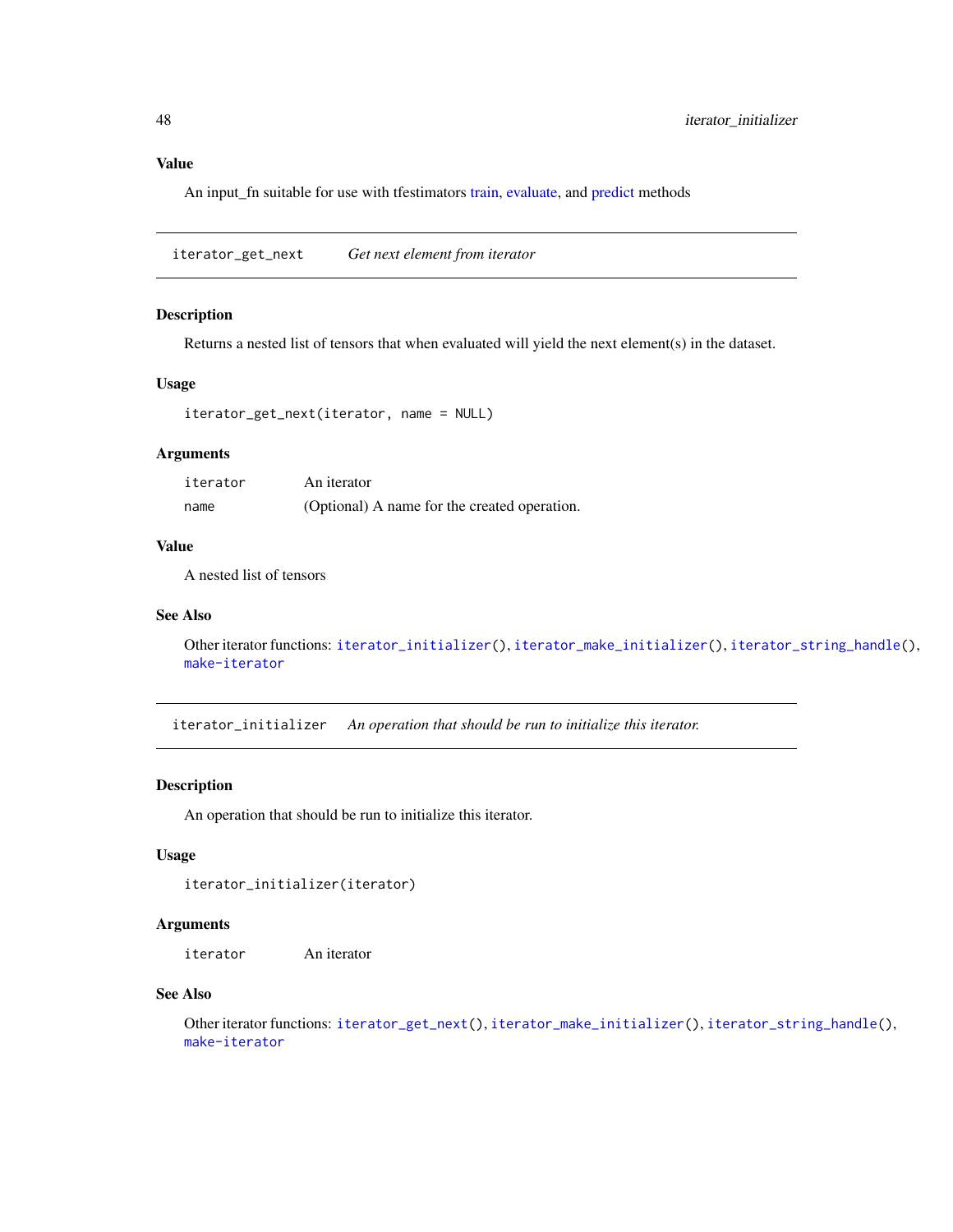## Value

An input_fn suitable for use with tfestimators train, evaluate, and predict methods

---

## iterator_get_next — *Get next element from iterator*

### Description

Returns a nested list of tensors that when evaluated will yield the next element(s) in the dataset.

### Usage

```
iterator_get_next(iterator, name = NULL)
```

### Arguments

| | |
|---|---|
| `iterator` | An iterator |
| `name` | (Optional) A name for the created operation. |

### Value

A nested list of tensors

### See Also

Other iterator functions: `iterator_initializer()`, `iterator_make_initializer()`, `iterator_string_handle()`, `make-iterator`

---

## iterator_initializer — *An operation that should be run to initialize this iterator.*

### Description

An operation that should be run to initialize this iterator.

### Usage

```
iterator_initializer(iterator)
```

### Arguments

| | |
|---|---|
| `iterator` | An iterator |

### See Also

Other iterator functions: `iterator_get_next()`, `iterator_make_initializer()`, `iterator_string_handle()`, `make-iterator`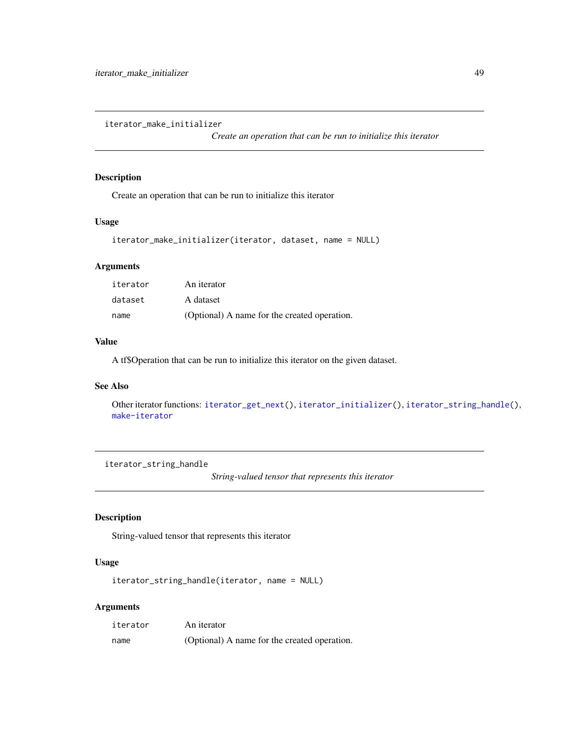## iterator_make_initializer

*Create an operation that can be run to initialize this iterator*

### Description

Create an operation that can be run to initialize this iterator

### Usage

```
iterator_make_initializer(iterator, dataset, name = NULL)
```

### Arguments

| | |
|---|---|
| iterator | An iterator |
| dataset | A dataset |
| name | (Optional) A name for the created operation. |

### Value

A tf$Operation that can be run to initialize this iterator on the given dataset.

### See Also

Other iterator functions: iterator_get_next(), iterator_initializer(), iterator_string_handle(), make-iterator

## iterator_string_handle

*String-valued tensor that represents this iterator*

### Description

String-valued tensor that represents this iterator

### Usage

```
iterator_string_handle(iterator, name = NULL)
```

### Arguments

| | |
|---|---|
| iterator | An iterator |
| name | (Optional) A name for the created operation. |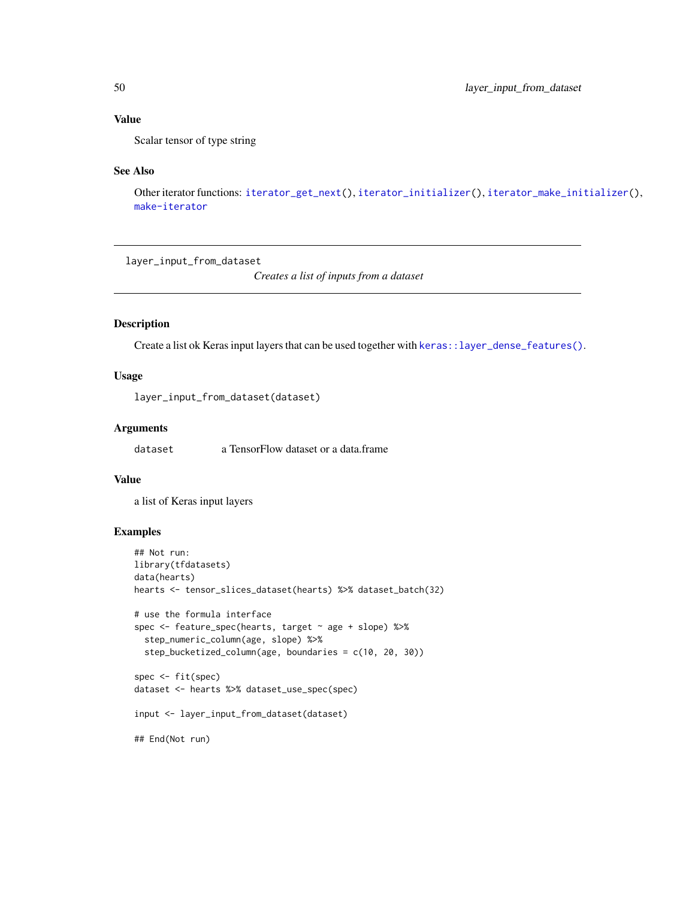### Value

Scalar tensor of type string

### See Also

Other iterator functions: `iterator_get_next()`, `iterator_initializer()`, `iterator_make_initializer()`, `make-iterator`

---

`layer_input_from_dataset` *Creates a list of inputs from a dataset*

---

### Description

Create a list ok Keras input layers that can be used together with `keras::layer_dense_features()`.

### Usage

```
layer_input_from_dataset(dataset)
```

### Arguments

| | |
|---|---|
| `dataset` | a TensorFlow dataset or a data.frame |

### Value

a list of Keras input layers

### Examples

```
## Not run:
library(tfdatasets)
data(hearts)
hearts <- tensor_slices_dataset(hearts) %>% dataset_batch(32)

# use the formula interface
spec <- feature_spec(hearts, target ~ age + slope) %>%
  step_numeric_column(age, slope) %>%
  step_bucketized_column(age, boundaries = c(10, 20, 30))

spec <- fit(spec)
dataset <- hearts %>% dataset_use_spec(spec)

input <- layer_input_from_dataset(dataset)

## End(Not run)
```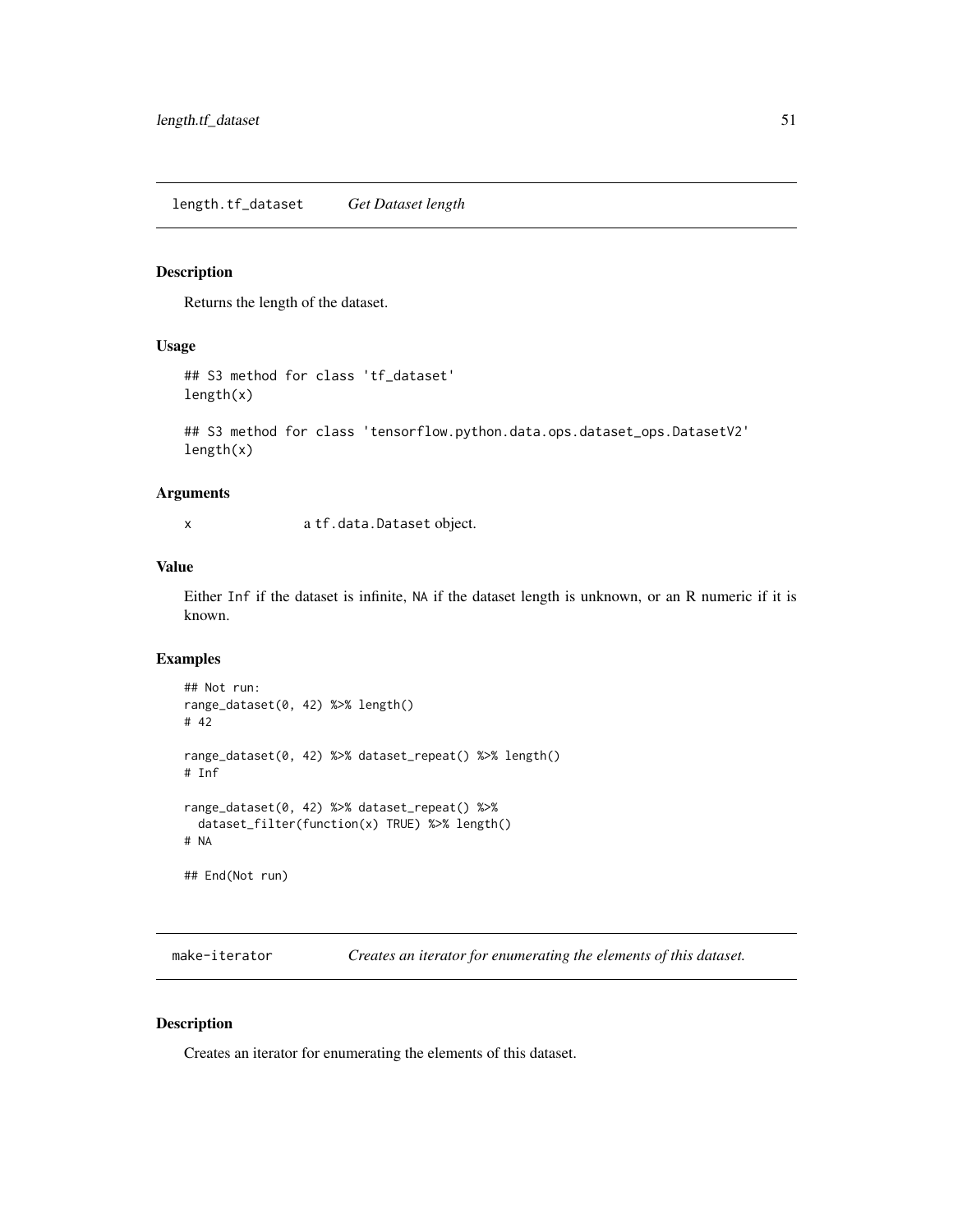## length.tf_dataset *Get Dataset length*

### Description

Returns the length of the dataset.

### Usage

```
## S3 method for class 'tf_dataset'
length(x)

## S3 method for class 'tensorflow.python.data.ops.dataset_ops.DatasetV2'
length(x)
```

### Arguments

| | |
|---|---|
| x | a tf.data.Dataset object. |

### Value

Either Inf if the dataset is infinite, NA if the dataset length is unknown, or an R numeric if it is known.

### Examples

```
## Not run:
range_dataset(0, 42) %>% length()
# 42

range_dataset(0, 42) %>% dataset_repeat() %>% length()
# Inf

range_dataset(0, 42) %>% dataset_repeat() %>%
  dataset_filter(function(x) TRUE) %>% length()
# NA

## End(Not run)
```

## make-iterator *Creates an iterator for enumerating the elements of this dataset.*

### Description

Creates an iterator for enumerating the elements of this dataset.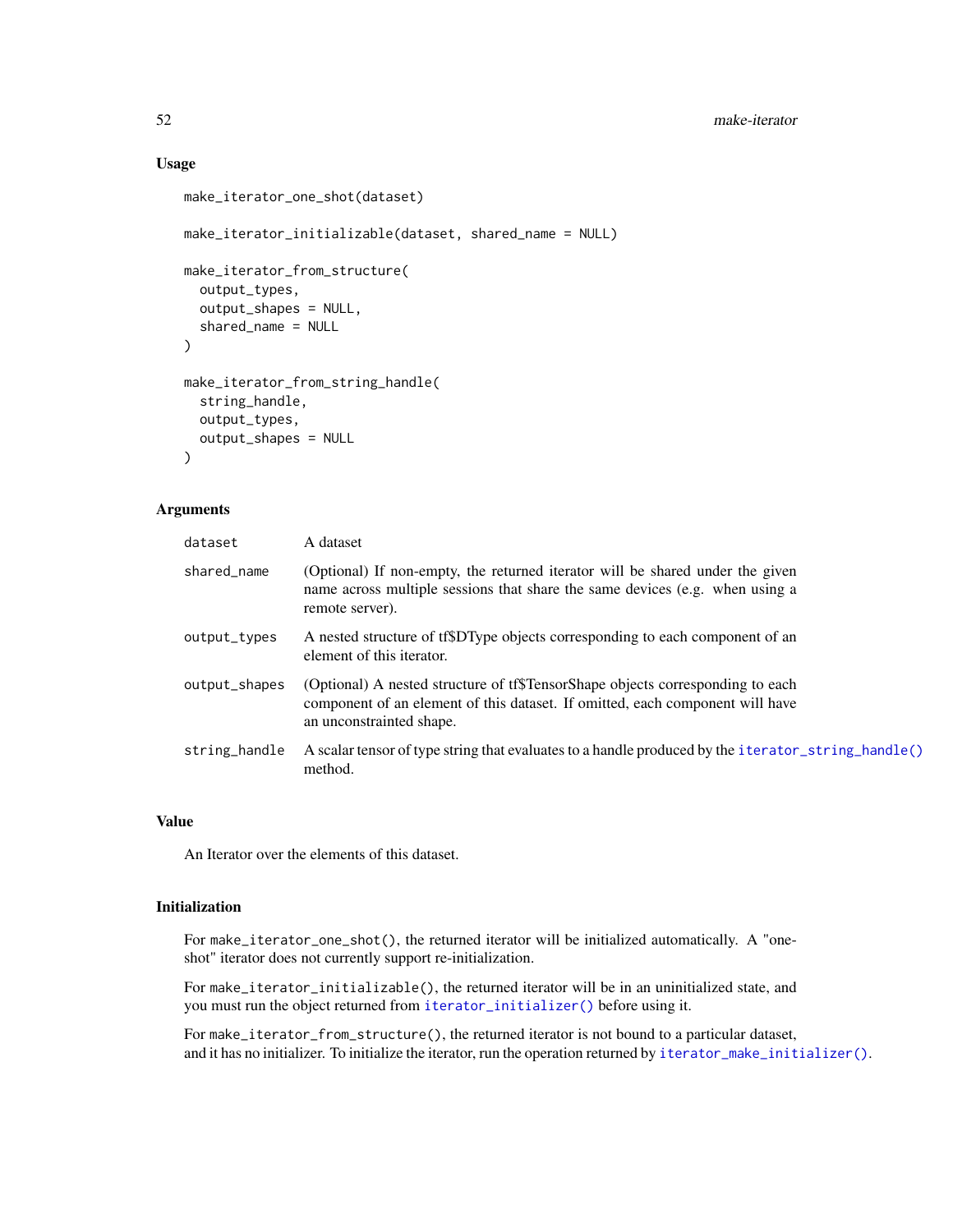### Usage

```
make_iterator_one_shot(dataset)

make_iterator_initializable(dataset, shared_name = NULL)

make_iterator_from_structure(
  output_types,
  output_shapes = NULL,
  shared_name = NULL
)

make_iterator_from_string_handle(
  string_handle,
  output_types,
  output_shapes = NULL
)
```

### Arguments

| | |
|---|---|
| dataset | A dataset |
| shared_name | (Optional) If non-empty, the returned iterator will be shared under the given name across multiple sessions that share the same devices (e.g. when using a remote server). |
| output_types | A nested structure of tf$DType objects corresponding to each component of an element of this iterator. |
| output_shapes | (Optional) A nested structure of tf$TensorShape objects corresponding to each component of an element of this dataset. If omitted, each component will have an unconstrainted shape. |
| string_handle | A scalar tensor of type string that evaluates to a handle produced by the iterator_string_handle() method. |

### Value

An Iterator over the elements of this dataset.

### Initialization

For make_iterator_one_shot(), the returned iterator will be initialized automatically. A "one-shot" iterator does not currently support re-initialization.

For make_iterator_initializable(), the returned iterator will be in an uninitialized state, and you must run the object returned from iterator_initializer() before using it.

For make_iterator_from_structure(), the returned iterator is not bound to a particular dataset, and it has no initializer. To initialize the iterator, run the operation returned by iterator_make_initializer().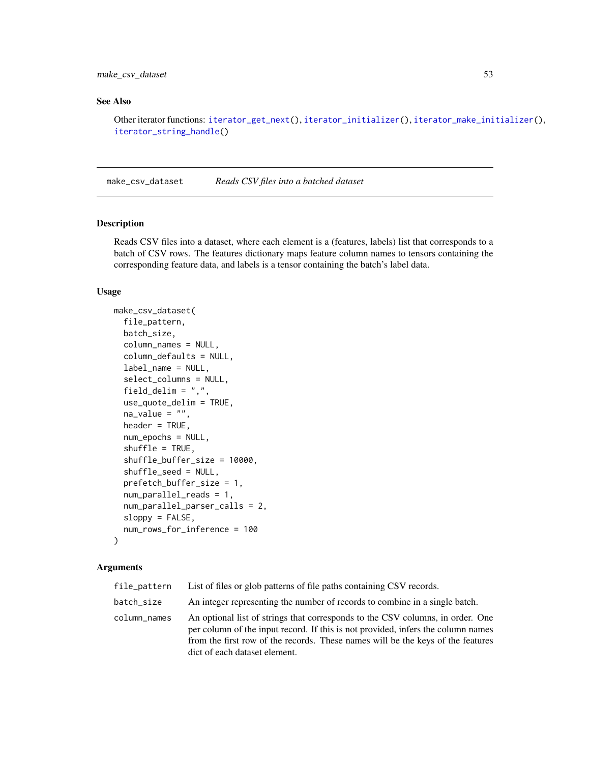### See Also

Other iterator functions: `iterator_get_next()`, `iterator_initializer()`, `iterator_make_initializer()`, `iterator_string_handle()`

## make_csv_dataset *Reads CSV files into a batched dataset*

### Description

Reads CSV files into a dataset, where each element is a (features, labels) list that corresponds to a batch of CSV rows. The features dictionary maps feature column names to tensors containing the corresponding feature data, and labels is a tensor containing the batch's label data.

### Usage

```
make_csv_dataset(
  file_pattern,
  batch_size,
  column_names = NULL,
  column_defaults = NULL,
  label_name = NULL,
  select_columns = NULL,
  field_delim = ",",
  use_quote_delim = TRUE,
  na_value = "",
  header = TRUE,
  num_epochs = NULL,
  shuffle = TRUE,
  shuffle_buffer_size = 10000,
  shuffle_seed = NULL,
  prefetch_buffer_size = 1,
  num_parallel_reads = 1,
  num_parallel_parser_calls = 2,
  sloppy = FALSE,
  num_rows_for_inference = 100
)
```

### Arguments

| | |
|---|---|
| `file_pattern` | List of files or glob patterns of file paths containing CSV records. |
| `batch_size` | An integer representing the number of records to combine in a single batch. |
| `column_names` | An optional list of strings that corresponds to the CSV columns, in order. One per column of the input record. If this is not provided, infers the column names from the first row of the records. These names will be the keys of the features dict of each dataset element. |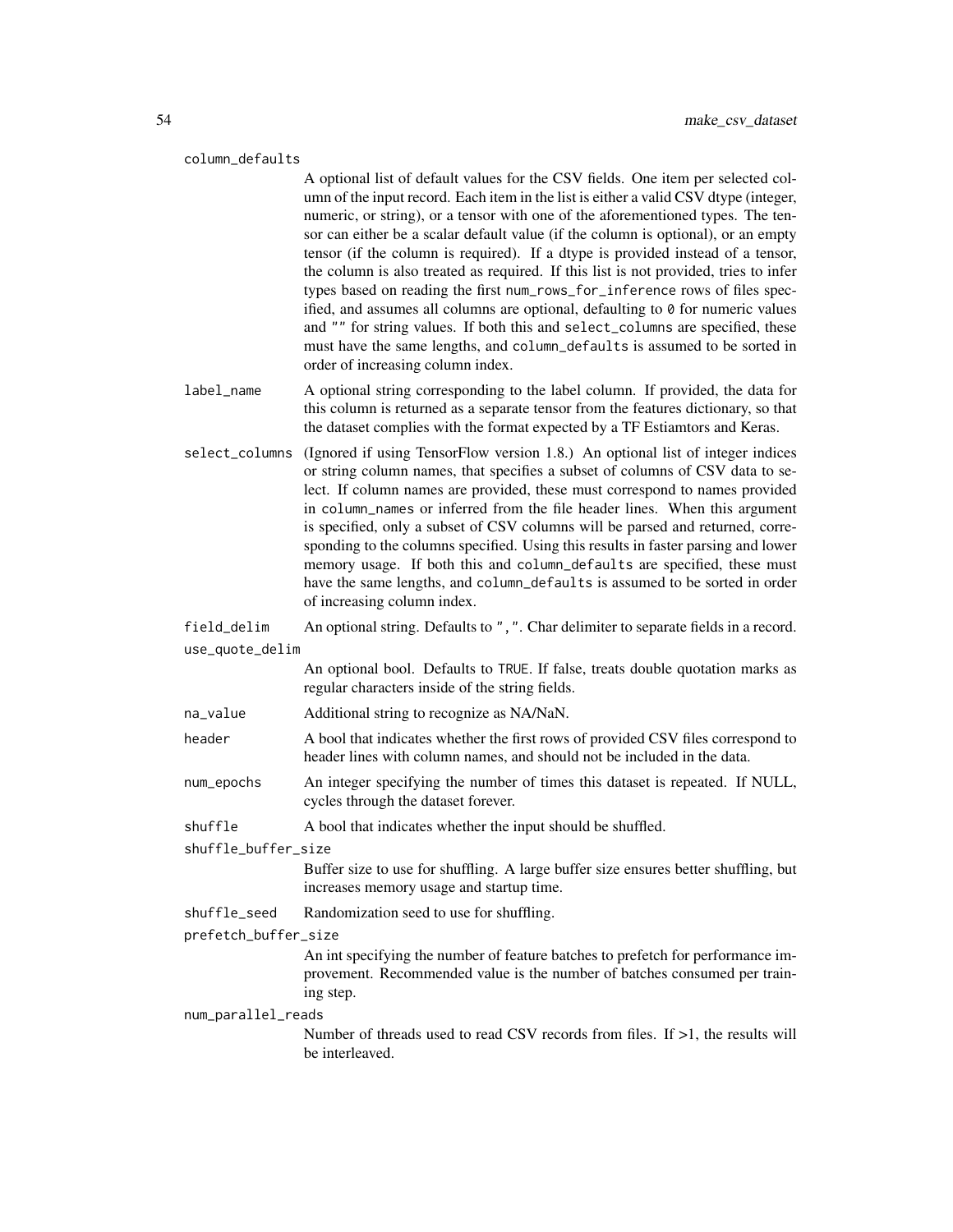`column_defaults`
: A optional list of default values for the CSV fields. One item per selected column of the input record. Each item in the list is either a valid CSV dtype (integer, numeric, or string), or a tensor with one of the aforementioned types. The tensor can either be a scalar default value (if the column is optional), or an empty tensor (if the column is required). If a dtype is provided instead of a tensor, the column is also treated as required. If this list is not provided, tries to infer types based on reading the first `num_rows_for_inference` rows of files specified, and assumes all columns are optional, defaulting to `0` for numeric values and `""` for string values. If both this and `select_columns` are specified, these must have the same lengths, and `column_defaults` is assumed to be sorted in order of increasing column index.

`label_name`
: A optional string corresponding to the label column. If provided, the data for this column is returned as a separate tensor from the features dictionary, so that the dataset complies with the format expected by a TF Estiamtors and Keras.

`select_columns`
: (Ignored if using TensorFlow version 1.8.) An optional list of integer indices or string column names, that specifies a subset of columns of CSV data to select. If column names are provided, these must correspond to names provided in `column_names` or inferred from the file header lines. When this argument is specified, only a subset of CSV columns will be parsed and returned, corresponding to the columns specified. Using this results in faster parsing and lower memory usage. If both this and `column_defaults` are specified, these must have the same lengths, and `column_defaults` is assumed to be sorted in order of increasing column index.

`field_delim`
: An optional string. Defaults to `","`. Char delimiter to separate fields in a record.

`use_quote_delim`
: An optional bool. Defaults to `TRUE`. If false, treats double quotation marks as regular characters inside of the string fields.

`na_value`
: Additional string to recognize as NA/NaN.

`header`
: A bool that indicates whether the first rows of provided CSV files correspond to header lines with column names, and should not be included in the data.

`num_epochs`
: An integer specifying the number of times this dataset is repeated. If NULL, cycles through the dataset forever.

`shuffle`
: A bool that indicates whether the input should be shuffled.

`shuffle_buffer_size`
: Buffer size to use for shuffling. A large buffer size ensures better shuffling, but increases memory usage and startup time.

`shuffle_seed`
: Randomization seed to use for shuffling.

`prefetch_buffer_size`
: An int specifying the number of feature batches to prefetch for performance improvement. Recommended value is the number of batches consumed per training step.

`num_parallel_reads`
: Number of threads used to read CSV records from files. If >1, the results will be interleaved.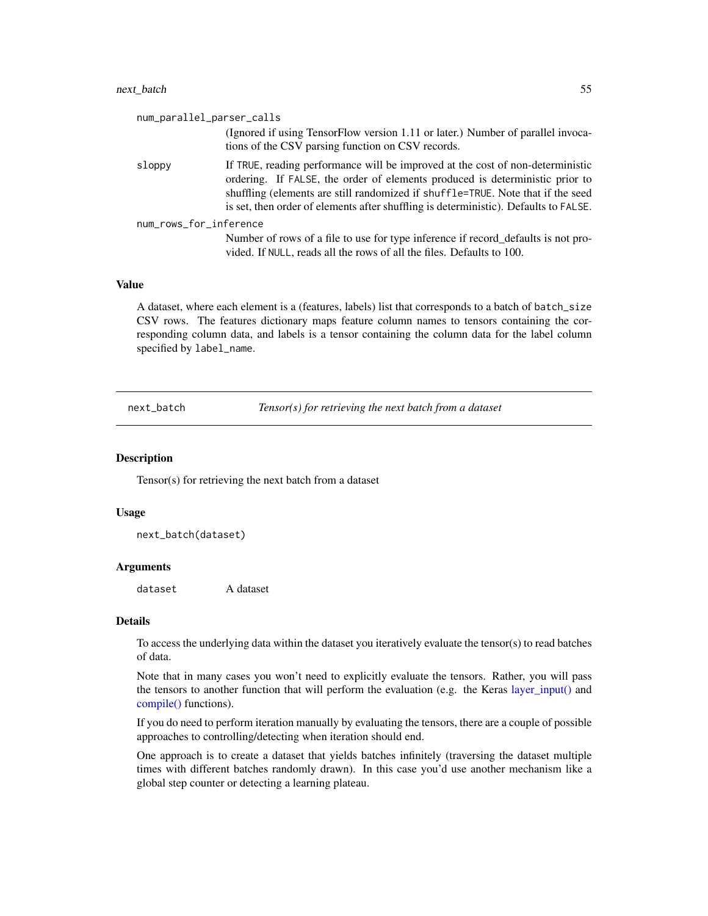num_parallel_parser_calls
: (Ignored if using TensorFlow version 1.11 or later.) Number of parallel invocations of the CSV parsing function on CSV records.

sloppy
: If TRUE, reading performance will be improved at the cost of non-deterministic ordering. If FALSE, the order of elements produced is deterministic prior to shuffling (elements are still randomized if shuffle=TRUE. Note that if the seed is set, then order of elements after shuffling is deterministic). Defaults to FALSE.

num_rows_for_inference
: Number of rows of a file to use for type inference if record_defaults is not provided. If NULL, reads all the rows of all the files. Defaults to 100.

### Value

A dataset, where each element is a (features, labels) list that corresponds to a batch of `batch_size` CSV rows. The features dictionary maps feature column names to tensors containing the corresponding column data, and labels is a tensor containing the column data for the label column specified by `label_name`.

---

## next_batch — *Tensor(s) for retrieving the next batch from a dataset*

---

### Description

Tensor(s) for retrieving the next batch from a dataset

### Usage

```
next_batch(dataset)
```

### Arguments

dataset
: A dataset

### Details

To access the underlying data within the dataset you iteratively evaluate the tensor(s) to read batches of data.

Note that in many cases you won't need to explicitly evaluate the tensors. Rather, you will pass the tensors to another function that will perform the evaluation (e.g. the Keras layer_input() and compile() functions).

If you do need to perform iteration manually by evaluating the tensors, there are a couple of possible approaches to controlling/detecting when iteration should end.

One approach is to create a dataset that yields batches infinitely (traversing the dataset multiple times with different batches randomly drawn). In this case you'd use another mechanism like a global step counter or detecting a learning plateau.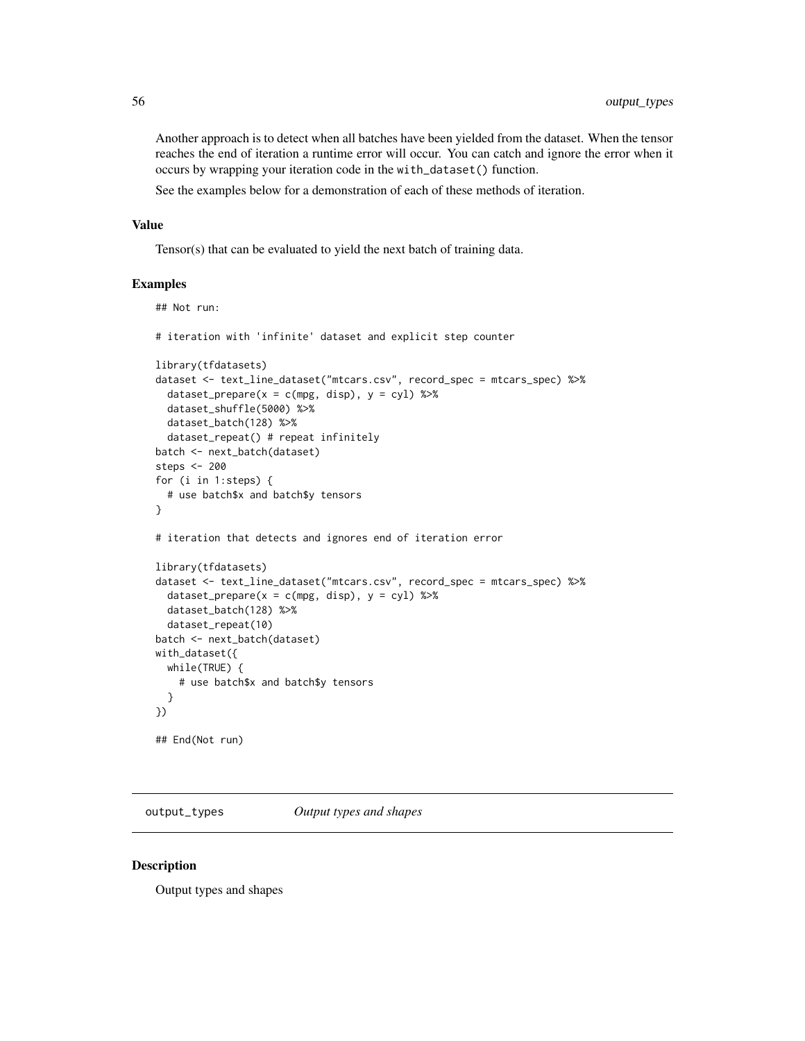Another approach is to detect when all batches have been yielded from the dataset. When the tensor reaches the end of iteration a runtime error will occur. You can catch and ignore the error when it occurs by wrapping your iteration code in the `with_dataset()` function.

See the examples below for a demonstration of each of these methods of iteration.

### Value

Tensor(s) that can be evaluated to yield the next batch of training data.

### Examples

```
## Not run:

# iteration with 'infinite' dataset and explicit step counter

library(tfdatasets)
dataset <- text_line_dataset("mtcars.csv", record_spec = mtcars_spec) %>%
  dataset_prepare(x = c(mpg, disp), y = cyl) %>%
  dataset_shuffle(5000) %>%
  dataset_batch(128) %>%
  dataset_repeat() # repeat infinitely
batch <- next_batch(dataset)
steps <- 200
for (i in 1:steps) {
  # use batch$x and batch$y tensors
}

# iteration that detects and ignores end of iteration error

library(tfdatasets)
dataset <- text_line_dataset("mtcars.csv", record_spec = mtcars_spec) %>%
  dataset_prepare(x = c(mpg, disp), y = cyl) %>%
  dataset_batch(128) %>%
  dataset_repeat(10)
batch <- next_batch(dataset)
with_dataset({
  while(TRUE) {
    # use batch$x and batch$y tensors
  }
})

## End(Not run)
```

---

## output_types — *Output types and shapes*

### Description

Output types and shapes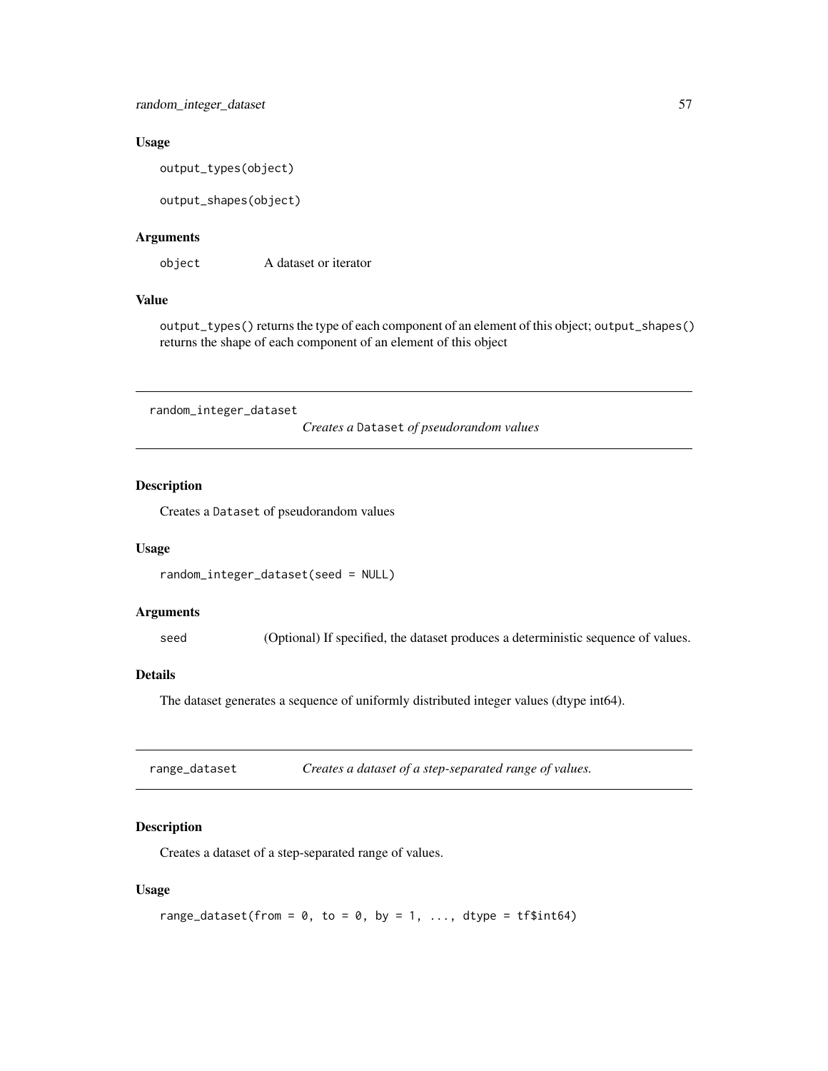### Usage

```
output_types(object)

output_shapes(object)
```

### Arguments

| | |
|---|---|
| object | A dataset or iterator |

### Value

`output_types()` returns the type of each component of an element of this object; `output_shapes()` returns the shape of each component of an element of this object

---

## random_integer_dataset — *Creates a* `Dataset` *of pseudorandom values*

### Description

Creates a `Dataset` of pseudorandom values

### Usage

```
random_integer_dataset(seed = NULL)
```

### Arguments

| | |
|---|---|
| seed | (Optional) If specified, the dataset produces a deterministic sequence of values. |

### Details

The dataset generates a sequence of uniformly distributed integer values (dtype int64).

---

## range_dataset — *Creates a dataset of a step-separated range of values.*

### Description

Creates a dataset of a step-separated range of values.

### Usage

```
range_dataset(from = 0, to = 0, by = 1, ..., dtype = tf$int64)
```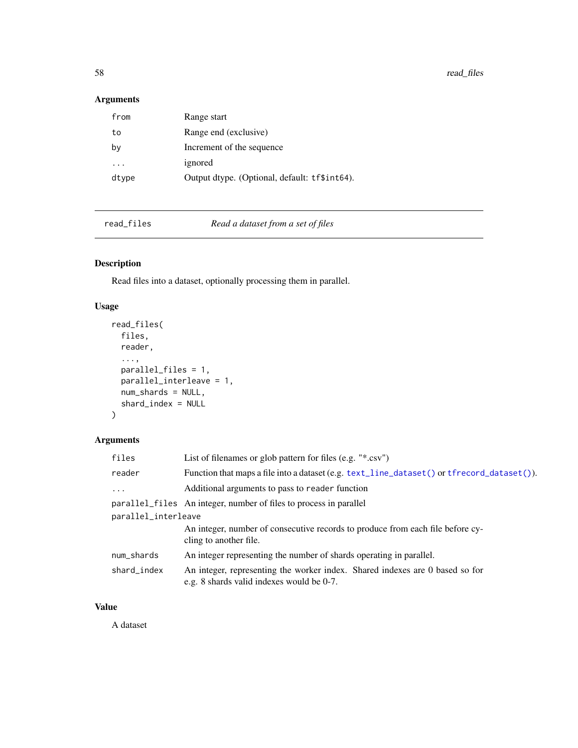## Arguments

| | |
|---|---|
| from | Range start |
| to | Range end (exclusive) |
| by | Increment of the sequence |
| ... | ignored |
| dtype | Output dtype. (Optional, default: `tf$int64`). |

---

## read_files — *Read a dataset from a set of files*

### Description

Read files into a dataset, optionally processing them in parallel.

### Usage

```
read_files(
  files,
  reader,
  ...,
  parallel_files = 1,
  parallel_interleave = 1,
  num_shards = NULL,
  shard_index = NULL
)
```

### Arguments

| | |
|---|---|
| files | List of filenames or glob pattern for files (e.g. "*.csv") |
| reader | Function that maps a file into a dataset (e.g. `text_line_dataset()` or `tfrecord_dataset()`). |
| ... | Additional arguments to pass to `reader` function |
| parallel_files | An integer, number of files to process in parallel |
| parallel_interleave | An integer, number of consecutive records to produce from each file before cycling to another file. |
| num_shards | An integer representing the number of shards operating in parallel. |
| shard_index | An integer, representing the worker index. Shared indexes are 0 based so for e.g. 8 shards valid indexes would be 0-7. |

### Value

A dataset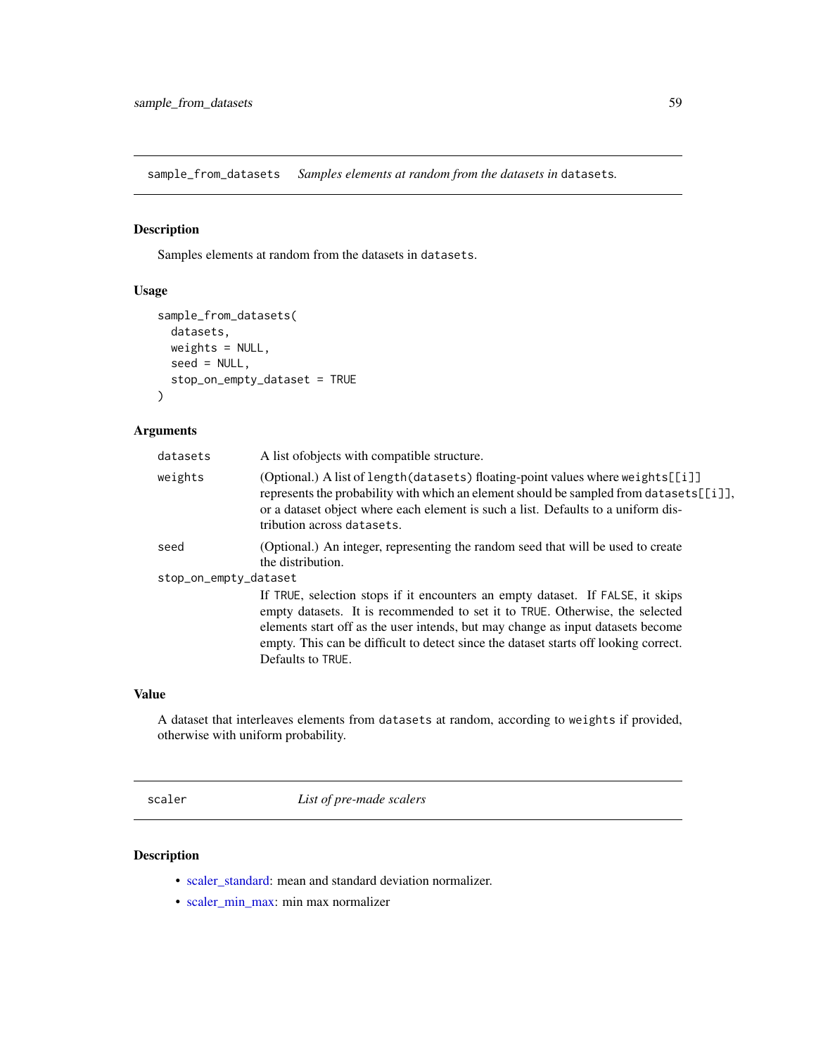## sample_from_datasets — *Samples elements at random from the datasets in* `datasets`.

### Description

Samples elements at random from the datasets in `datasets`.

### Usage

```
sample_from_datasets(
  datasets,
  weights = NULL,
  seed = NULL,
  stop_on_empty_dataset = TRUE
)
```

### Arguments

| | |
|---|---|
| `datasets` | A list ofobjects with compatible structure. |
| `weights` | (Optional.) A list of `length(datasets)` floating-point values where `weights[[i]]` represents the probability with which an element should be sampled from `datasets[[i]]`, or a dataset object where each element is such a list. Defaults to a uniform distribution across `datasets`. |
| `seed` | (Optional.) An integer, representing the random seed that will be used to create the distribution. |
| `stop_on_empty_dataset` | If `TRUE`, selection stops if it encounters an empty dataset. If `FALSE`, it skips empty datasets. It is recommended to set it to `TRUE`. Otherwise, the selected elements start off as the user intends, but may change as input datasets become empty. This can be difficult to detect since the dataset starts off looking correct. Defaults to `TRUE`. |

### Value

A dataset that interleaves elements from `datasets` at random, according to `weights` if provided, otherwise with uniform probability.

## scaler — *List of pre-made scalers*

### Description

- scaler_standard: mean and standard deviation normalizer.
- scaler_min_max: min max normalizer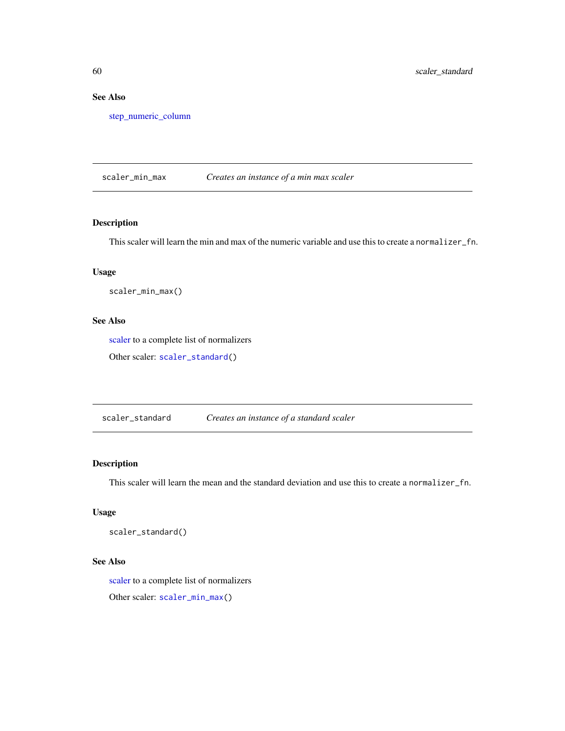### See Also

step_numeric_column

---

## scaler_min_max — *Creates an instance of a min max scaler*

### Description

This scaler will learn the min and max of the numeric variable and use this to create a `normalizer_fn`.

### Usage

```
scaler_min_max()
```

### See Also

scaler to a complete list of normalizers

Other scaler: `scaler_standard()`

---

## scaler_standard — *Creates an instance of a standard scaler*

### Description

This scaler will learn the mean and the standard deviation and use this to create a `normalizer_fn`.

### Usage

```
scaler_standard()
```

### See Also

scaler to a complete list of normalizers

Other scaler: `scaler_min_max()`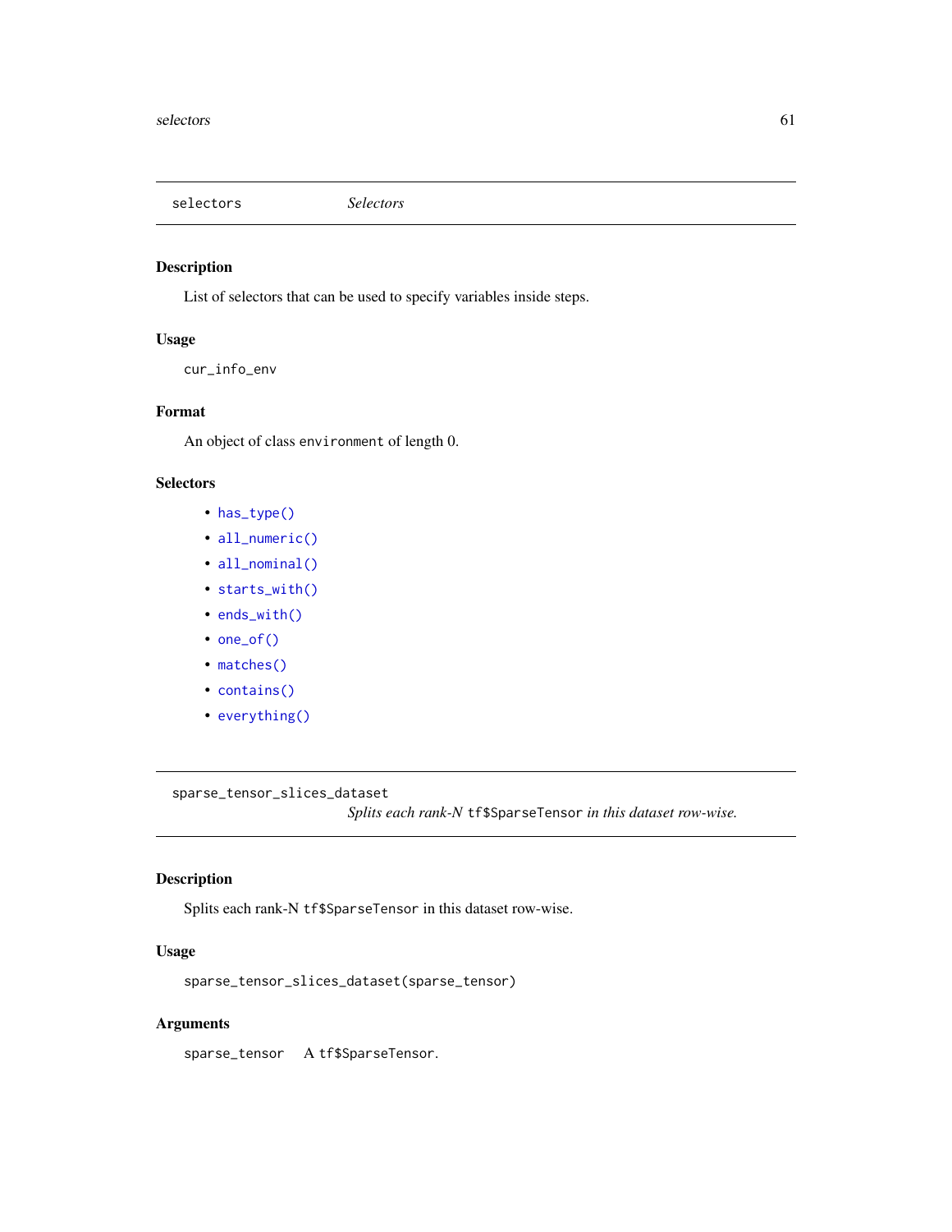## selectors — *Selectors*

### Description

List of selectors that can be used to specify variables inside steps.

### Usage

```
cur_info_env
```

### Format

An object of class `environment` of length 0.

### Selectors

- `has_type()`
- `all_numeric()`
- `all_nominal()`
- `starts_with()`
- `ends_with()`
- `one_of()`
- `matches()`
- `contains()`
- `everything()`

## sparse_tensor_slices_dataset — *Splits each rank-N `tf$SparseTensor` in this dataset row-wise.*

### Description

Splits each rank-N `tf$SparseTensor` in this dataset row-wise.

### Usage

```
sparse_tensor_slices_dataset(sparse_tensor)
```

### Arguments

| | |
|---|---|
| `sparse_tensor` | A `tf$SparseTensor`. |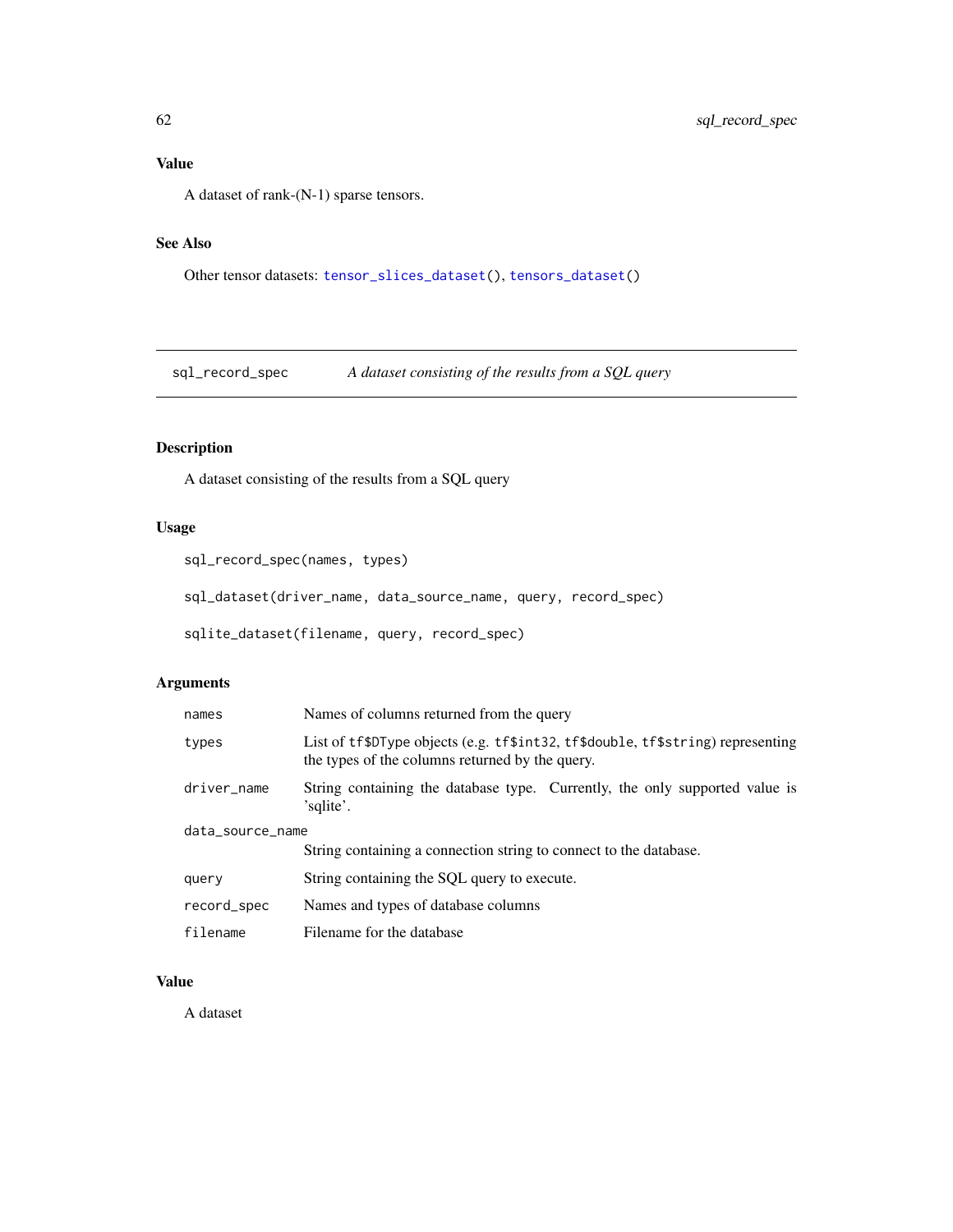### Value

A dataset of rank-(N-1) sparse tensors.

### See Also

Other tensor datasets: `tensor_slices_dataset()`, `tensors_dataset()`

---

## sql_record_spec — *A dataset consisting of the results from a SQL query*

---

### Description

A dataset consisting of the results from a SQL query

### Usage

```
sql_record_spec(names, types)

sql_dataset(driver_name, data_source_name, query, record_spec)

sqlite_dataset(filename, query, record_spec)
```

### Arguments

| | |
|---|---|
| `names` | Names of columns returned from the query |
| `types` | List of `tf$DType` objects (e.g. `tf$int32`, `tf$double`, `tf$string`) representing the types of the columns returned by the query. |
| `driver_name` | String containing the database type. Currently, the only supported value is 'sqlite'. |
| `data_source_name` | String containing a connection string to connect to the database. |
| `query` | String containing the SQL query to execute. |
| `record_spec` | Names and types of database columns |
| `filename` | Filename for the database |

### Value

A dataset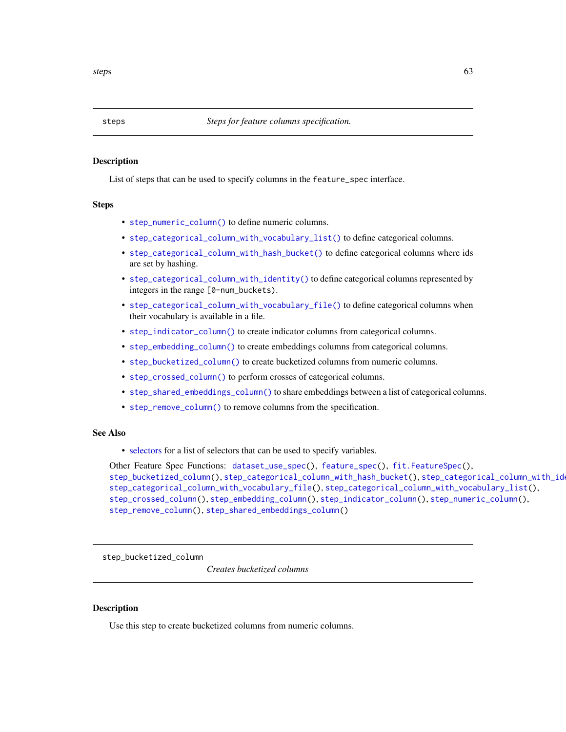## steps — *Steps for feature columns specification.*

### Description

List of steps that can be used to specify columns in the `feature_spec` interface.

### Steps

- `step_numeric_column()` to define numeric columns.
- `step_categorical_column_with_vocabulary_list()` to define categorical columns.
- `step_categorical_column_with_hash_bucket()` to define categorical columns where ids are set by hashing.
- `step_categorical_column_with_identity()` to define categorical columns represented by integers in the range `[0-num_buckets)`.
- `step_categorical_column_with_vocabulary_file()` to define categorical columns when their vocabulary is available in a file.
- `step_indicator_column()` to create indicator columns from categorical columns.
- `step_embedding_column()` to create embeddings columns from categorical columns.
- `step_bucketized_column()` to create bucketized columns from numeric columns.
- `step_crossed_column()` to perform crosses of categorical columns.
- `step_shared_embeddings_column()` to share embeddings between a list of categorical columns.
- `step_remove_column()` to remove columns from the specification.

### See Also

- selectors for a list of selectors that can be used to specify variables.

Other Feature Spec Functions: `dataset_use_spec()`, `feature_spec()`, `fit.FeatureSpec()`, `step_bucketized_column()`, `step_categorical_column_with_hash_bucket()`, `step_categorical_column_with_identity()`, `step_categorical_column_with_vocabulary_file()`, `step_categorical_column_with_vocabulary_list()`, `step_crossed_column()`, `step_embedding_column()`, `step_indicator_column()`, `step_numeric_column()`, `step_remove_column()`, `step_shared_embeddings_column()`

## step_bucketized_column — *Creates bucketized columns*

### Description

Use this step to create bucketized columns from numeric columns.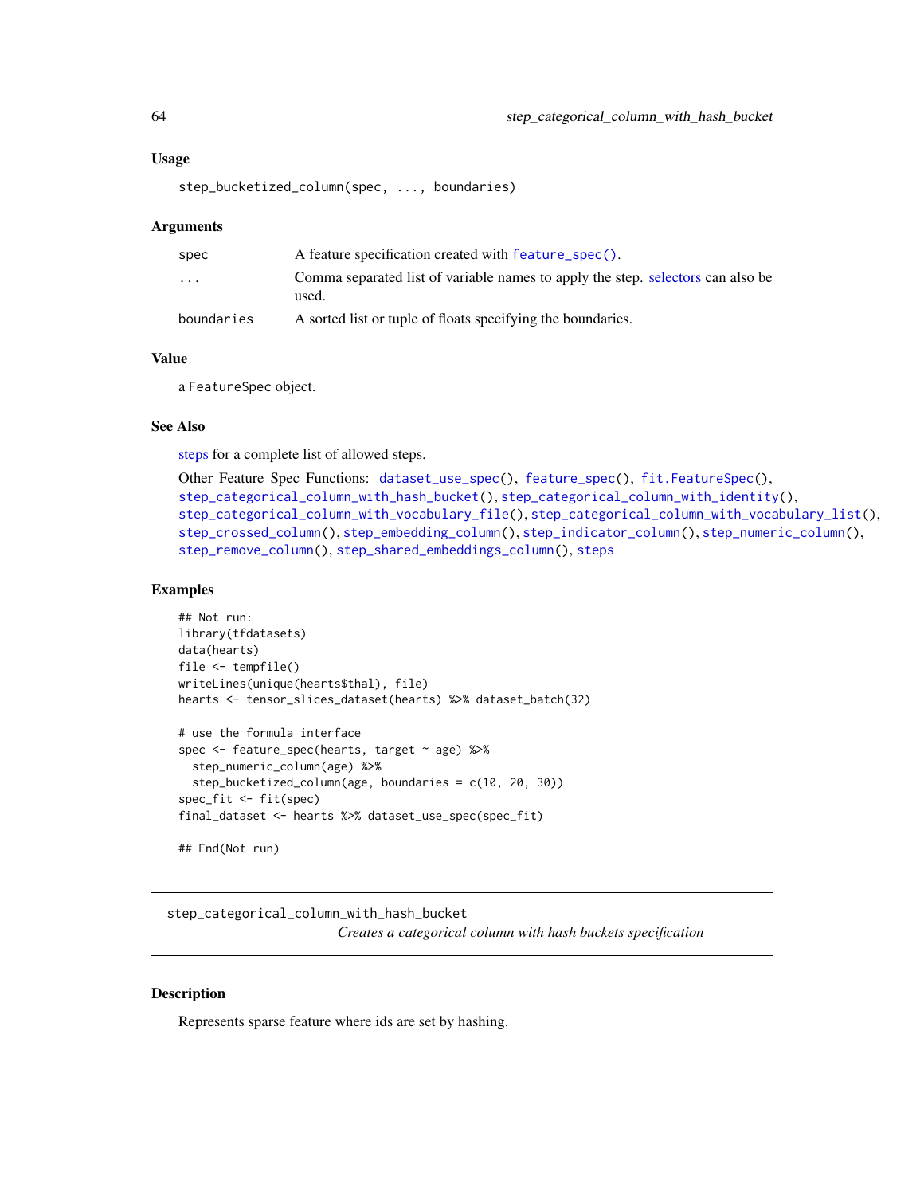### Usage

```
step_bucketized_column(spec, ..., boundaries)
```

### Arguments

| | |
|---|---|
| spec | A feature specification created with `feature_spec()`. |
| ... | Comma separated list of variable names to apply the step. selectors can also be used. |
| boundaries | A sorted list or tuple of floats specifying the boundaries. |

### Value

a `FeatureSpec` object.

### See Also

steps for a complete list of allowed steps.

Other Feature Spec Functions: `dataset_use_spec()`, `feature_spec()`, `fit.FeatureSpec()`, `step_categorical_column_with_hash_bucket()`, `step_categorical_column_with_identity()`, `step_categorical_column_with_vocabulary_file()`, `step_categorical_column_with_vocabulary_list()`, `step_crossed_column()`, `step_embedding_column()`, `step_indicator_column()`, `step_numeric_column()`, `step_remove_column()`, `step_shared_embeddings_column()`, `steps`

### Examples

```
## Not run:
library(tfdatasets)
data(hearts)
file <- tempfile()
writeLines(unique(hearts$thal), file)
hearts <- tensor_slices_dataset(hearts) %>% dataset_batch(32)

# use the formula interface
spec <- feature_spec(hearts, target ~ age) %>%
  step_numeric_column(age) %>%
  step_bucketized_column(age, boundaries = c(10, 20, 30))
spec_fit <- fit(spec)
final_dataset <- hearts %>% dataset_use_spec(spec_fit)

## End(Not run)
```

---

## step_categorical_column_with_hash_bucket

*Creates a categorical column with hash buckets specification*

---

### Description

Represents sparse feature where ids are set by hashing.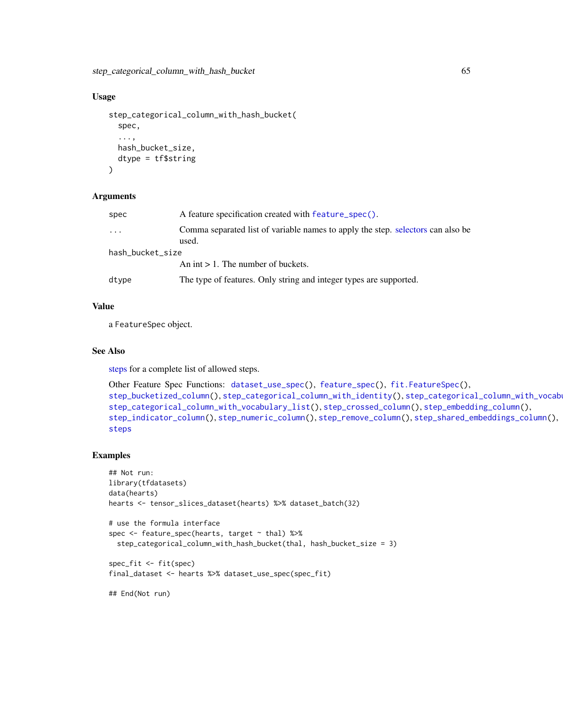### Usage

```
step_categorical_column_with_hash_bucket(
  spec,
  ...,
  hash_bucket_size,
  dtype = tf$string
)
```

### Arguments

| | |
|---|---|
| spec | A feature specification created with feature_spec(). |
| ... | Comma separated list of variable names to apply the step. selectors can also be used. |
| hash_bucket_size | An int > 1. The number of buckets. |
| dtype | The type of features. Only string and integer types are supported. |

### Value

a FeatureSpec object.

### See Also

steps for a complete list of allowed steps.

Other Feature Spec Functions: dataset_use_spec(), feature_spec(), fit.FeatureSpec(), step_bucketized_column(), step_categorical_column_with_identity(), step_categorical_column_with_vocabulary_file(), step_categorical_column_with_vocabulary_list(), step_crossed_column(), step_embedding_column(), step_indicator_column(), step_numeric_column(), step_remove_column(), step_shared_embeddings_column(), steps

### Examples

```
## Not run:
library(tfdatasets)
data(hearts)
hearts <- tensor_slices_dataset(hearts) %>% dataset_batch(32)

# use the formula interface
spec <- feature_spec(hearts, target ~ thal) %>%
  step_categorical_column_with_hash_bucket(thal, hash_bucket_size = 3)

spec_fit <- fit(spec)
final_dataset <- hearts %>% dataset_use_spec(spec_fit)

## End(Not run)
```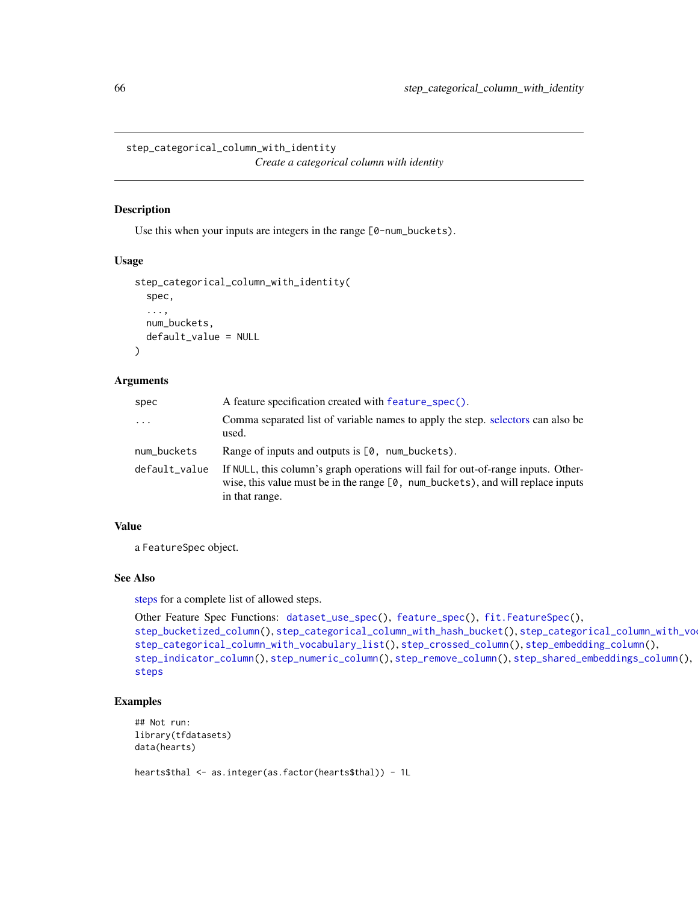## step_categorical_column_with_identity

*Create a categorical column with identity*

### Description

Use this when your inputs are integers in the range `[0-num_buckets)`.

### Usage

```
step_categorical_column_with_identity(
  spec,
  ...,
  num_buckets,
  default_value = NULL
)
```

### Arguments

| | |
|---|---|
| `spec` | A feature specification created with `feature_spec()`. |
| `...` | Comma separated list of variable names to apply the step. selectors can also be used. |
| `num_buckets` | Range of inputs and outputs is `[0, num_buckets)`. |
| `default_value` | If `NULL`, this column's graph operations will fail for out-of-range inputs. Otherwise, this value must be in the range `[0, num_buckets)`, and will replace inputs in that range. |

### Value

a `FeatureSpec` object.

### See Also

steps for a complete list of allowed steps.

Other Feature Spec Functions: `dataset_use_spec()`, `feature_spec()`, `fit.FeatureSpec()`, `step_bucketized_column()`, `step_categorical_column_with_hash_bucket()`, `step_categorical_column_with_vocabulary_file()`, `step_categorical_column_with_vocabulary_list()`, `step_crossed_column()`, `step_embedding_column()`, `step_indicator_column()`, `step_numeric_column()`, `step_remove_column()`, `step_shared_embeddings_column()`, `steps`

### Examples

```
## Not run:
library(tfdatasets)
data(hearts)

hearts$thal <- as.integer(as.factor(hearts$thal)) - 1L
```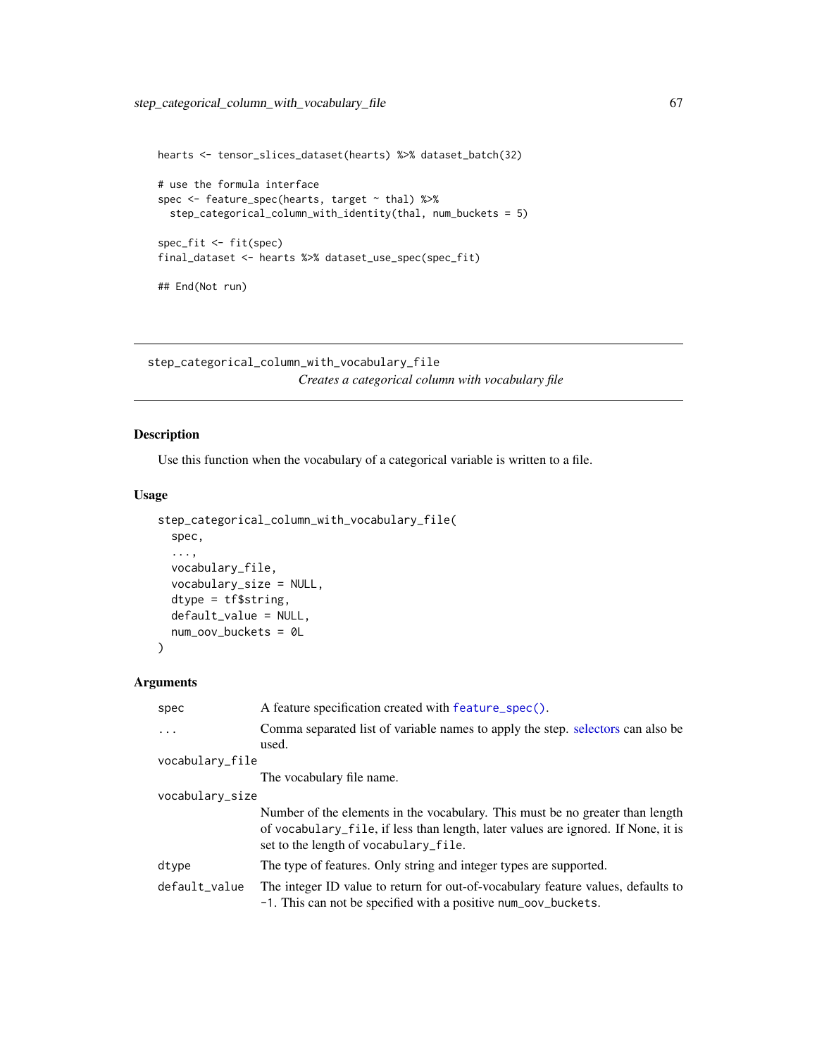```
hearts <- tensor_slices_dataset(hearts) %>% dataset_batch(32)

# use the formula interface
spec <- feature_spec(hearts, target ~ thal) %>%
  step_categorical_column_with_identity(thal, num_buckets = 5)

spec_fit <- fit(spec)
final_dataset <- hearts %>% dataset_use_spec(spec_fit)

## End(Not run)
```

---

## step_categorical_column_with_vocabulary_file

*Creates a categorical column with vocabulary file*

---

### Description

Use this function when the vocabulary of a categorical variable is written to a file.

### Usage

```
step_categorical_column_with_vocabulary_file(
  spec,
  ...,
  vocabulary_file,
  vocabulary_size = NULL,
  dtype = tf$string,
  default_value = NULL,
  num_oov_buckets = 0L
)
```

### Arguments

| Argument | Description |
|---|---|
| `spec` | A feature specification created with `feature_spec()`. |
| `...` | Comma separated list of variable names to apply the step. selectors can also be used. |
| `vocabulary_file` | The vocabulary file name. |
| `vocabulary_size` | Number of the elements in the vocabulary. This must be no greater than length of `vocabulary_file`, if less than length, later values are ignored. If None, it is set to the length of `vocabulary_file`. |
| `dtype` | The type of features. Only string and integer types are supported. |
| `default_value` | The integer ID value to return for out-of-vocabulary feature values, defaults to -1. This can not be specified with a positive `num_oov_buckets`. |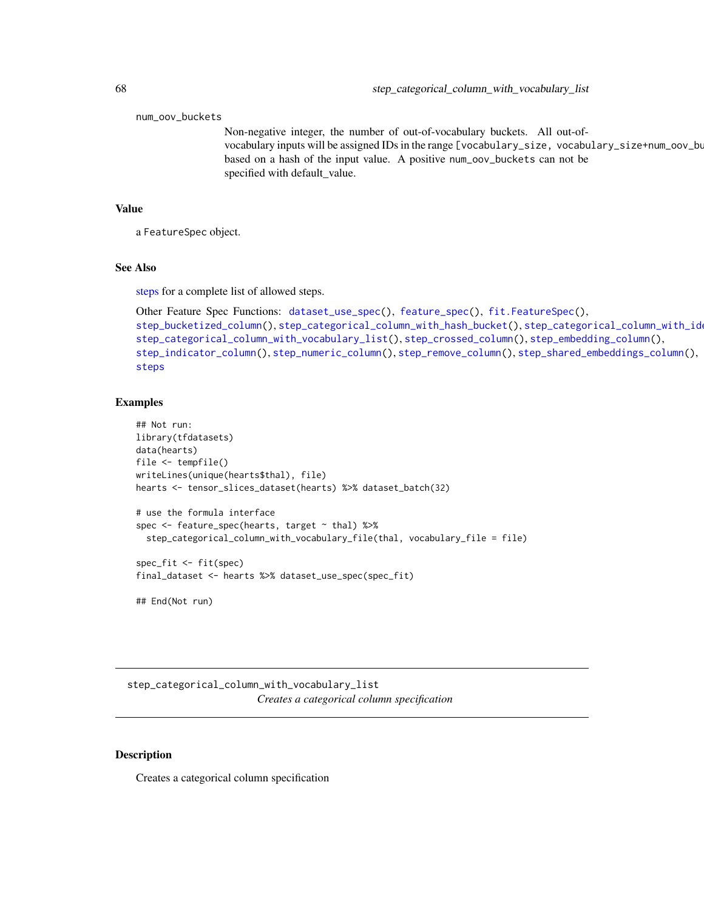num_oov_buckets
: Non-negative integer, the number of out-of-vocabulary buckets. All out-of-vocabulary inputs will be assigned IDs in the range [vocabulary_size, vocabulary_size+num_oov_bu based on a hash of the input value. A positive num_oov_buckets can not be specified with default_value.

## Value

a FeatureSpec object.

## See Also

steps for a complete list of allowed steps.

Other Feature Spec Functions: dataset_use_spec(), feature_spec(), fit.FeatureSpec(), step_bucketized_column(), step_categorical_column_with_hash_bucket(), step_categorical_column_with_ide step_categorical_column_with_vocabulary_list(), step_crossed_column(), step_embedding_column(), step_indicator_column(), step_numeric_column(), step_remove_column(), step_shared_embeddings_column(), steps

## Examples

```
## Not run:
library(tfdatasets)
data(hearts)
file <- tempfile()
writeLines(unique(hearts$thal), file)
hearts <- tensor_slices_dataset(hearts) %>% dataset_batch(32)

# use the formula interface
spec <- feature_spec(hearts, target ~ thal) %>%
  step_categorical_column_with_vocabulary_file(thal, vocabulary_file = file)

spec_fit <- fit(spec)
final_dataset <- hearts %>% dataset_use_spec(spec_fit)

## End(Not run)
```

---

# step_categorical_column_with_vocabulary_list

*Creates a categorical column specification*

## Description

Creates a categorical column specification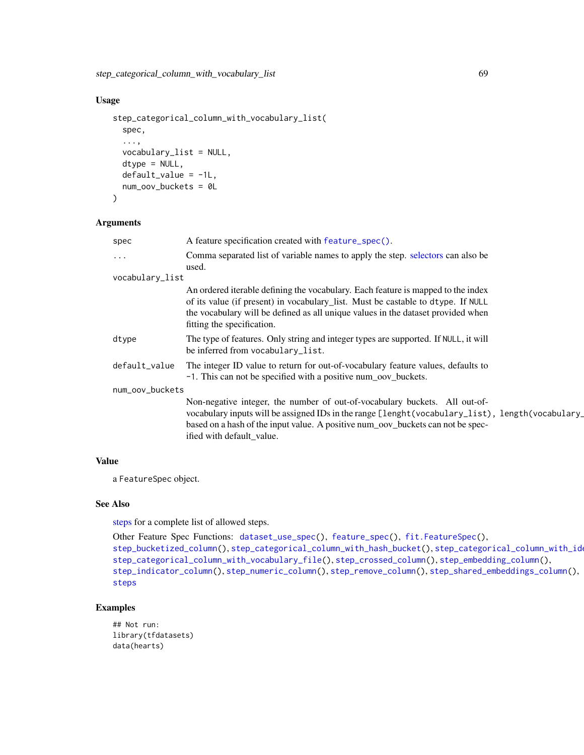## Usage

```
step_categorical_column_with_vocabulary_list(
  spec,
  ...,
  vocabulary_list = NULL,
  dtype = NULL,
  default_value = -1L,
  num_oov_buckets = 0L
)
```

## Arguments

| Argument | Description |
|---|---|
| spec | A feature specification created with `feature_spec()`. |
| ... | Comma separated list of variable names to apply the step. selectors can also be used. |
| vocabulary_list | An ordered iterable defining the vocabulary. Each feature is mapped to the index of its value (if present) in vocabulary_list. Must be castable to `dtype`. If `NULL` the vocabulary will be defined as all unique values in the dataset provided when fitting the specification. |
| dtype | The type of features. Only string and integer types are supported. If `NULL`, it will be inferred from `vocabulary_list`. |
| default_value | The integer ID value to return for out-of-vocabulary feature values, defaults to `-1`. This can not be specified with a positive num_oov_buckets. |
| num_oov_buckets | Non-negative integer, the number of out-of-vocabulary buckets. All out-of-vocabulary inputs will be assigned IDs in the range `[lenght(vocabulary_list), length(vocabulary_` based on a hash of the input value. A positive num_oov_buckets can not be specified with default_value. |

## Value

a `FeatureSpec` object.

## See Also

steps for a complete list of allowed steps.

Other Feature Spec Functions: `dataset_use_spec()`, `feature_spec()`, `fit.FeatureSpec()`, `step_bucketized_column()`, `step_categorical_column_with_hash_bucket()`, `step_categorical_column_with_ide` `step_categorical_column_with_vocabulary_file()`, `step_crossed_column()`, `step_embedding_column()`, `step_indicator_column()`, `step_numeric_column()`, `step_remove_column()`, `step_shared_embeddings_column()`, `steps`

## Examples

```
## Not run:
library(tfdatasets)
data(hearts)
```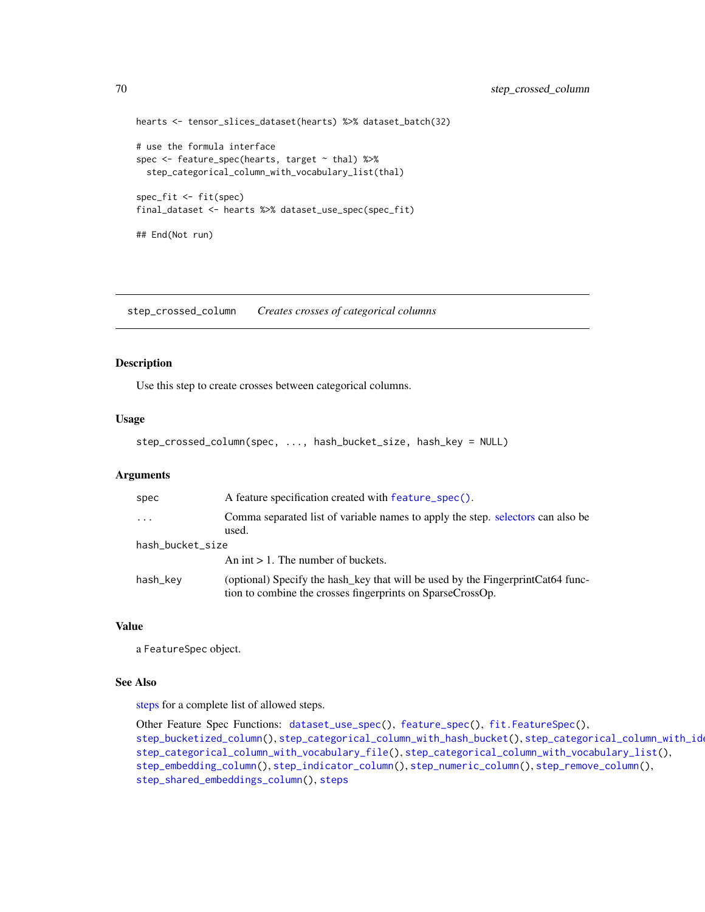```
hearts <- tensor_slices_dataset(hearts) %>% dataset_batch(32)

# use the formula interface
spec <- feature_spec(hearts, target ~ thal) %>%
  step_categorical_column_with_vocabulary_list(thal)

spec_fit <- fit(spec)
final_dataset <- hearts %>% dataset_use_spec(spec_fit)

## End(Not run)
```

---

## step_crossed_column *Creates crosses of categorical columns*

---

### Description

Use this step to create crosses between categorical columns.

### Usage

```
step_crossed_column(spec, ..., hash_bucket_size, hash_key = NULL)
```

### Arguments

| | |
|---|---|
| spec | A feature specification created with feature_spec(). |
| ... | Comma separated list of variable names to apply the step. selectors can also be used. |
| hash_bucket_size | An int > 1. The number of buckets. |
| hash_key | (optional) Specify the hash_key that will be used by the FingerprintCat64 function to combine the crosses fingerprints on SparseCrossOp. |

### Value

a FeatureSpec object.

### See Also

steps for a complete list of allowed steps.

Other Feature Spec Functions: dataset_use_spec(), feature_spec(), fit.FeatureSpec(), step_bucketized_column(), step_categorical_column_with_hash_bucket(), step_categorical_column_with_identity(), step_categorical_column_with_vocabulary_file(), step_categorical_column_with_vocabulary_list(), step_embedding_column(), step_indicator_column(), step_numeric_column(), step_remove_column(), step_shared_embeddings_column(), steps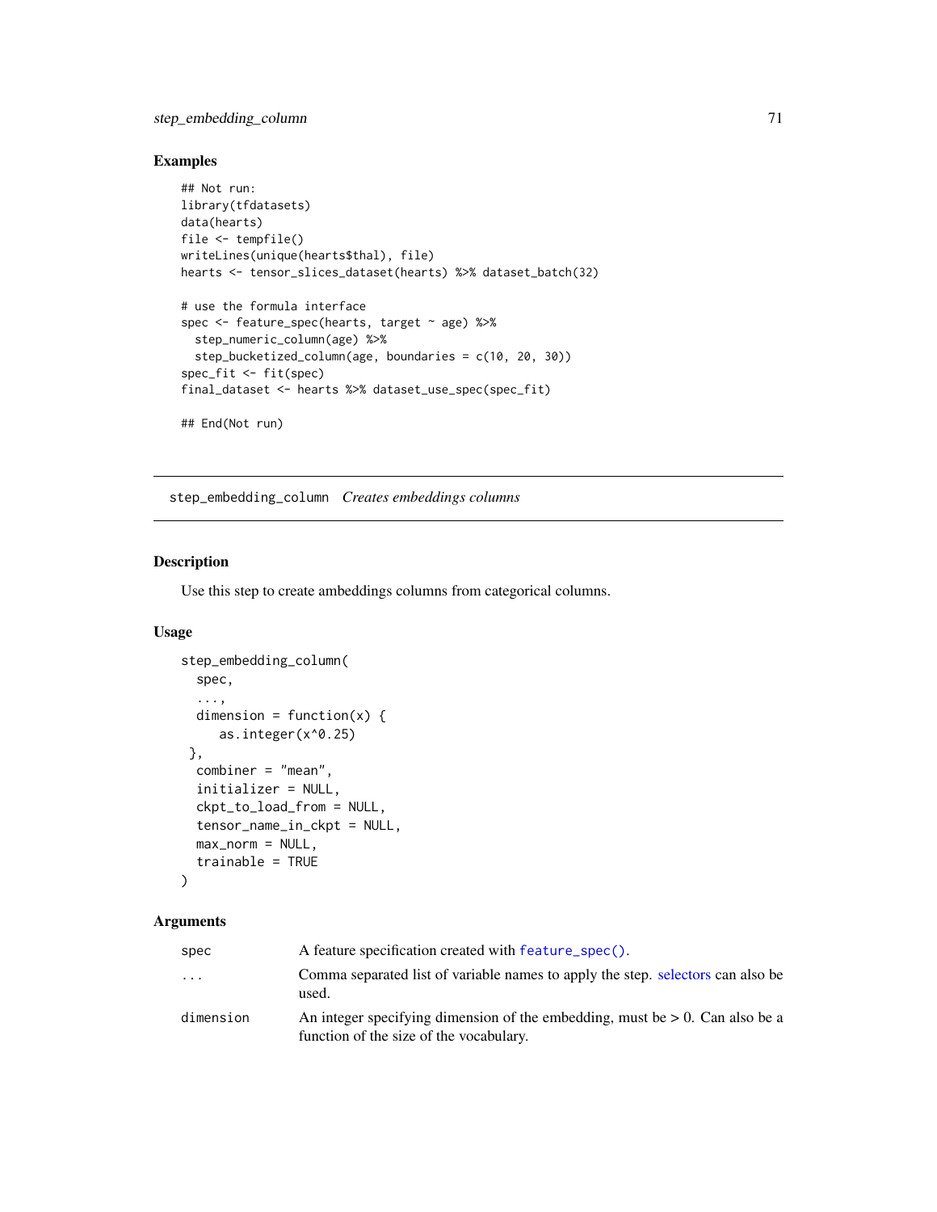## Examples

```
## Not run:
library(tfdatasets)
data(hearts)
file <- tempfile()
writeLines(unique(hearts$thal), file)
hearts <- tensor_slices_dataset(hearts) %>% dataset_batch(32)

# use the formula interface
spec <- feature_spec(hearts, target ~ age) %>%
  step_numeric_column(age) %>%
  step_bucketized_column(age, boundaries = c(10, 20, 30))
spec_fit <- fit(spec)
final_dataset <- hearts %>% dataset_use_spec(spec_fit)

## End(Not run)
```

---

# step_embedding_column *Creates embeddings columns*

## Description

Use this step to create ambeddings columns from categorical columns.

## Usage

```
step_embedding_column(
  spec,
  ...,
  dimension = function(x) {
     as.integer(x^0.25)
 },
  combiner = "mean",
  initializer = NULL,
  ckpt_to_load_from = NULL,
  tensor_name_in_ckpt = NULL,
  max_norm = NULL,
  trainable = TRUE
)
```

## Arguments

| | |
|---|---|
| spec | A feature specification created with `feature_spec()`. |
| ... | Comma separated list of variable names to apply the step. selectors can also be used. |
| dimension | An integer specifying dimension of the embedding, must be > 0. Can also be a function of the size of the vocabulary. |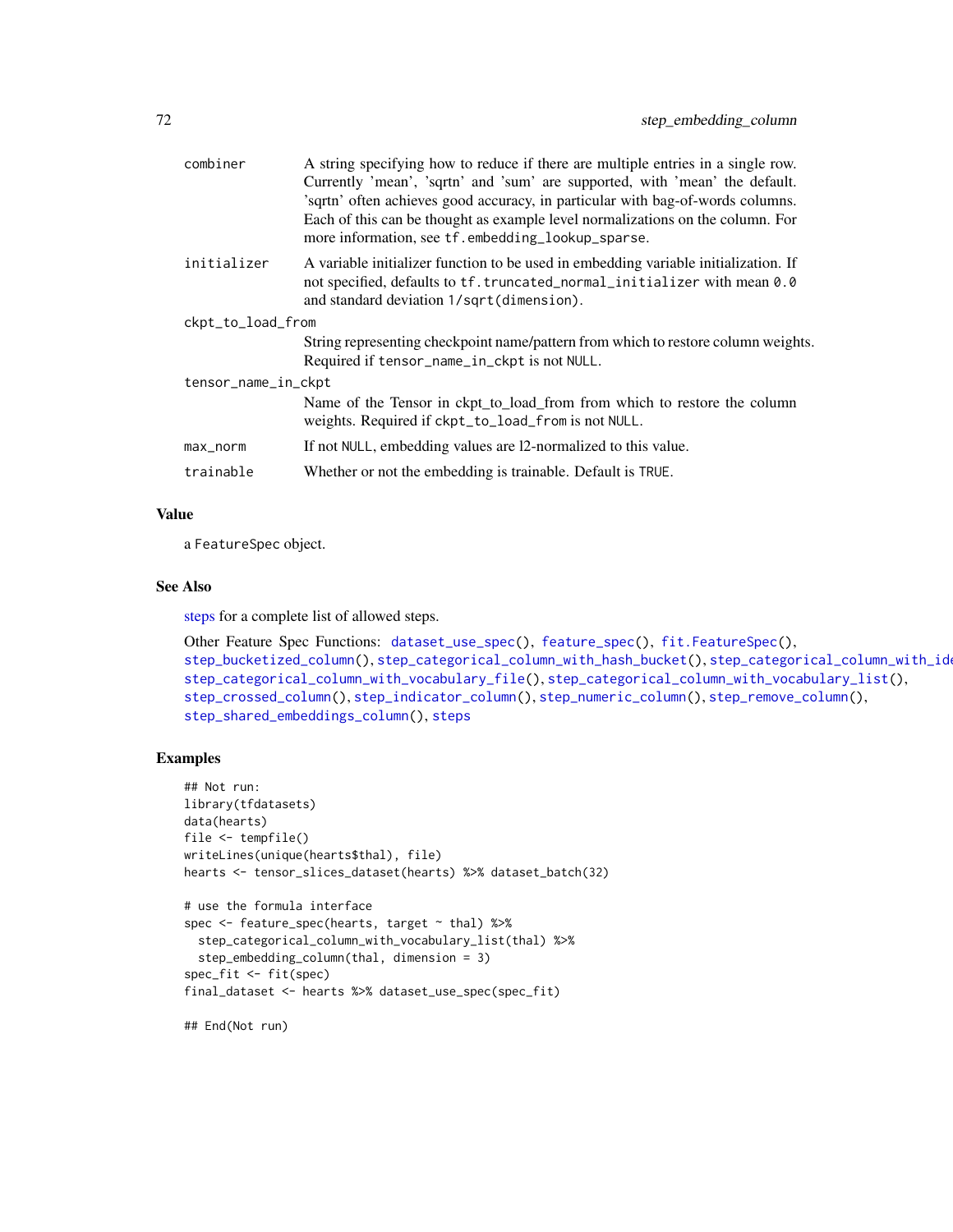| | |
|---|---|
| combiner | A string specifying how to reduce if there are multiple entries in a single row. Currently 'mean', 'sqrtn' and 'sum' are supported, with 'mean' the default. 'sqrtn' often achieves good accuracy, in particular with bag-of-words columns. Each of this can be thought as example level normalizations on the column. For more information, see `tf.embedding_lookup_sparse`. |
| initializer | A variable initializer function to be used in embedding variable initialization. If not specified, defaults to `tf.truncated_normal_initializer` with mean `0.0` and standard deviation `1/sqrt(dimension)`. |
| ckpt_to_load_from | String representing checkpoint name/pattern from which to restore column weights. Required if `tensor_name_in_ckpt` is not `NULL`. |
| tensor_name_in_ckpt | Name of the Tensor in ckpt_to_load_from from which to restore the column weights. Required if `ckpt_to_load_from` is not `NULL`. |
| max_norm | If not `NULL`, embedding values are l2-normalized to this value. |
| trainable | Whether or not the embedding is trainable. Default is `TRUE`. |

### Value

a `FeatureSpec` object.

### See Also

steps for a complete list of allowed steps.

Other Feature Spec Functions: `dataset_use_spec()`, `feature_spec()`, `fit.FeatureSpec()`, `step_bucketized_column()`, `step_categorical_column_with_hash_bucket()`, `step_categorical_column_with_identity()`, `step_categorical_column_with_vocabulary_file()`, `step_categorical_column_with_vocabulary_list()`, `step_crossed_column()`, `step_indicator_column()`, `step_numeric_column()`, `step_remove_column()`, `step_shared_embeddings_column()`, `steps`

### Examples

```
## Not run:
library(tfdatasets)
data(hearts)
file <- tempfile()
writeLines(unique(hearts$thal), file)
hearts <- tensor_slices_dataset(hearts) %>% dataset_batch(32)

# use the formula interface
spec <- feature_spec(hearts, target ~ thal) %>%
  step_categorical_column_with_vocabulary_list(thal) %>%
  step_embedding_column(thal, dimension = 3)
spec_fit <- fit(spec)
final_dataset <- hearts %>% dataset_use_spec(spec_fit)

## End(Not run)
```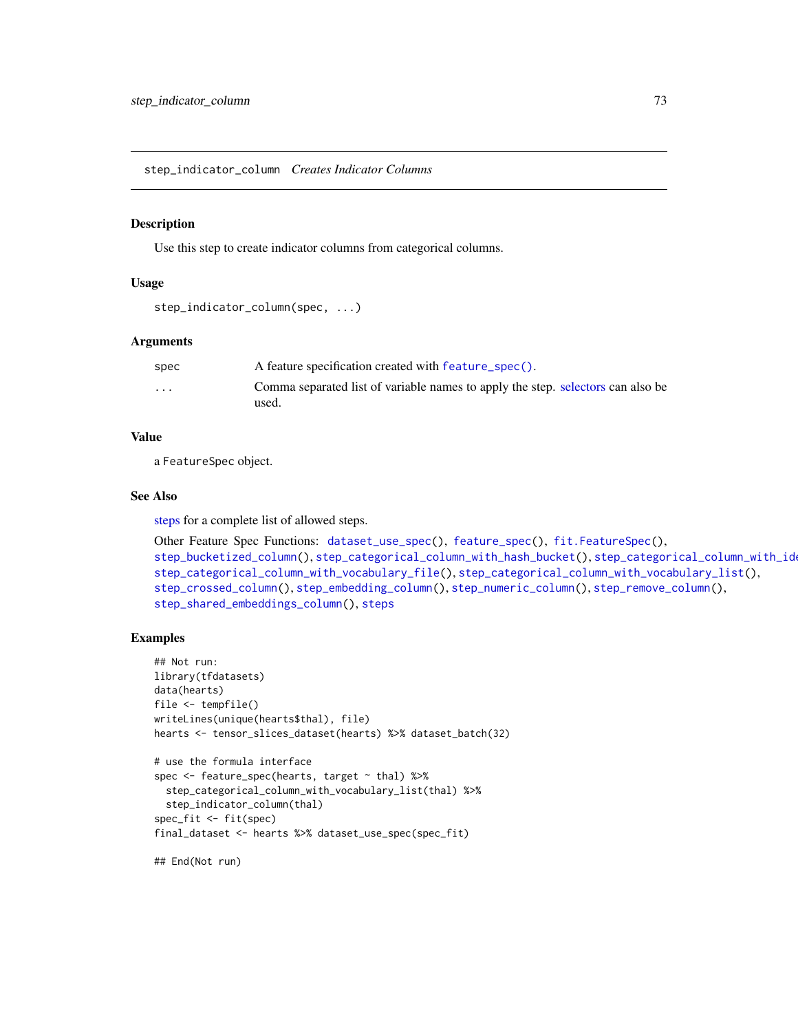## step_indicator_column *Creates Indicator Columns*

### Description

Use this step to create indicator columns from categorical columns.

### Usage

```
step_indicator_column(spec, ...)
```

### Arguments

| | |
|---|---|
| spec | A feature specification created with feature_spec(). |
| ... | Comma separated list of variable names to apply the step. selectors can also be used. |

### Value

a FeatureSpec object.

### See Also

steps for a complete list of allowed steps.

Other Feature Spec Functions: dataset_use_spec(), feature_spec(), fit.FeatureSpec(), step_bucketized_column(), step_categorical_column_with_hash_bucket(), step_categorical_column_with_ide step_categorical_column_with_vocabulary_file(), step_categorical_column_with_vocabulary_list(), step_crossed_column(), step_embedding_column(), step_numeric_column(), step_remove_column(), step_shared_embeddings_column(), steps

### Examples

```
## Not run:
library(tfdatasets)
data(hearts)
file <- tempfile()
writeLines(unique(hearts$thal), file)
hearts <- tensor_slices_dataset(hearts) %>% dataset_batch(32)

# use the formula interface
spec <- feature_spec(hearts, target ~ thal) %>%
  step_categorical_column_with_vocabulary_list(thal) %>%
  step_indicator_column(thal)
spec_fit <- fit(spec)
final_dataset <- hearts %>% dataset_use_spec(spec_fit)

## End(Not run)
```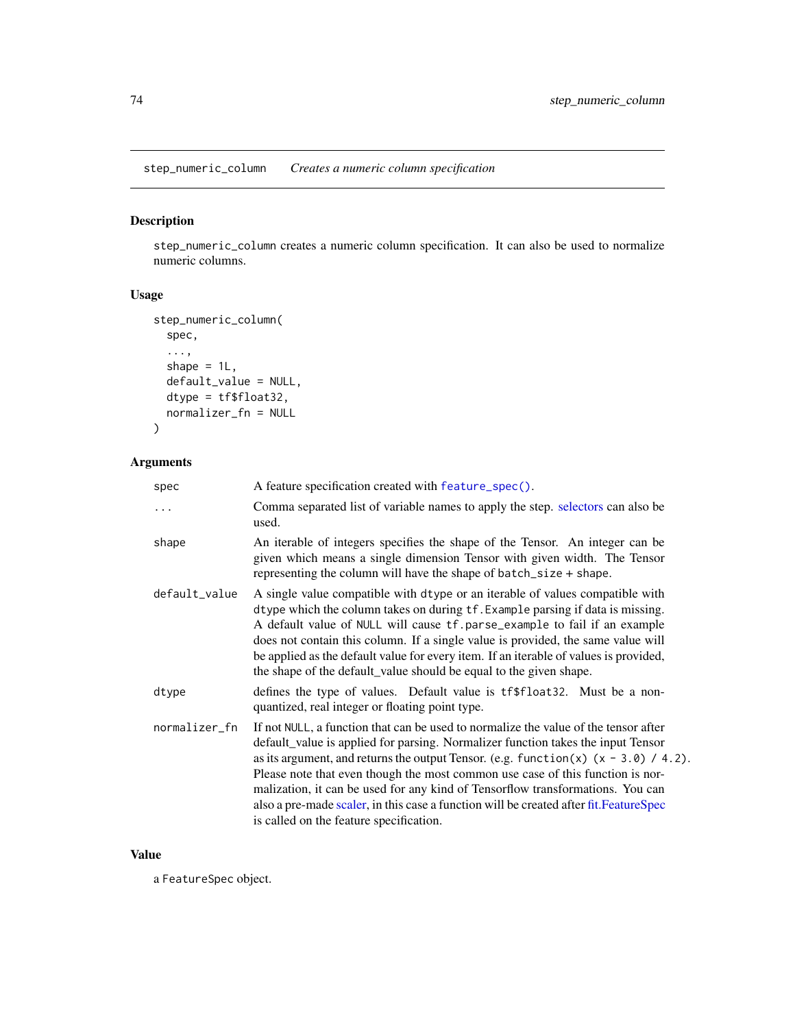## step_numeric_column — *Creates a numeric column specification*

### Description

step_numeric_column creates a numeric column specification. It can also be used to normalize numeric columns.

### Usage

```
step_numeric_column(
  spec,
  ...,
  shape = 1L,
  default_value = NULL,
  dtype = tf$float32,
  normalizer_fn = NULL
)
```

### Arguments

| | |
|---|---|
| spec | A feature specification created with feature_spec(). |
| ... | Comma separated list of variable names to apply the step. selectors can also be used. |
| shape | An iterable of integers specifies the shape of the Tensor. An integer can be given which means a single dimension Tensor with given width. The Tensor representing the column will have the shape of batch_size + shape. |
| default_value | A single value compatible with dtype or an iterable of values compatible with dtype which the column takes on during tf.Example parsing if data is missing. A default value of NULL will cause tf.parse_example to fail if an example does not contain this column. If a single value is provided, the same value will be applied as the default value for every item. If an iterable of values is provided, the shape of the default_value should be equal to the given shape. |
| dtype | defines the type of values. Default value is tf$float32. Must be a non-quantized, real integer or floating point type. |
| normalizer_fn | If not NULL, a function that can be used to normalize the value of the tensor after default_value is applied for parsing. Normalizer function takes the input Tensor as its argument, and returns the output Tensor. (e.g. function(x) (x - 3.0) / 4.2). Please note that even though the most common use case of this function is normalization, it can be used for any kind of Tensorflow transformations. You can also a pre-made scaler, in this case a function will be created after fit.FeatureSpec is called on the feature specification. |

### Value

a FeatureSpec object.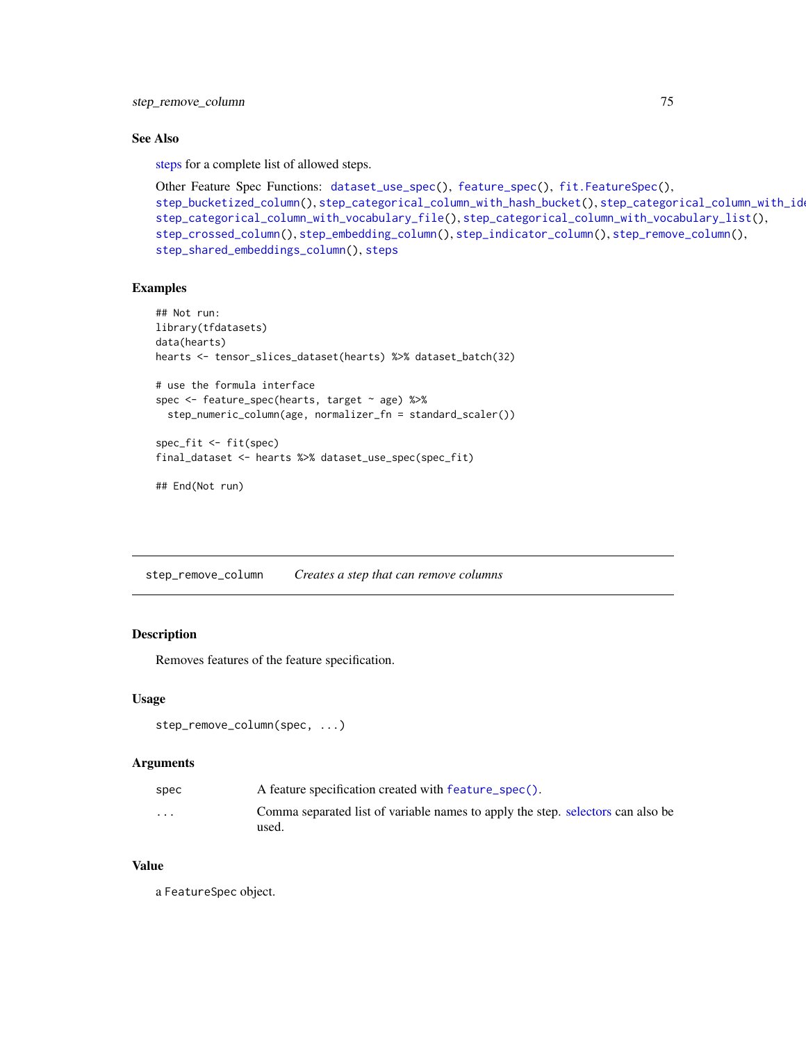## See Also

steps for a complete list of allowed steps.

Other Feature Spec Functions: `dataset_use_spec()`, `feature_spec()`, `fit.FeatureSpec()`, `step_bucketized_column()`, `step_categorical_column_with_hash_bucket()`, `step_categorical_column_with_ide`, `step_categorical_column_with_vocabulary_file()`, `step_categorical_column_with_vocabulary_list()`, `step_crossed_column()`, `step_embedding_column()`, `step_indicator_column()`, `step_remove_column()`, `step_shared_embeddings_column()`, `steps`

## Examples

```
## Not run:
library(tfdatasets)
data(hearts)
hearts <- tensor_slices_dataset(hearts) %>% dataset_batch(32)

# use the formula interface
spec <- feature_spec(hearts, target ~ age) %>%
  step_numeric_column(age, normalizer_fn = standard_scaler())

spec_fit <- fit(spec)
final_dataset <- hearts %>% dataset_use_spec(spec_fit)

## End(Not run)
```

---

# step_remove_column *Creates a step that can remove columns*

## Description

Removes features of the feature specification.

## Usage

```
step_remove_column(spec, ...)
```

## Arguments

| | |
|---|---|
| spec | A feature specification created with `feature_spec()`. |
| ... | Comma separated list of variable names to apply the step. selectors can also be used. |

## Value

a `FeatureSpec` object.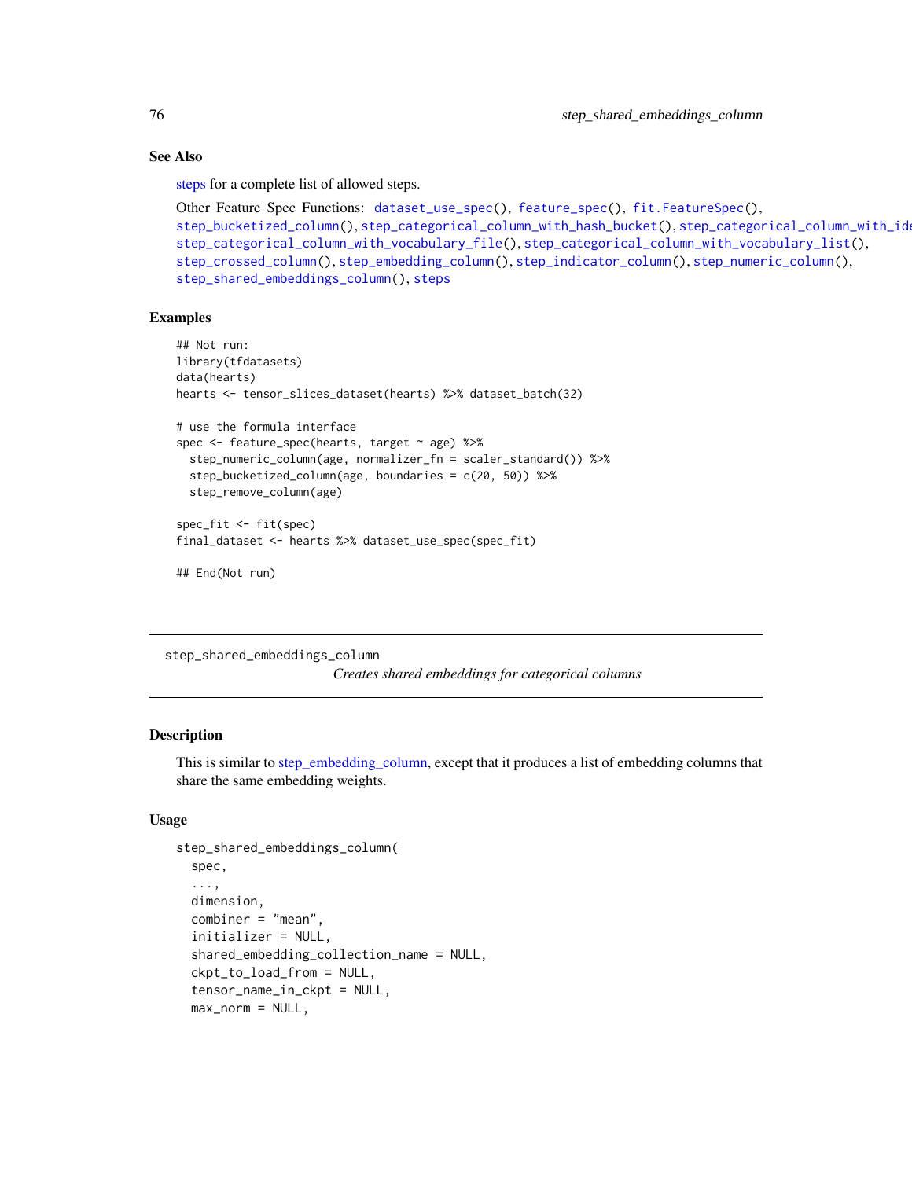## See Also

steps for a complete list of allowed steps.

Other Feature Spec Functions: `dataset_use_spec()`, `feature_spec()`, `fit.FeatureSpec()`, `step_bucketized_column()`, `step_categorical_column_with_hash_bucket()`, `step_categorical_column_with_ide`, `step_categorical_column_with_vocabulary_file()`, `step_categorical_column_with_vocabulary_list()`, `step_crossed_column()`, `step_embedding_column()`, `step_indicator_column()`, `step_numeric_column()`, `step_shared_embeddings_column()`, `steps`

## Examples

```
## Not run:
library(tfdatasets)
data(hearts)
hearts <- tensor_slices_dataset(hearts) %>% dataset_batch(32)

# use the formula interface
spec <- feature_spec(hearts, target ~ age) %>%
  step_numeric_column(age, normalizer_fn = scaler_standard()) %>%
  step_bucketized_column(age, boundaries = c(20, 50)) %>%
  step_remove_column(age)

spec_fit <- fit(spec)
final_dataset <- hearts %>% dataset_use_spec(spec_fit)

## End(Not run)
```

---

# step_shared_embeddings_column

*Creates shared embeddings for categorical columns*

---

## Description

This is similar to step_embedding_column, except that it produces a list of embedding columns that share the same embedding weights.

## Usage

```
step_shared_embeddings_column(
  spec,
  ...,
  dimension,
  combiner = "mean",
  initializer = NULL,
  shared_embedding_collection_name = NULL,
  ckpt_to_load_from = NULL,
  tensor_name_in_ckpt = NULL,
  max_norm = NULL,
```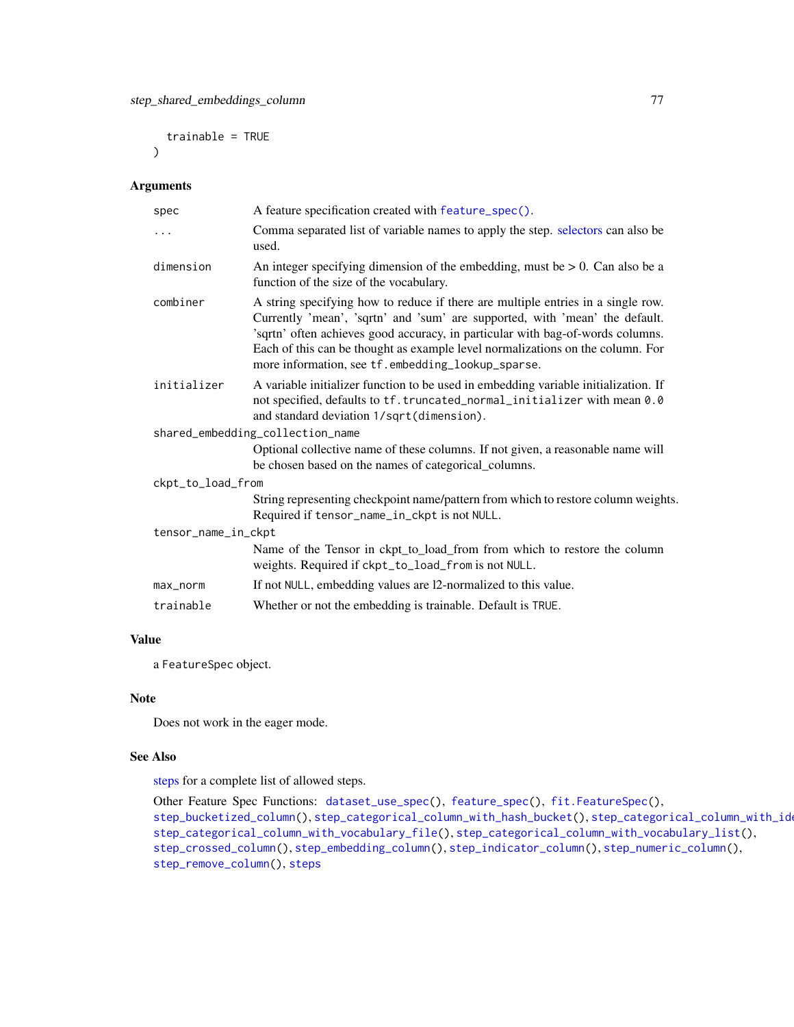```
  trainable = TRUE
)
```

## Arguments

| | |
|---|---|
| `spec` | A feature specification created with `feature_spec()`. |
| `...` | Comma separated list of variable names to apply the step. selectors can also be used. |
| `dimension` | An integer specifying dimension of the embedding, must be > 0. Can also be a function of the size of the vocabulary. |
| `combiner` | A string specifying how to reduce if there are multiple entries in a single row. Currently 'mean', 'sqrtn' and 'sum' are supported, with 'mean' the default. 'sqrtn' often achieves good accuracy, in particular with bag-of-words columns. Each of this can be thought as example level normalizations on the column. For more information, see `tf.embedding_lookup_sparse`. |
| `initializer` | A variable initializer function to be used in embedding variable initialization. If not specified, defaults to `tf.truncated_normal_initializer` with mean `0.0` and standard deviation `1/sqrt(dimension)`. |
| `shared_embedding_collection_name` | Optional collective name of these columns. If not given, a reasonable name will be chosen based on the names of categorical_columns. |
| `ckpt_to_load_from` | String representing checkpoint name/pattern from which to restore column weights. Required if `tensor_name_in_ckpt` is not `NULL`. |
| `tensor_name_in_ckpt` | Name of the Tensor in ckpt_to_load_from from which to restore the column weights. Required if `ckpt_to_load_from` is not `NULL`. |
| `max_norm` | If not `NULL`, embedding values are l2-normalized to this value. |
| `trainable` | Whether or not the embedding is trainable. Default is `TRUE`. |

## Value

a `FeatureSpec` object.

## Note

Does not work in the eager mode.

## See Also

steps for a complete list of allowed steps.

Other Feature Spec Functions: `dataset_use_spec()`, `feature_spec()`, `fit.FeatureSpec()`, `step_bucketized_column()`, `step_categorical_column_with_hash_bucket()`, `step_categorical_column_with_identity()`, `step_categorical_column_with_vocabulary_file()`, `step_categorical_column_with_vocabulary_list()`, `step_crossed_column()`, `step_embedding_column()`, `step_indicator_column()`, `step_numeric_column()`, `step_remove_column()`, `steps`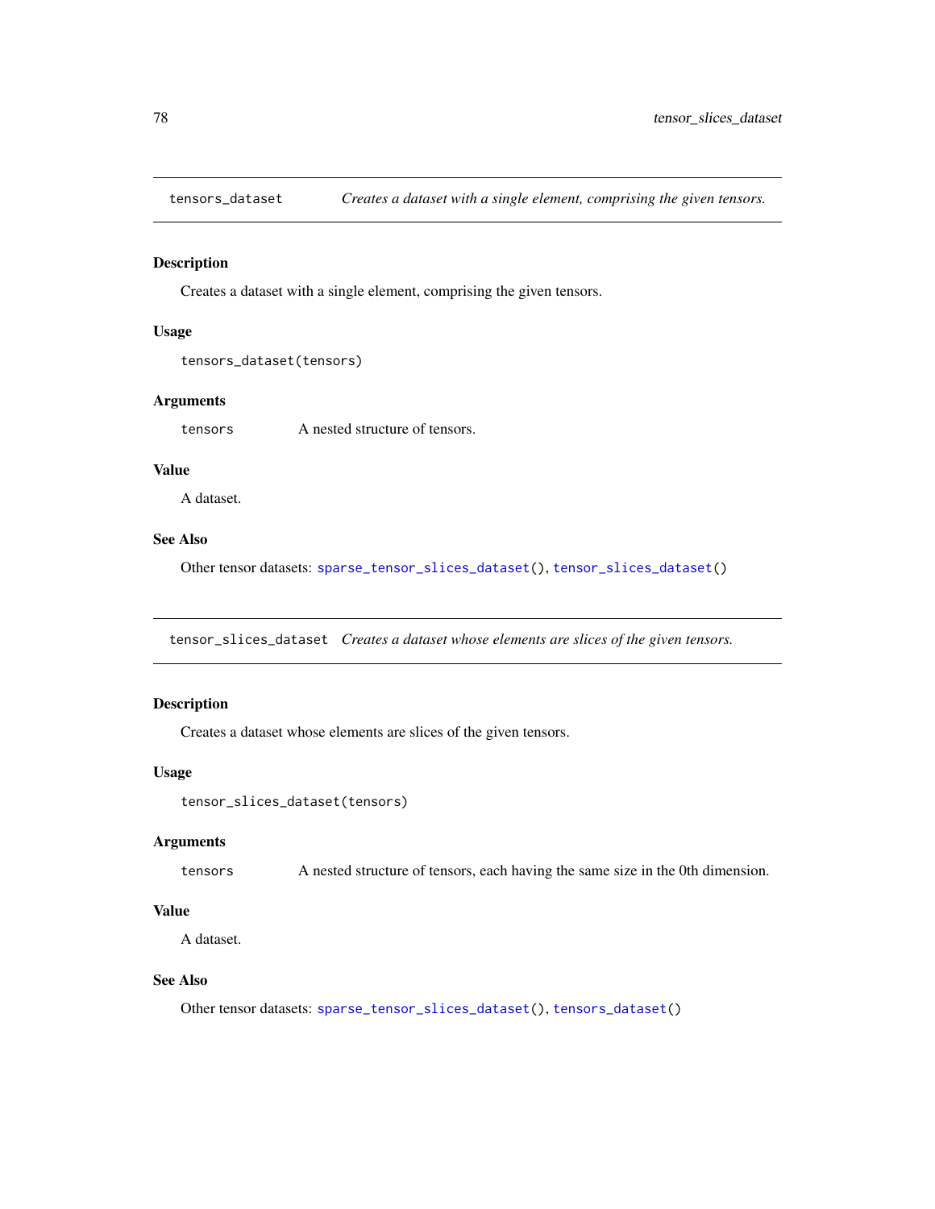## tensors_dataset — *Creates a dataset with a single element, comprising the given tensors.*

### Description

Creates a dataset with a single element, comprising the given tensors.

### Usage

```
tensors_dataset(tensors)
```

### Arguments

| | |
|---|---|
| tensors | A nested structure of tensors. |

### Value

A dataset.

### See Also

Other tensor datasets: sparse_tensor_slices_dataset(), tensor_slices_dataset()

## tensor_slices_dataset — *Creates a dataset whose elements are slices of the given tensors.*

### Description

Creates a dataset whose elements are slices of the given tensors.

### Usage

```
tensor_slices_dataset(tensors)
```

### Arguments

| | |
|---|---|
| tensors | A nested structure of tensors, each having the same size in the 0th dimension. |

### Value

A dataset.

### See Also

Other tensor datasets: sparse_tensor_slices_dataset(), tensors_dataset()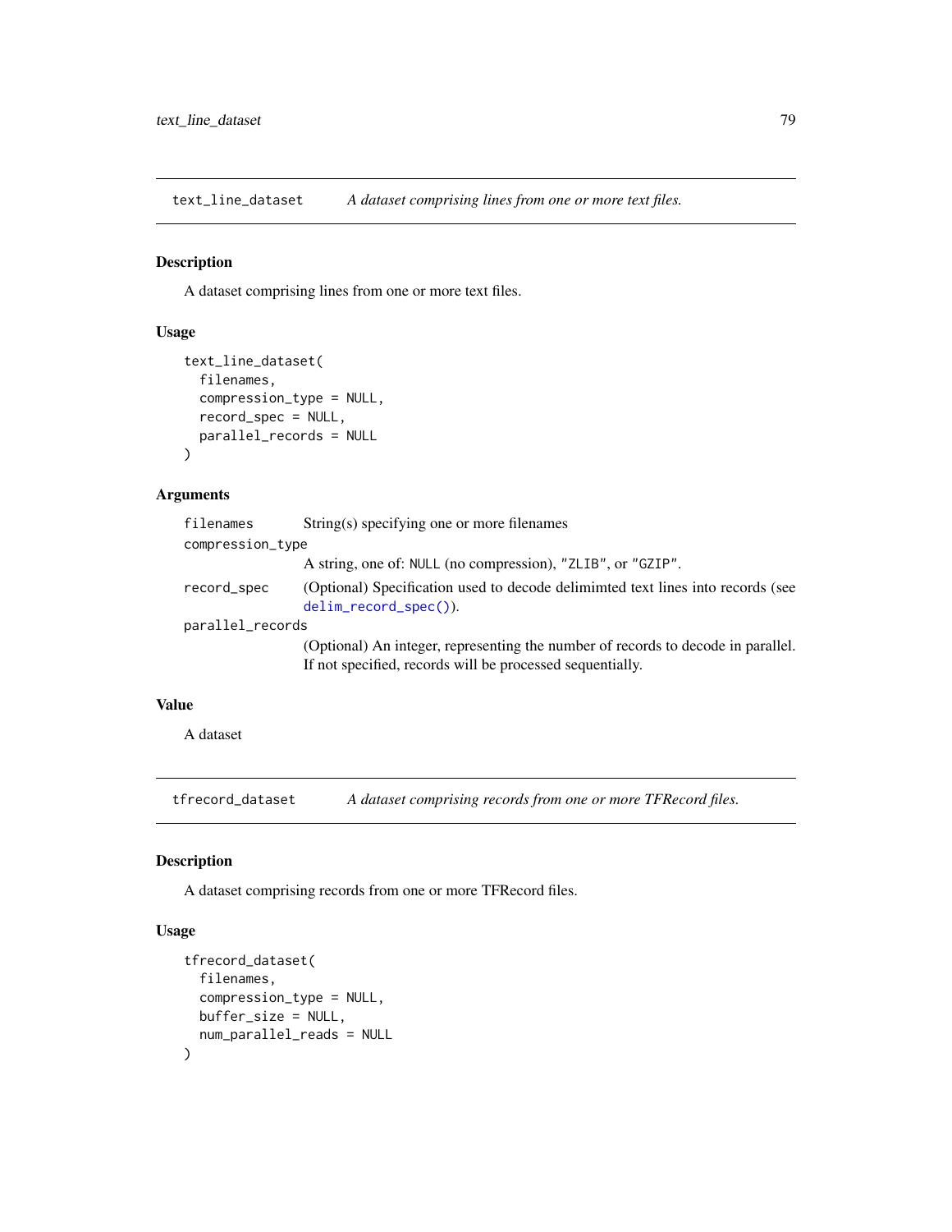## text_line_dataset — *A dataset comprising lines from one or more text files.*

### Description

A dataset comprising lines from one or more text files.

### Usage

```
text_line_dataset(
  filenames,
  compression_type = NULL,
  record_spec = NULL,
  parallel_records = NULL
)
```

### Arguments

| | |
|---|---|
| `filenames` | String(s) specifying one or more filenames |
| `compression_type` | A string, one of: `NULL` (no compression), `"ZLIB"`, or `"GZIP"`. |
| `record_spec` | (Optional) Specification used to decode delimimted text lines into records (see `delim_record_spec()`). |
| `parallel_records` | (Optional) An integer, representing the number of records to decode in parallel. If not specified, records will be processed sequentially. |

### Value

A dataset

## tfrecord_dataset — *A dataset comprising records from one or more TFRecord files.*

### Description

A dataset comprising records from one or more TFRecord files.

### Usage

```
tfrecord_dataset(
  filenames,
  compression_type = NULL,
  buffer_size = NULL,
  num_parallel_reads = NULL
)
```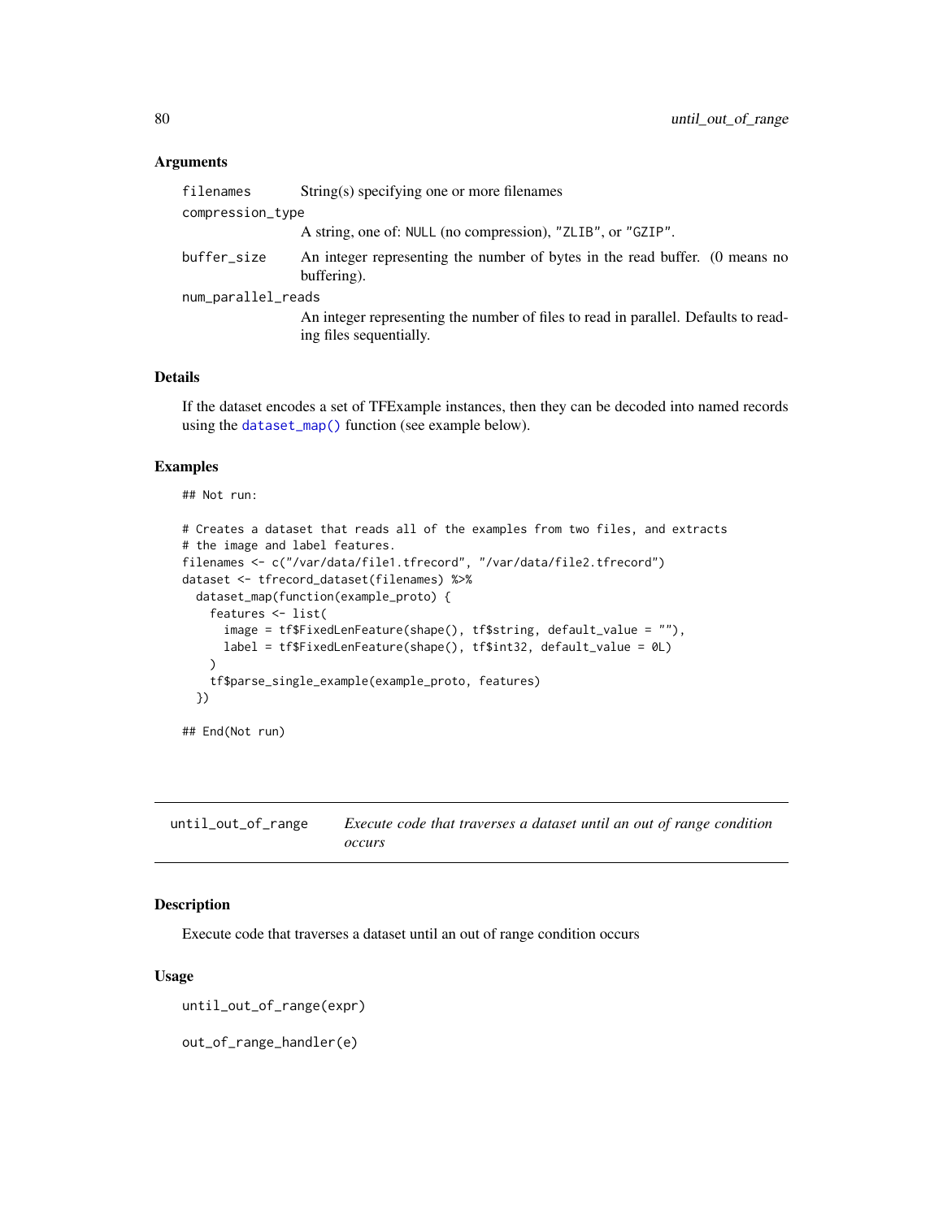### Arguments

| | |
|---|---|
| `filenames` | String(s) specifying one or more filenames |
| `compression_type` | A string, one of: `NULL` (no compression), `"ZLIB"`, or `"GZIP"`. |
| `buffer_size` | An integer representing the number of bytes in the read buffer. (0 means no buffering). |
| `num_parallel_reads` | An integer representing the number of files to read in parallel. Defaults to reading files sequentially. |

### Details

If the dataset encodes a set of TFExample instances, then they can be decoded into named records using the `dataset_map()` function (see example below).

### Examples

```
## Not run:

# Creates a dataset that reads all of the examples from two files, and extracts
# the image and label features.
filenames <- c("/var/data/file1.tfrecord", "/var/data/file2.tfrecord")
dataset <- tfrecord_dataset(filenames) %>%
  dataset_map(function(example_proto) {
    features <- list(
      image = tf$FixedLenFeature(shape(), tf$string, default_value = ""),
      label = tf$FixedLenFeature(shape(), tf$int32, default_value = 0L)
    )
    tf$parse_single_example(example_proto, features)
  })

## End(Not run)
```

---

## until_out_of_range — *Execute code that traverses a dataset until an out of range condition occurs*

### Description

Execute code that traverses a dataset until an out of range condition occurs

### Usage

```
until_out_of_range(expr)

out_of_range_handler(e)
```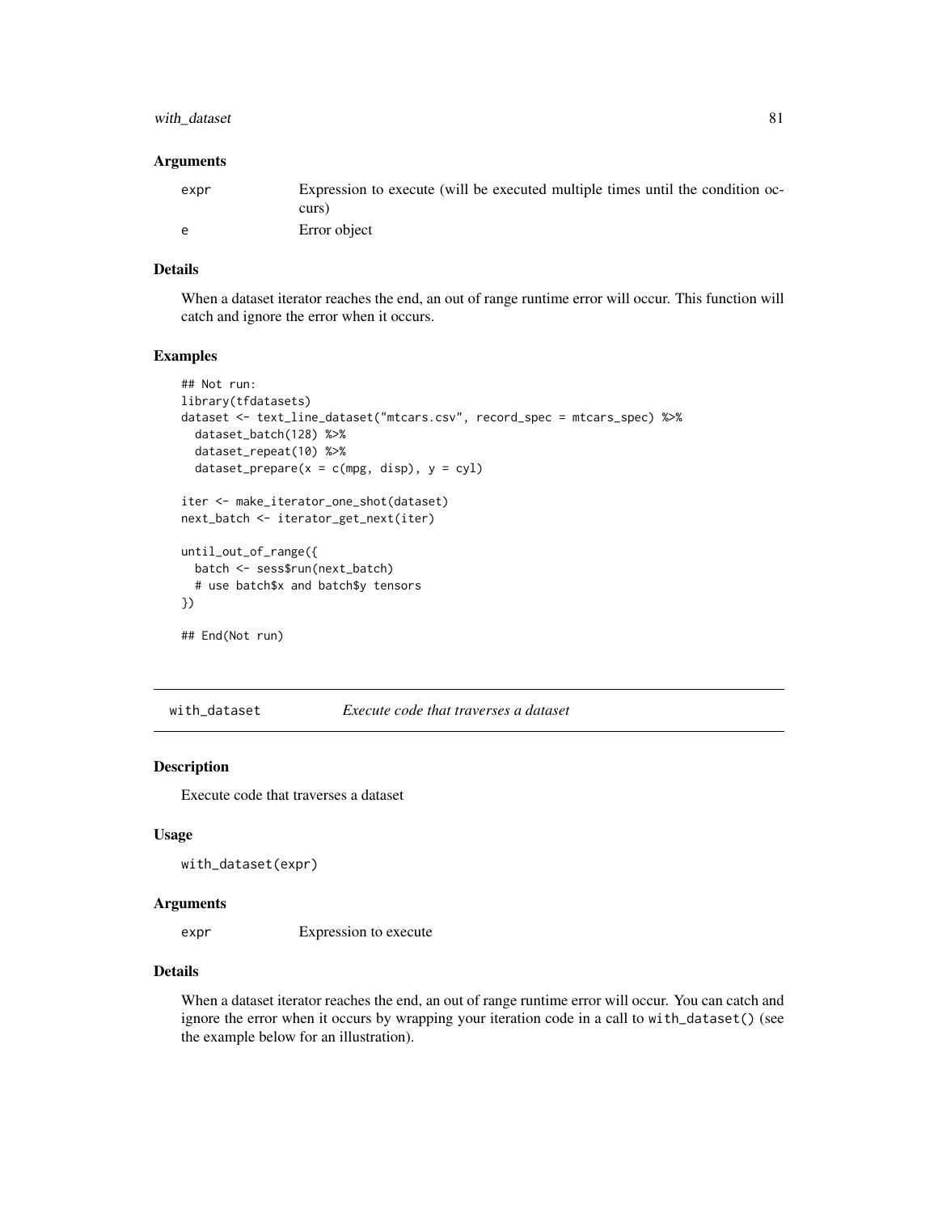### Arguments

| | |
|---|---|
| expr | Expression to execute (will be executed multiple times until the condition occurs) |
| e | Error object |

### Details

When a dataset iterator reaches the end, an out of range runtime error will occur. This function will catch and ignore the error when it occurs.

### Examples

```
## Not run:
library(tfdatasets)
dataset <- text_line_dataset("mtcars.csv", record_spec = mtcars_spec) %>%
  dataset_batch(128) %>%
  dataset_repeat(10) %>%
  dataset_prepare(x = c(mpg, disp), y = cyl)

iter <- make_iterator_one_shot(dataset)
next_batch <- iterator_get_next(iter)

until_out_of_range({
  batch <- sess$run(next_batch)
  # use batch$x and batch$y tensors
})

## End(Not run)
```

---

## with_dataset *Execute code that traverses a dataset*

### Description

Execute code that traverses a dataset

### Usage

```
with_dataset(expr)
```

### Arguments

| | |
|---|---|
| expr | Expression to execute |

### Details

When a dataset iterator reaches the end, an out of range runtime error will occur. You can catch and ignore the error when it occurs by wrapping your iteration code in a call to `with_dataset()` (see the example below for an illustration).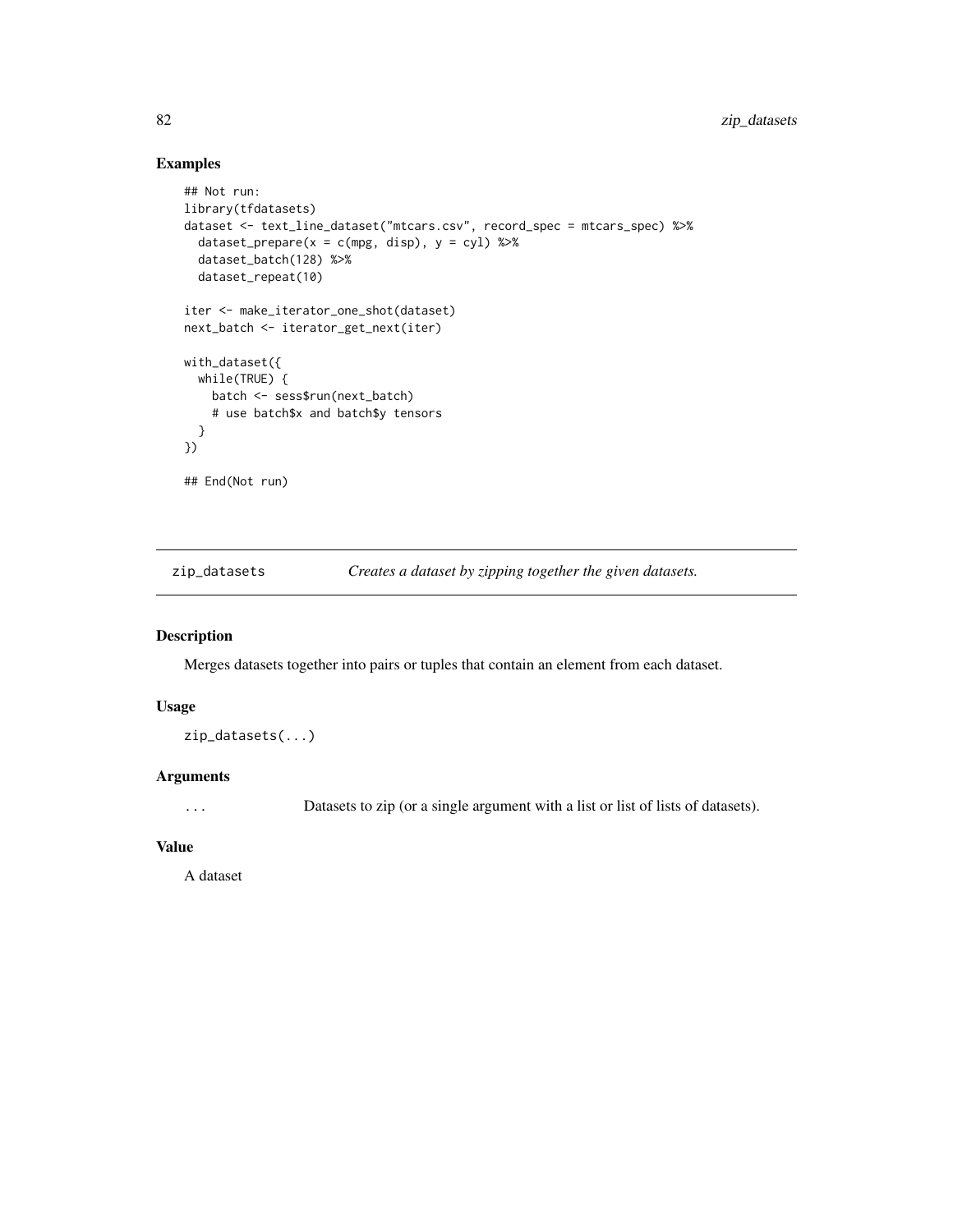## Examples

```
## Not run:
library(tfdatasets)
dataset <- text_line_dataset("mtcars.csv", record_spec = mtcars_spec) %>%
  dataset_prepare(x = c(mpg, disp), y = cyl) %>%
  dataset_batch(128) %>%
  dataset_repeat(10)

iter <- make_iterator_one_shot(dataset)
next_batch <- iterator_get_next(iter)

with_dataset({
  while(TRUE) {
    batch <- sess$run(next_batch)
    # use batch$x and batch$y tensors
  }
})

## End(Not run)
```

---

# zip_datasets — *Creates a dataset by zipping together the given datasets.*

## Description

Merges datasets together into pairs or tuples that contain an element from each dataset.

## Usage

```
zip_datasets(...)
```

## Arguments

| | |
|---|---|
| `...` | Datasets to zip (or a single argument with a list or list of lists of datasets). |

## Value

A dataset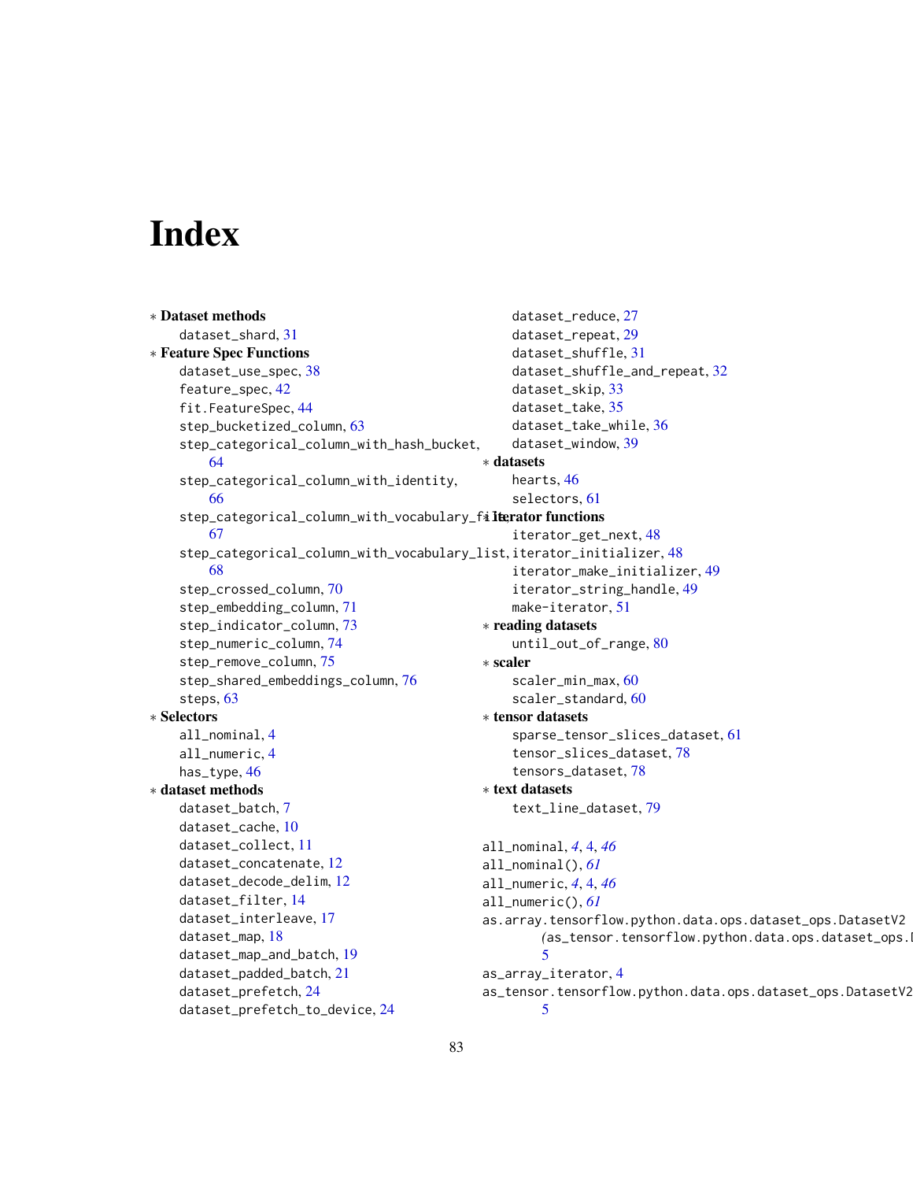# Index

∗ Dataset methods
- dataset_shard, 31

∗ Feature Spec Functions
- dataset_use_spec, 38
- feature_spec, 42
- fit.FeatureSpec, 44
- step_bucketized_column, 63
- step_categorical_column_with_hash_bucket, 64
- step_categorical_column_with_identity, 66
- step_categorical_column_with_vocabulary_file, 67
- step_categorical_column_with_vocabulary_list, 68
- step_crossed_column, 70
- step_embedding_column, 71
- step_indicator_column, 73
- step_numeric_column, 74
- step_remove_column, 75
- step_shared_embeddings_column, 76
- steps, 63

∗ Selectors
- all_nominal, 4
- all_numeric, 4
- has_type, 46

∗ dataset methods
- dataset_batch, 7
- dataset_cache, 10
- dataset_collect, 11
- dataset_concatenate, 12
- dataset_decode_delim, 12
- dataset_filter, 14
- dataset_interleave, 17
- dataset_map, 18
- dataset_map_and_batch, 19
- dataset_padded_batch, 21
- dataset_prefetch, 24
- dataset_prefetch_to_device, 24
- dataset_reduce, 27
- dataset_repeat, 29
- dataset_shuffle, 31
- dataset_shuffle_and_repeat, 32
- dataset_skip, 33
- dataset_take, 35
- dataset_take_while, 36
- dataset_window, 39

∗ datasets
- hearts, 46
- selectors, 61

∗ iterator functions
- iterator_get_next, 48
- iterator_initializer, 48
- iterator_make_initializer, 49
- iterator_string_handle, 49
- make-iterator, 51

∗ reading datasets
- until_out_of_range, 80

∗ scaler
- scaler_min_max, 60
- scaler_standard, 60

∗ tensor datasets
- sparse_tensor_slices_dataset, 61
- tensor_slices_dataset, 78
- tensors_dataset, 78

∗ text datasets
- text_line_dataset, 79

all_nominal, *4*, 4, *46*
all_nominal(), *61*
all_numeric, *4*, 4, *46*
all_numeric(), *61*
as.array.tensorflow.python.data.ops.dataset_ops.DatasetV2
    *(*as_tensor.tensorflow.python.data.ops.dataset_ops.I
    5
as_array_iterator, 4
as_tensor.tensorflow.python.data.ops.dataset_ops.DatasetV2
    5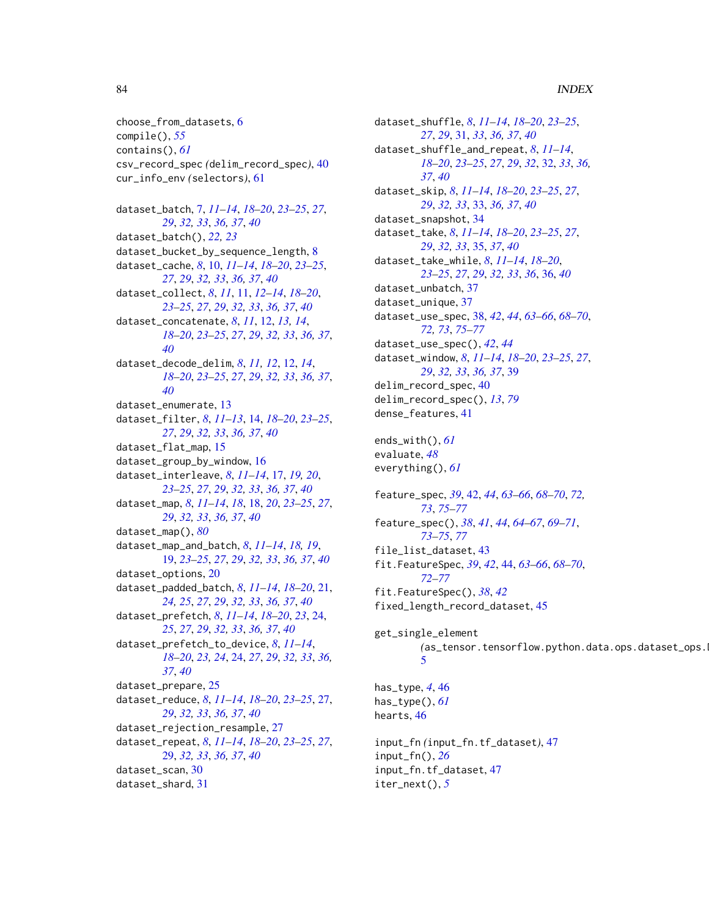choose_from_datasets, 6
compile(), *55*
contains(), *61*
csv_record_spec *(*delim_record_spec*)*, 40
cur_info_env *(*selectors*)*, 61

dataset_batch, 7, *11–14*, *18–20*, *23–25*, *27*, *29*, *32, 33*, *36, 37*, *40*
dataset_batch(), *22, 23*
dataset_bucket_by_sequence_length, 8
dataset_cache, *8*, 10, *11–14*, *18–20*, *23–25*, *27*, *29*, *32, 33*, *36, 37*, *40*
dataset_collect, *8*, *11*, 11, *12–14*, *18–20*, *23–25*, *27*, *29*, *32, 33*, *36, 37*, *40*
dataset_concatenate, *8*, *11*, 12, *13, 14*, *18–20*, *23–25*, *27*, *29*, *32, 33*, *36, 37*, *40*
dataset_decode_delim, *8*, *11, 12*, 12, *14*, *18–20*, *23–25*, *27*, *29*, *32, 33*, *36, 37*, *40*
dataset_enumerate, 13
dataset_filter, *8*, *11–13*, 14, *18–20*, *23–25*, *27*, *29*, *32, 33*, *36, 37*, *40*
dataset_flat_map, 15
dataset_group_by_window, 16
dataset_interleave, *8*, *11–14*, 17, *19, 20*, *23–25*, *27*, *29*, *32, 33*, *36, 37*, *40*
dataset_map, *8*, *11–14*, *18*, 18, *20*, *23–25*, *27*, *29*, *32, 33*, *36, 37*, *40*
dataset_map(), *80*
dataset_map_and_batch, *8*, *11–14*, *18, 19*, 19, *23–25*, *27*, *29*, *32, 33*, *36, 37*, *40*
dataset_options, 20
dataset_padded_batch, *8*, *11–14*, *18–20*, 21, *24, 25*, *27*, *29*, *32, 33*, *36, 37*, *40*
dataset_prefetch, *8*, *11–14*, *18–20*, *23*, 24, *25*, *27*, *29*, *32, 33*, *36, 37*, *40*
dataset_prefetch_to_device, *8*, *11–14*, *18–20*, *23, 24*, 24, *27*, *29*, *32, 33*, *36, 37*, *40*
dataset_prepare, 25
dataset_reduce, *8*, *11–14*, *18–20*, *23–25*, 27, *29*, *32, 33*, *36, 37*, *40*
dataset_rejection_resample, 27
dataset_repeat, *8*, *11–14*, *18–20*, *23–25*, *27*, *29*, *32, 33*, *36, 37*, *40*
dataset_scan, 30
dataset_shard, 31
dataset_shuffle, *8*, *11–14*, *18–20*, *23–25*, *27*, *29*, 31, *33*, *36, 37*, *40*
dataset_shuffle_and_repeat, *8*, *11–14*, *18–20*, *23–25*, *27*, *29*, *32*, 32, *33*, *36, 37*, *40*
dataset_skip, *8*, *11–14*, *18–20*, *23–25*, *27*, *29*, *32, 33*, 33, *36, 37*, *40*
dataset_snapshot, 34
dataset_take, *8*, *11–14*, *18–20*, *23–25*, *27*, *29*, *32, 33*, 35, *37*, *40*
dataset_take_while, *8*, *11–14*, *18–20*, *23–25*, *27*, *29*, *32, 33*, *36*, 36, *40*
dataset_unbatch, 37
dataset_unique, 37
dataset_use_spec, 38, *42*, *44*, *63–66*, *68–70*, *72, 73*, *75–77*
dataset_use_spec(), *42*, *44*
dataset_window, *8*, *11–14*, *18–20*, *23–25*, *27*, *29*, *32, 33*, *36, 37*, 39
delim_record_spec, 40
delim_record_spec(), *13*, *79*
dense_features, 41

ends_with(), *61*
evaluate, *48*
everything(), *61*

feature_spec, *39*, 42, *44*, *63–66*, *68–70*, *72, 73*, *75–77*
feature_spec(), *38*, *41*, *44*, *64–67*, *69–71*, *73–75*, *77*
file_list_dataset, 43
fit.FeatureSpec, *39*, *42*, 44, *63–66*, *68–70*, *72–77*
fit.FeatureSpec(), *38*, *42*
fixed_length_record_dataset, 45

get_single_element *(*as_tensor.tensorflow.python.data.ops.dataset_ops.I*)*, 5

has_type, *4*, 46
has_type(), *61*
hearts, 46

input_fn *(*input_fn.tf_dataset*)*, 47
input_fn(), *26*
input_fn.tf_dataset, 47
iter_next(), *5*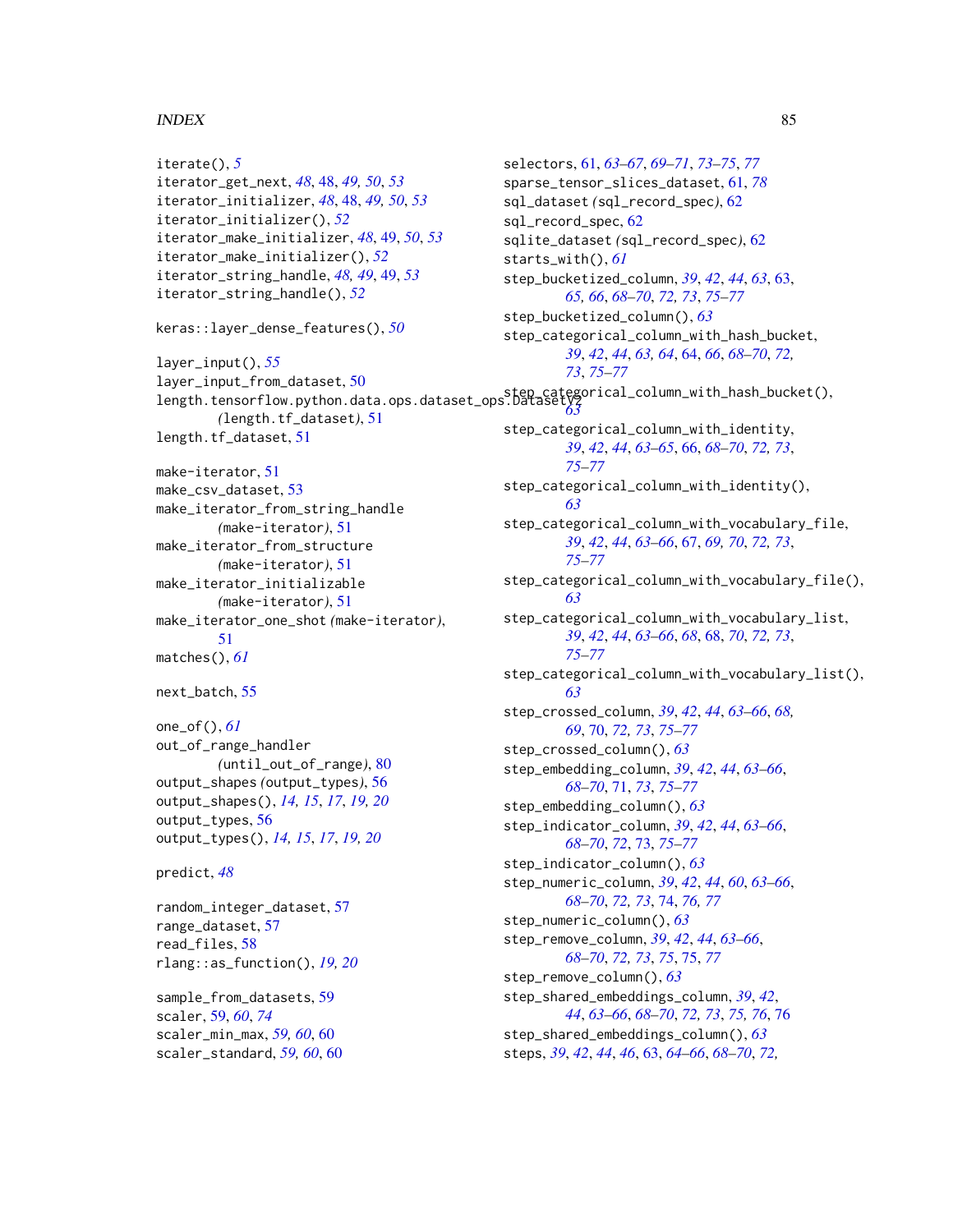iterate(), 5
iterator_get_next, 48, 48, 49, 50, 53
iterator_initializer, 48, 48, 49, 50, 53
iterator_initializer(), 52
iterator_make_initializer, 48, 49, 50, 53
iterator_make_initializer(), 52
iterator_string_handle, 48, 49, 49, 53
iterator_string_handle(), 52

keras::layer_dense_features(), 50

layer_input(), 55
layer_input_from_dataset, 50
length.tensorflow.python.data.ops.dataset_ops.DatasetV2 (length.tf_dataset), 51
length.tf_dataset, 51

make-iterator, 51
make_csv_dataset, 53
make_iterator_from_string_handle (make-iterator), 51
make_iterator_from_structure (make-iterator), 51
make_iterator_initializable (make-iterator), 51
make_iterator_one_shot (make-iterator), 51
matches(), 61

next_batch, 55

one_of(), 61
out_of_range_handler (until_out_of_range), 80
output_shapes (output_types), 56
output_shapes(), 14, 15, 17, 19, 20
output_types, 56
output_types(), 14, 15, 17, 19, 20

predict, 48

random_integer_dataset, 57
range_dataset, 57
read_files, 58
rlang::as_function(), 19, 20

sample_from_datasets, 59
scaler, 59, 60, 74
scaler_min_max, 59, 60, 60
scaler_standard, 59, 60, 60
selectors, 61, 63–67, 69–71, 73–75, 77
sparse_tensor_slices_dataset, 61, 78
sql_dataset (sql_record_spec), 62
sql_record_spec, 62
sqlite_dataset (sql_record_spec), 62
starts_with(), 61
step_bucketized_column, 39, 42, 44, 63, 63, 65, 66, 68–70, 72, 73, 75–77
step_bucketized_column(), 63
step_categorical_column_with_hash_bucket, 39, 42, 44, 63, 64, 64, 66, 68–70, 72, 73, 75–77
step_categorical_column_with_hash_bucket(), 63
step_categorical_column_with_identity, 39, 42, 44, 63–65, 66, 68–70, 72, 73, 75–77
step_categorical_column_with_identity(), 63
step_categorical_column_with_vocabulary_file, 39, 42, 44, 63–66, 67, 69, 70, 72, 73, 75–77
step_categorical_column_with_vocabulary_file(), 63
step_categorical_column_with_vocabulary_list, 39, 42, 44, 63–66, 68, 68, 70, 72, 73, 75–77
step_categorical_column_with_vocabulary_list(), 63
step_crossed_column, 39, 42, 44, 63–66, 68, 69, 70, 72, 73, 75–77
step_crossed_column(), 63
step_embedding_column, 39, 42, 44, 63–66, 68–70, 71, 73, 75–77
step_embedding_column(), 63
step_indicator_column, 39, 42, 44, 63–66, 68–70, 72, 73, 75–77
step_indicator_column(), 63
step_numeric_column, 39, 42, 44, 60, 63–66, 68–70, 72, 73, 74, 76, 77
step_numeric_column(), 63
step_remove_column, 39, 42, 44, 63–66, 68–70, 72, 73, 75, 75, 77
step_remove_column(), 63
step_shared_embeddings_column, 39, 42, 44, 63–66, 68–70, 72, 73, 75, 76, 76
step_shared_embeddings_column(), 63
steps, 39, 42, 44, 46, 63, 64–66, 68–70, 72,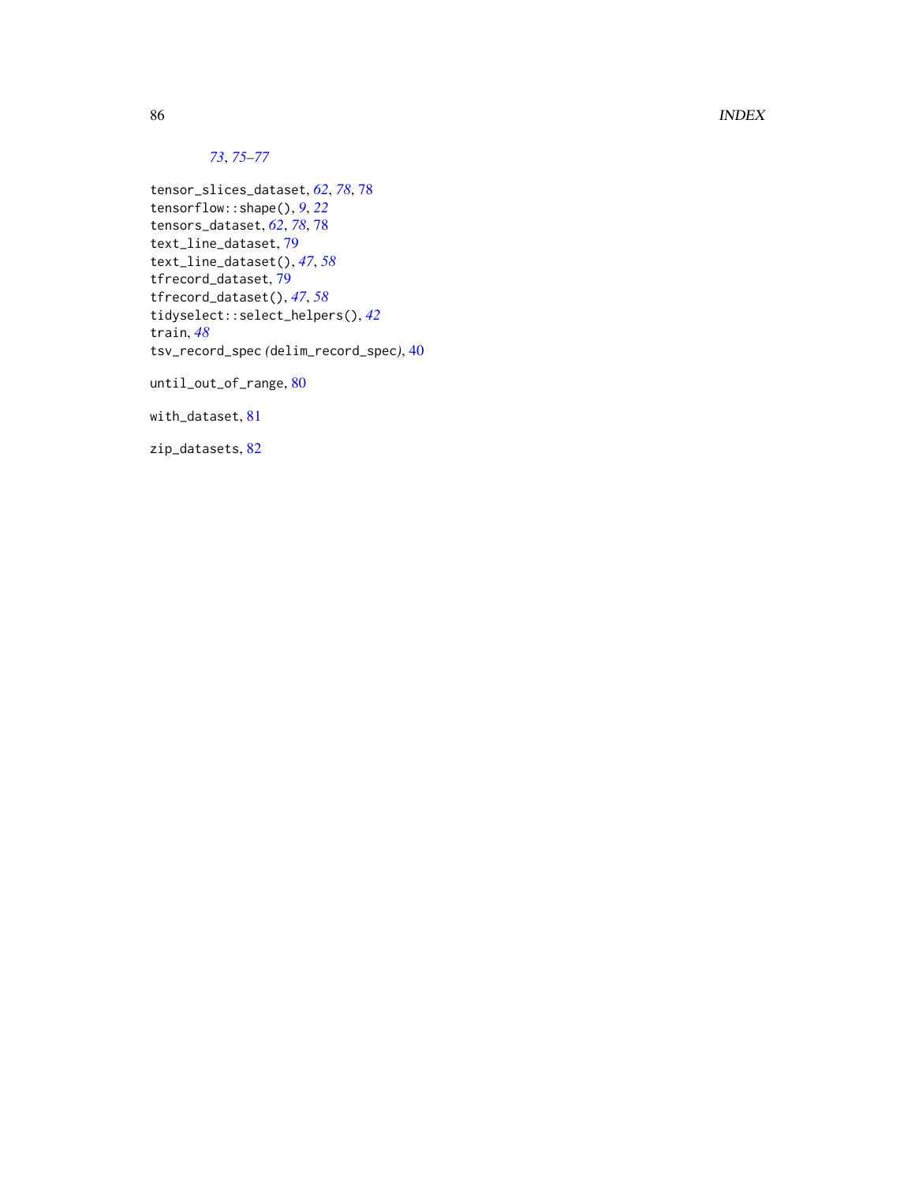*73*, *75–77*

tensor_slices_dataset, *62*, *78*, 78
tensorflow::shape(), *9*, *22*
tensors_dataset, *62*, *78*, 78
text_line_dataset, 79
text_line_dataset(), *47*, *58*
tfrecord_dataset, 79
tfrecord_dataset(), *47*, *58*
tidyselect::select_helpers(), *42*
train, *48*
tsv_record_spec *(*delim_record_spec*)*, 40

until_out_of_range, 80

with_dataset, 81

zip_datasets, 82